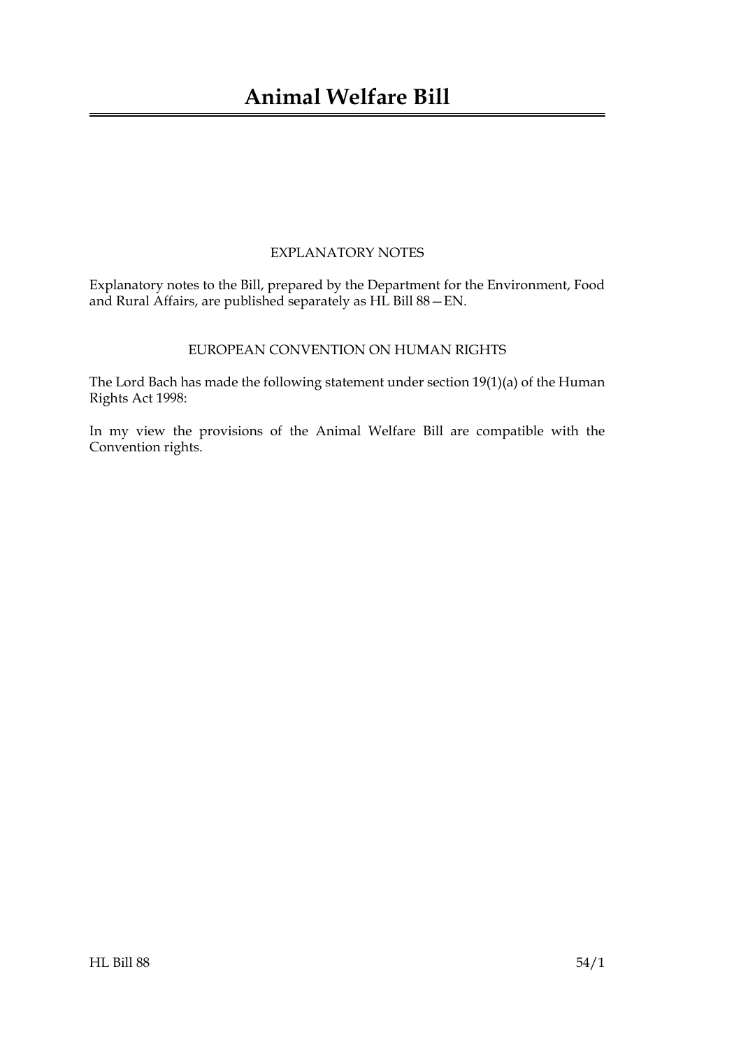# Animal Welfare Bill

## EXPLANATORY NOTES

Explanatory notes to the Bill, prepared by the Department for the Environment, Food and Rural Affairs, are published separately as HL Bill 88—EN.

## EUROPEAN CONVENTION ON HUMAN RIGHTS

The Lord Bach has made the following statement under section 19(1)(a) of the Human Rights Act 1998:

In my view the provisions of the Animal Welfare Bill are compatible with the Convention rights.

HL Bill 88 54/1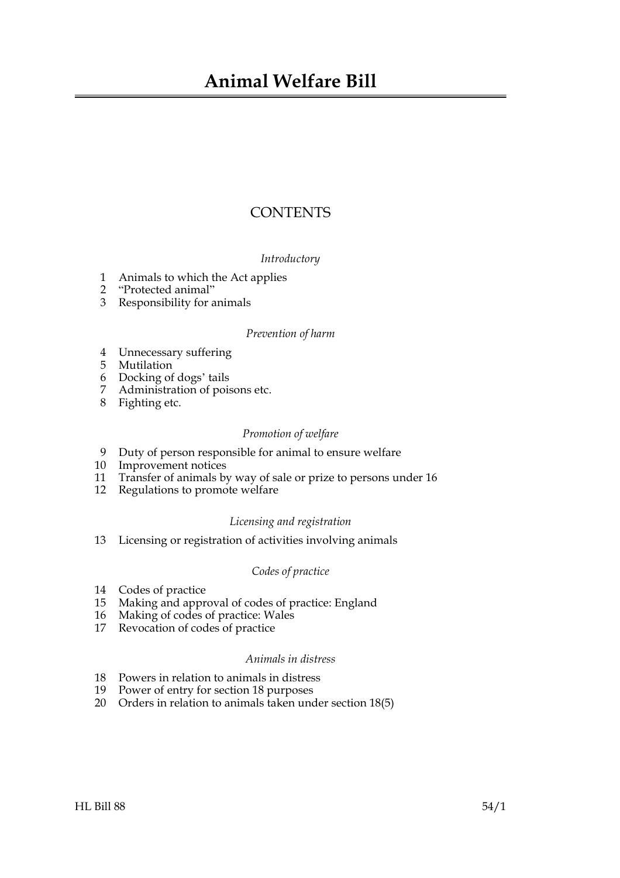# Animal Welfare Bill

## CONTENTS

*Introductory*

1 Animals to which the Act applies
2 "Protected animal"
3 Responsibility for animals

*Prevention of harm*

4 Unnecessary suffering
5 Mutilation
6 Docking of dogs' tails
7 Administration of poisons etc.
8 Fighting etc.

*Promotion of welfare*

9 Duty of person responsible for animal to ensure welfare
10 Improvement notices
11 Transfer of animals by way of sale or prize to persons under 16
12 Regulations to promote welfare

*Licensing and registration*

13 Licensing or registration of activities involving animals

*Codes of practice*

14 Codes of practice
15 Making and approval of codes of practice: England
16 Making of codes of practice: Wales
17 Revocation of codes of practice

*Animals in distress*

18 Powers in relation to animals in distress
19 Power of entry for section 18 purposes
20 Orders in relation to animals taken under section 18(5)

HL Bill 88 54/1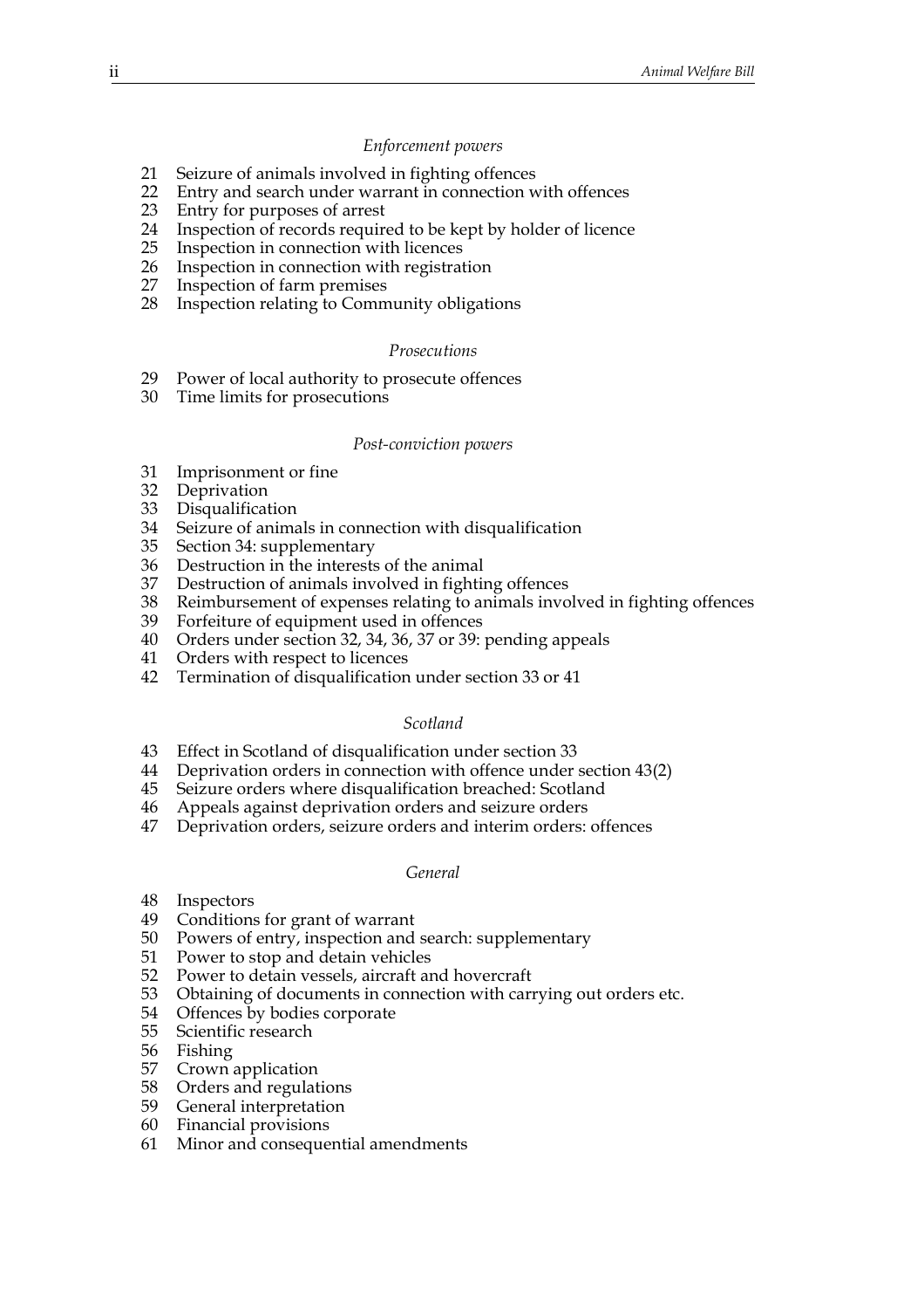### *Enforcement powers*

21 Seizure of animals involved in fighting offences
22 Entry and search under warrant in connection with offences
23 Entry for purposes of arrest
24 Inspection of records required to be kept by holder of licence
25 Inspection in connection with licences
26 Inspection in connection with registration
27 Inspection of farm premises
28 Inspection relating to Community obligations

### *Prosecutions*

29 Power of local authority to prosecute offences
30 Time limits for prosecutions

### *Post-conviction powers*

31 Imprisonment or fine
32 Deprivation
33 Disqualification
34 Seizure of animals in connection with disqualification
35 Section 34: supplementary
36 Destruction in the interests of the animal
37 Destruction of animals involved in fighting offences
38 Reimbursement of expenses relating to animals involved in fighting offences
39 Forfeiture of equipment used in offences
40 Orders under section 32, 34, 36, 37 or 39: pending appeals
41 Orders with respect to licences
42 Termination of disqualification under section 33 or 41

### *Scotland*

43 Effect in Scotland of disqualification under section 33
44 Deprivation orders in connection with offence under section 43(2)
45 Seizure orders where disqualification breached: Scotland
46 Appeals against deprivation orders and seizure orders
47 Deprivation orders, seizure orders and interim orders: offences

### *General*

48 Inspectors
49 Conditions for grant of warrant
50 Powers of entry, inspection and search: supplementary
51 Power to stop and detain vehicles
52 Power to detain vessels, aircraft and hovercraft
53 Obtaining of documents in connection with carrying out orders etc.
54 Offences by bodies corporate
55 Scientific research
56 Fishing
57 Crown application
58 Orders and regulations
59 General interpretation
60 Financial provisions
61 Minor and consequential amendments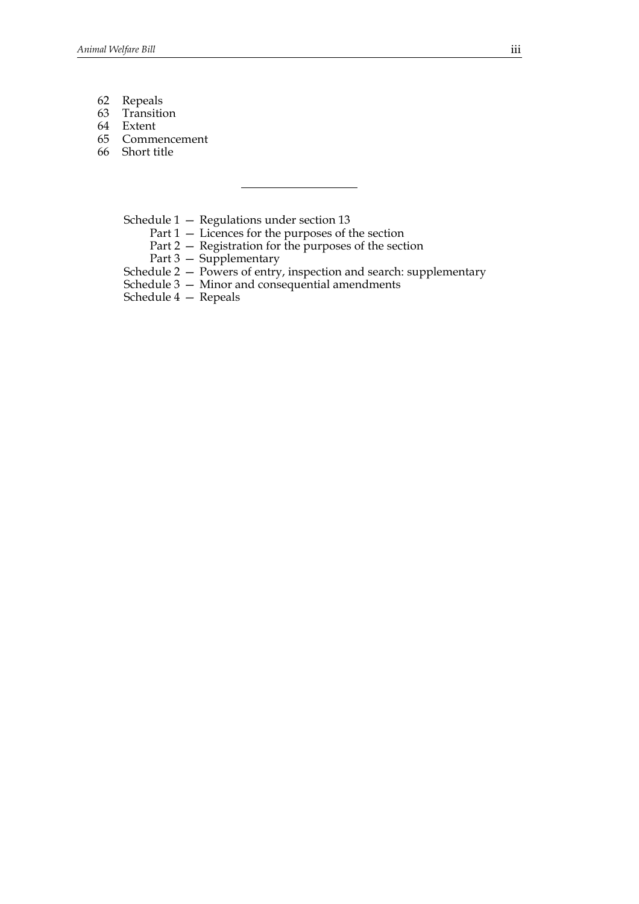62 Repeals
63 Transition
64 Extent
65 Commencement
66 Short title

---

Schedule 1 — Regulations under section 13
  Part 1 — Licences for the purposes of the section
  Part 2 — Registration for the purposes of the section
  Part 3 — Supplementary
Schedule 2 — Powers of entry, inspection and search: supplementary
Schedule 3 — Minor and consequential amendments
Schedule 4 — Repeals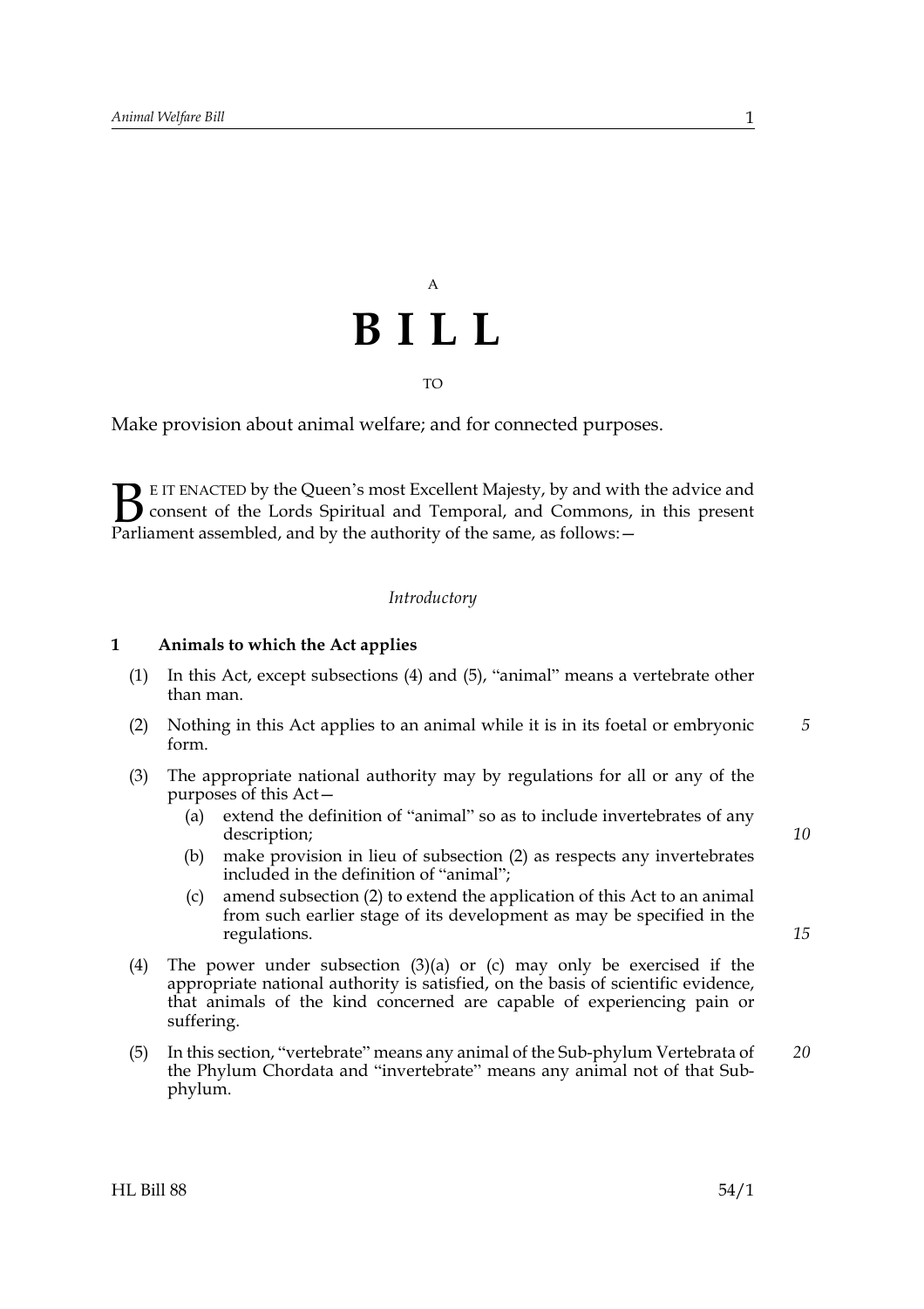A

# BILL

TO

Make provision about animal welfare; and for connected purposes.

BE IT ENACTED by the Queen's most Excellent Majesty, by and with the advice and consent of the Lords Spiritual and Temporal, and Commons, in this present Parliament assembled, and by the authority of the same, as follows:—

*Introductory*

## 1 Animals to which the Act applies

(1) In this Act, except subsections (4) and (5), "animal" means a vertebrate other than man.

(2) Nothing in this Act applies to an animal while it is in its foetal or embryonic form.

(3) The appropriate national authority may by regulations for all or any of the purposes of this Act—

- (a) extend the definition of "animal" so as to include invertebrates of any description;
- (b) make provision in lieu of subsection (2) as respects any invertebrates included in the definition of "animal";
- (c) amend subsection (2) to extend the application of this Act to an animal from such earlier stage of its development as may be specified in the regulations.

(4) The power under subsection (3)(a) or (c) may only be exercised if the appropriate national authority is satisfied, on the basis of scientific evidence, that animals of the kind concerned are capable of experiencing pain or suffering.

(5) In this section, "vertebrate" means any animal of the Sub-phylum Vertebrata of the Phylum Chordata and "invertebrate" means any animal not of that Sub-phylum.

HL Bill 88 54/1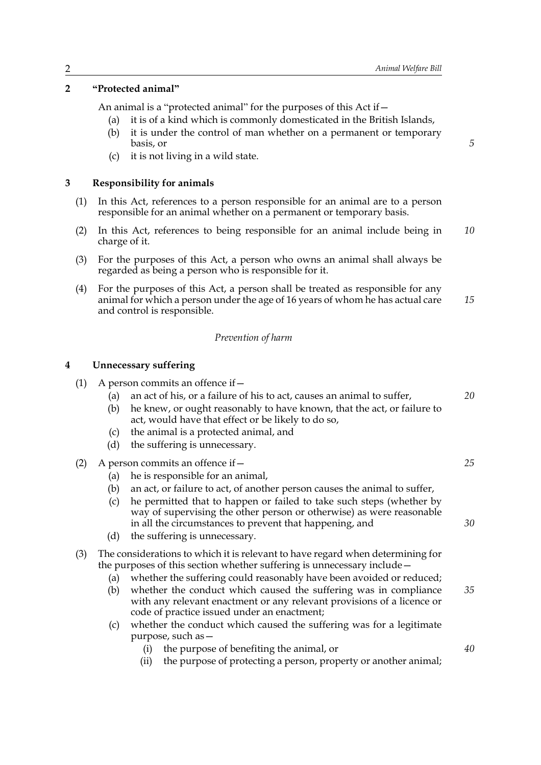## 2 "Protected animal"

An animal is a "protected animal" for the purposes of this Act if—

(a) it is of a kind which is commonly domesticated in the British Islands,

(b) it is under the control of man whether on a permanent or temporary basis, or

(c) it is not living in a wild state.

## 3 Responsibility for animals

(1) In this Act, references to a person responsible for an animal are to a person responsible for an animal whether on a permanent or temporary basis.

(2) In this Act, references to being responsible for an animal include being in charge of it.

(3) For the purposes of this Act, a person who owns an animal shall always be regarded as being a person who is responsible for it.

(4) For the purposes of this Act, a person shall be treated as responsible for any animal for which a person under the age of 16 years of whom he has actual care and control is responsible.

*Prevention of harm*

## 4 Unnecessary suffering

(1) A person commits an offence if—

(a) an act of his, or a failure of his to act, causes an animal to suffer,

(b) he knew, or ought reasonably to have known, that the act, or failure to act, would have that effect or be likely to do so,

(c) the animal is a protected animal, and

(d) the suffering is unnecessary.

(2) A person commits an offence if—

(a) he is responsible for an animal,

(b) an act, or failure to act, of another person causes the animal to suffer,

(c) he permitted that to happen or failed to take such steps (whether by way of supervising the other person or otherwise) as were reasonable in all the circumstances to prevent that happening, and

(d) the suffering is unnecessary.

(3) The considerations to which it is relevant to have regard when determining for the purposes of this section whether suffering is unnecessary include—

(a) whether the suffering could reasonably have been avoided or reduced;

(b) whether the conduct which caused the suffering was in compliance with any relevant enactment or any relevant provisions of a licence or code of practice issued under an enactment;

(c) whether the conduct which caused the suffering was for a legitimate purpose, such as—

(i) the purpose of benefiting the animal, or

(ii) the purpose of protecting a person, property or another animal;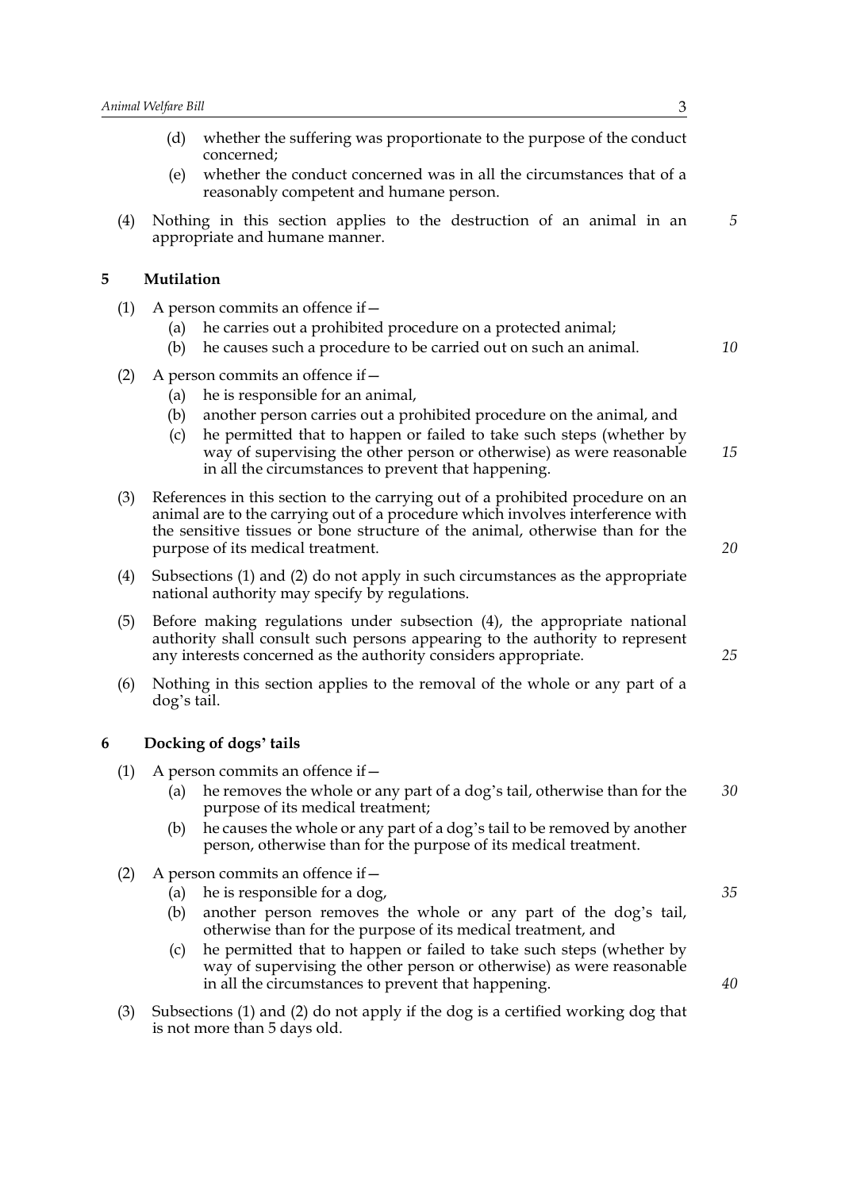(d) whether the suffering was proportionate to the purpose of the conduct concerned;

(e) whether the conduct concerned was in all the circumstances that of a reasonably competent and humane person.

(4) Nothing in this section applies to the destruction of an animal in an appropriate and humane manner.

## 5 Mutilation

(1) A person commits an offence if—

(a) he carries out a prohibited procedure on a protected animal;

(b) he causes such a procedure to be carried out on such an animal.

(2) A person commits an offence if—

(a) he is responsible for an animal,

(b) another person carries out a prohibited procedure on the animal, and

(c) he permitted that to happen or failed to take such steps (whether by way of supervising the other person or otherwise) as were reasonable in all the circumstances to prevent that happening.

(3) References in this section to the carrying out of a prohibited procedure on an animal are to the carrying out of a procedure which involves interference with the sensitive tissues or bone structure of the animal, otherwise than for the purpose of its medical treatment.

(4) Subsections (1) and (2) do not apply in such circumstances as the appropriate national authority may specify by regulations.

(5) Before making regulations under subsection (4), the appropriate national authority shall consult such persons appearing to the authority to represent any interests concerned as the authority considers appropriate.

(6) Nothing in this section applies to the removal of the whole or any part of a dog's tail.

## 6 Docking of dogs' tails

(1) A person commits an offence if—

(a) he removes the whole or any part of a dog's tail, otherwise than for the purpose of its medical treatment;

(b) he causes the whole or any part of a dog's tail to be removed by another person, otherwise than for the purpose of its medical treatment.

(2) A person commits an offence if—

(a) he is responsible for a dog,

(b) another person removes the whole or any part of the dog's tail, otherwise than for the purpose of its medical treatment, and

(c) he permitted that to happen or failed to take such steps (whether by way of supervising the other person or otherwise) as were reasonable in all the circumstances to prevent that happening.

(3) Subsections (1) and (2) do not apply if the dog is a certified working dog that is not more than 5 days old.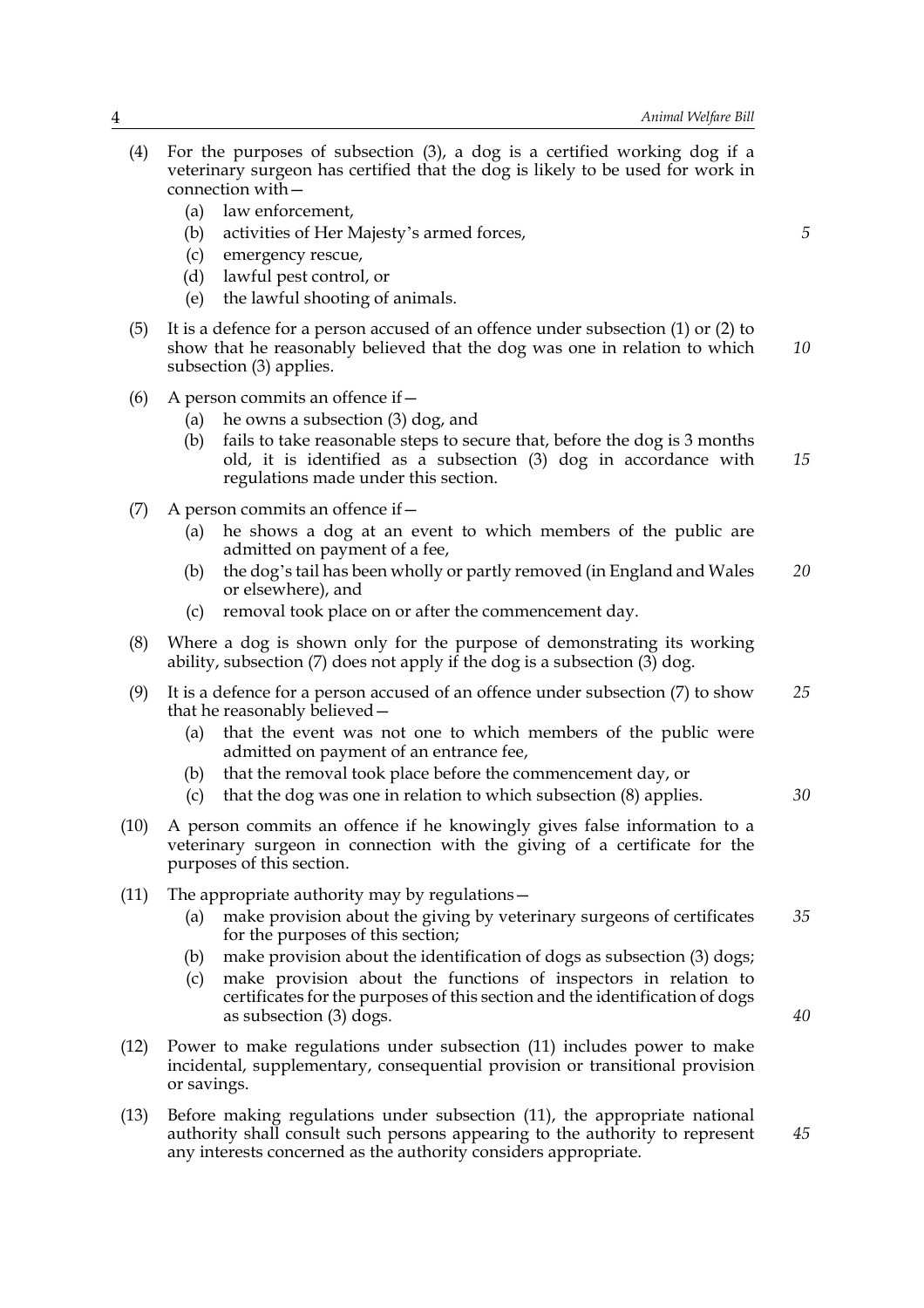(4) For the purposes of subsection (3), a dog is a certified working dog if a veterinary surgeon has certified that the dog is likely to be used for work in connection with—

  (a) law enforcement,

  (b) activities of Her Majesty's armed forces,

  (c) emergency rescue,

  (d) lawful pest control, or

  (e) the lawful shooting of animals.

(5) It is a defence for a person accused of an offence under subsection (1) or (2) to show that he reasonably believed that the dog was one in relation to which subsection (3) applies.

(6) A person commits an offence if—

  (a) he owns a subsection (3) dog, and

  (b) fails to take reasonable steps to secure that, before the dog is 3 months old, it is identified as a subsection (3) dog in accordance with regulations made under this section.

(7) A person commits an offence if—

  (a) he shows a dog at an event to which members of the public are admitted on payment of a fee,

  (b) the dog's tail has been wholly or partly removed (in England and Wales or elsewhere), and

  (c) removal took place on or after the commencement day.

(8) Where a dog is shown only for the purpose of demonstrating its working ability, subsection (7) does not apply if the dog is a subsection (3) dog.

(9) It is a defence for a person accused of an offence under subsection (7) to show that he reasonably believed—

  (a) that the event was not one to which members of the public were admitted on payment of an entrance fee,

  (b) that the removal took place before the commencement day, or

  (c) that the dog was one in relation to which subsection (8) applies.

(10) A person commits an offence if he knowingly gives false information to a veterinary surgeon in connection with the giving of a certificate for the purposes of this section.

(11) The appropriate authority may by regulations—

  (a) make provision about the giving by veterinary surgeons of certificates for the purposes of this section;

  (b) make provision about the identification of dogs as subsection (3) dogs;

  (c) make provision about the functions of inspectors in relation to certificates for the purposes of this section and the identification of dogs as subsection (3) dogs.

(12) Power to make regulations under subsection (11) includes power to make incidental, supplementary, consequential provision or transitional provision or savings.

(13) Before making regulations under subsection (11), the appropriate national authority shall consult such persons appearing to the authority to represent any interests concerned as the authority considers appropriate.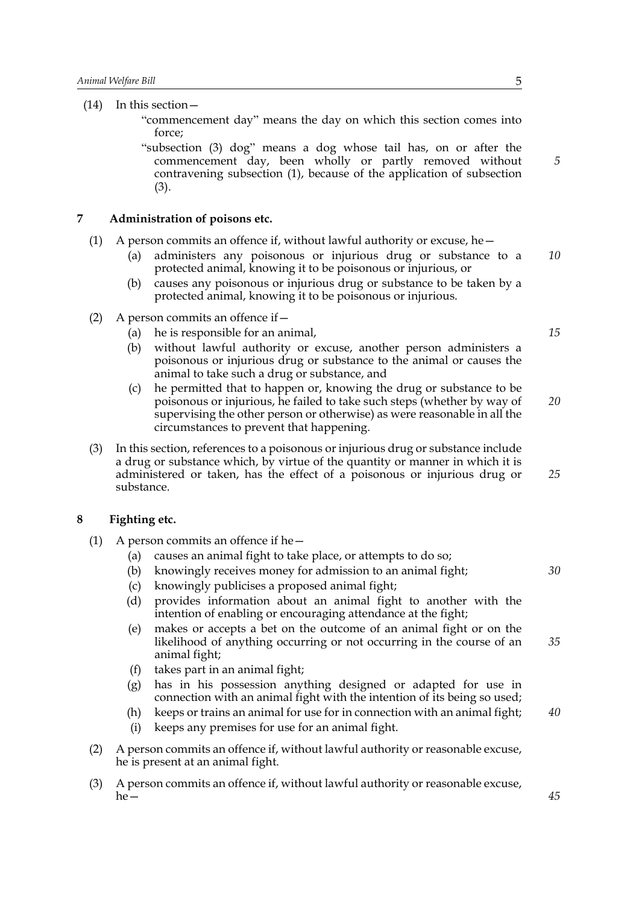(14) In this section—

"commencement day" means the day on which this section comes into force;

"subsection (3) dog" means a dog whose tail has, on or after the commencement day, been wholly or partly removed without contravening subsection (1), because of the application of subsection (3).

## 7 Administration of poisons etc.

(1) A person commits an offence if, without lawful authority or excuse, he—

(a) administers any poisonous or injurious drug or substance to a protected animal, knowing it to be poisonous or injurious, or

(b) causes any poisonous or injurious drug or substance to be taken by a protected animal, knowing it to be poisonous or injurious.

(2) A person commits an offence if—

(a) he is responsible for an animal,

(b) without lawful authority or excuse, another person administers a poisonous or injurious drug or substance to the animal or causes the animal to take such a drug or substance, and

(c) he permitted that to happen or, knowing the drug or substance to be poisonous or injurious, he failed to take such steps (whether by way of supervising the other person or otherwise) as were reasonable in all the circumstances to prevent that happening.

(3) In this section, references to a poisonous or injurious drug or substance include a drug or substance which, by virtue of the quantity or manner in which it is administered or taken, has the effect of a poisonous or injurious drug or substance.

## 8 Fighting etc.

(1) A person commits an offence if he—

(a) causes an animal fight to take place, or attempts to do so;

(b) knowingly receives money for admission to an animal fight;

(c) knowingly publicises a proposed animal fight;

(d) provides information about an animal fight to another with the intention of enabling or encouraging attendance at the fight;

(e) makes or accepts a bet on the outcome of an animal fight or on the likelihood of anything occurring or not occurring in the course of an animal fight;

(f) takes part in an animal fight;

(g) has in his possession anything designed or adapted for use in connection with an animal fight with the intention of its being so used;

(h) keeps or trains an animal for use for in connection with an animal fight;

(i) keeps any premises for use for an animal fight.

(2) A person commits an offence if, without lawful authority or reasonable excuse, he is present at an animal fight.

(3) A person commits an offence if, without lawful authority or reasonable excuse, he—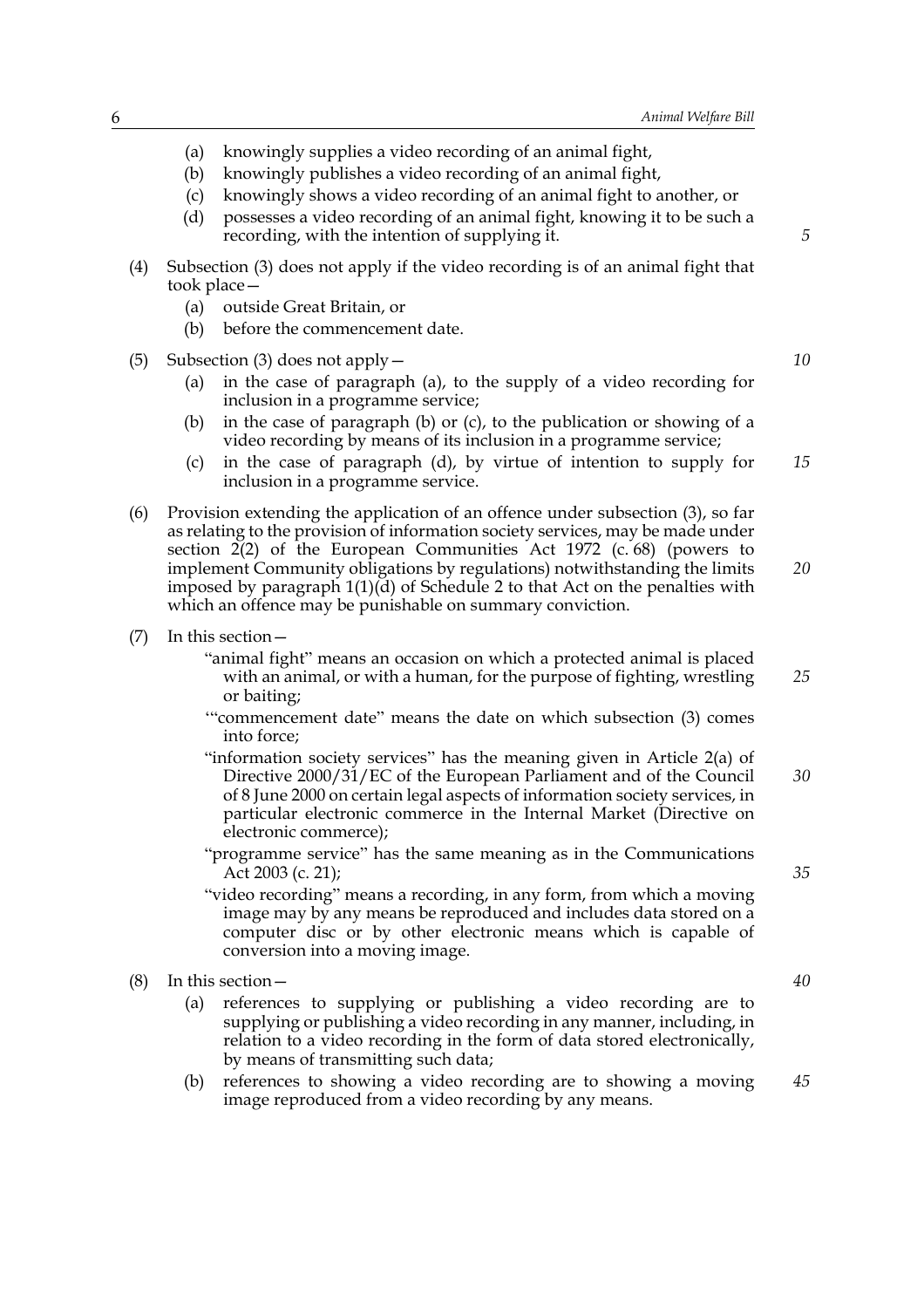(a) knowingly supplies a video recording of an animal fight,

(b) knowingly publishes a video recording of an animal fight,

(c) knowingly shows a video recording of an animal fight to another, or

(d) possesses a video recording of an animal fight, knowing it to be such a recording, with the intention of supplying it.

(4) Subsection (3) does not apply if the video recording is of an animal fight that took place—

(a) outside Great Britain, or

(b) before the commencement date.

(5) Subsection (3) does not apply—

(a) in the case of paragraph (a), to the supply of a video recording for inclusion in a programme service;

(b) in the case of paragraph (b) or (c), to the publication or showing of a video recording by means of its inclusion in a programme service;

(c) in the case of paragraph (d), by virtue of intention to supply for inclusion in a programme service.

(6) Provision extending the application of an offence under subsection (3), so far as relating to the provision of information society services, may be made under section 2(2) of the European Communities Act 1972 (c. 68) (powers to implement Community obligations by regulations) notwithstanding the limits imposed by paragraph 1(1)(d) of Schedule 2 to that Act on the penalties with which an offence may be punishable on summary conviction.

(7) In this section—

"animal fight" means an occasion on which a protected animal is placed with an animal, or with a human, for the purpose of fighting, wrestling or baiting;

'"commencement date" means the date on which subsection (3) comes into force;

"information society services" has the meaning given in Article 2(a) of Directive 2000/31/EC of the European Parliament and of the Council of 8 June 2000 on certain legal aspects of information society services, in particular electronic commerce in the Internal Market (Directive on electronic commerce);

"programme service" has the same meaning as in the Communications Act 2003 (c. 21);

"video recording" means a recording, in any form, from which a moving image may by any means be reproduced and includes data stored on a computer disc or by other electronic means which is capable of conversion into a moving image.

(8) In this section—

(a) references to supplying or publishing a video recording are to supplying or publishing a video recording in any manner, including, in relation to a video recording in the form of data stored electronically, by means of transmitting such data;

(b) references to showing a video recording are to showing a moving image reproduced from a video recording by any means.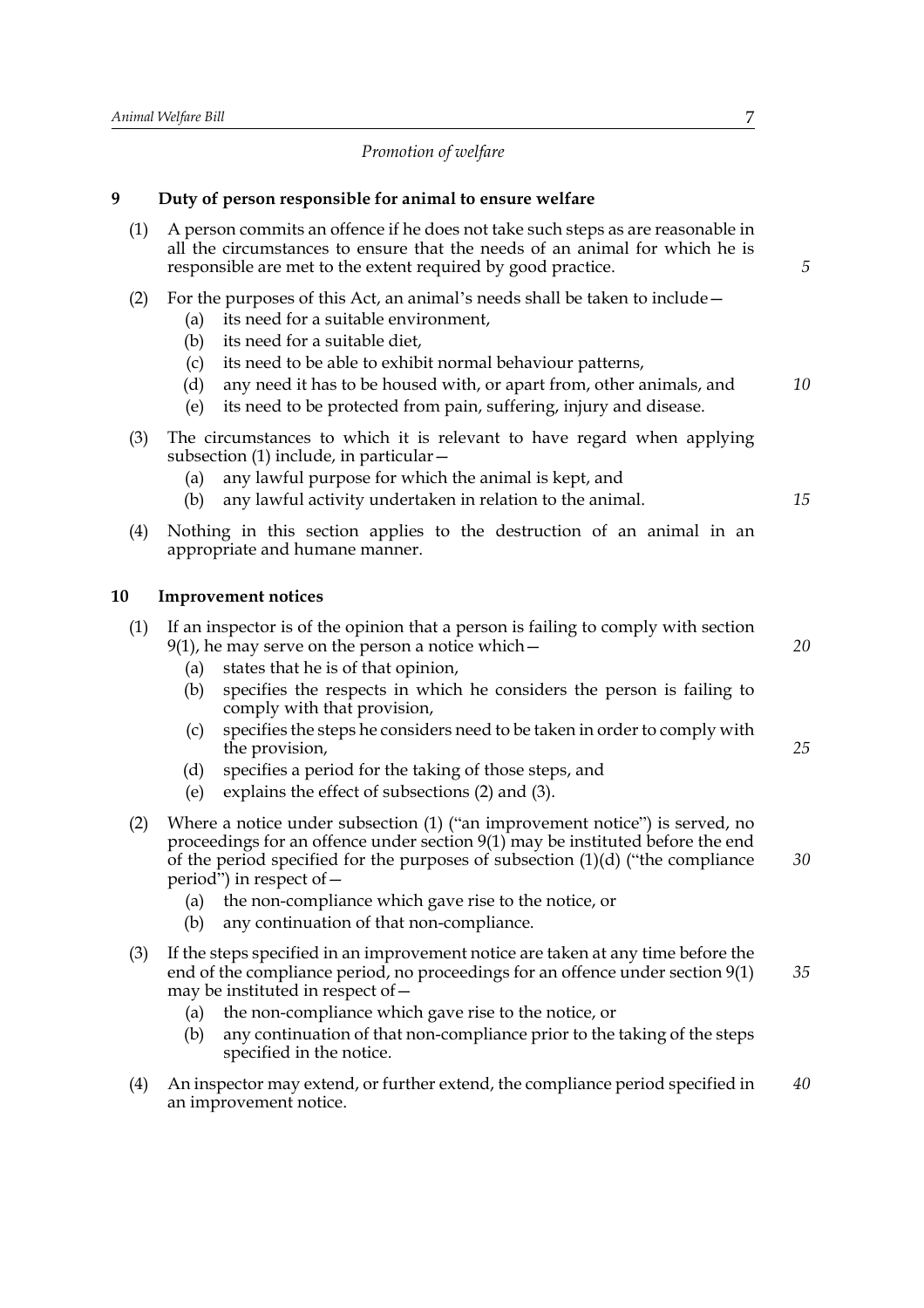*Promotion of welfare*

**9 Duty of person responsible for animal to ensure welfare**

(1) A person commits an offence if he does not take such steps as are reasonable in all the circumstances to ensure that the needs of an animal for which he is responsible are met to the extent required by good practice.

(2) For the purposes of this Act, an animal's needs shall be taken to include—

- (a) its need for a suitable environment,
- (b) its need for a suitable diet,
- (c) its need to be able to exhibit normal behaviour patterns,
- (d) any need it has to be housed with, or apart from, other animals, and
- (e) its need to be protected from pain, suffering, injury and disease.

(3) The circumstances to which it is relevant to have regard when applying subsection (1) include, in particular—

- (a) any lawful purpose for which the animal is kept, and
- (b) any lawful activity undertaken in relation to the animal.

(4) Nothing in this section applies to the destruction of an animal in an appropriate and humane manner.

**10 Improvement notices**

(1) If an inspector is of the opinion that a person is failing to comply with section 9(1), he may serve on the person a notice which—

- (a) states that he is of that opinion,
- (b) specifies the respects in which he considers the person is failing to comply with that provision,
- (c) specifies the steps he considers need to be taken in order to comply with the provision,
- (d) specifies a period for the taking of those steps, and
- (e) explains the effect of subsections (2) and (3).

(2) Where a notice under subsection (1) ("an improvement notice") is served, no proceedings for an offence under section 9(1) may be instituted before the end of the period specified for the purposes of subsection (1)(d) ("the compliance period") in respect of—

- (a) the non-compliance which gave rise to the notice, or
- (b) any continuation of that non-compliance.

(3) If the steps specified in an improvement notice are taken at any time before the end of the compliance period, no proceedings for an offence under section 9(1) may be instituted in respect of—

- (a) the non-compliance which gave rise to the notice, or
- (b) any continuation of that non-compliance prior to the taking of the steps specified in the notice.

(4) An inspector may extend, or further extend, the compliance period specified in an improvement notice.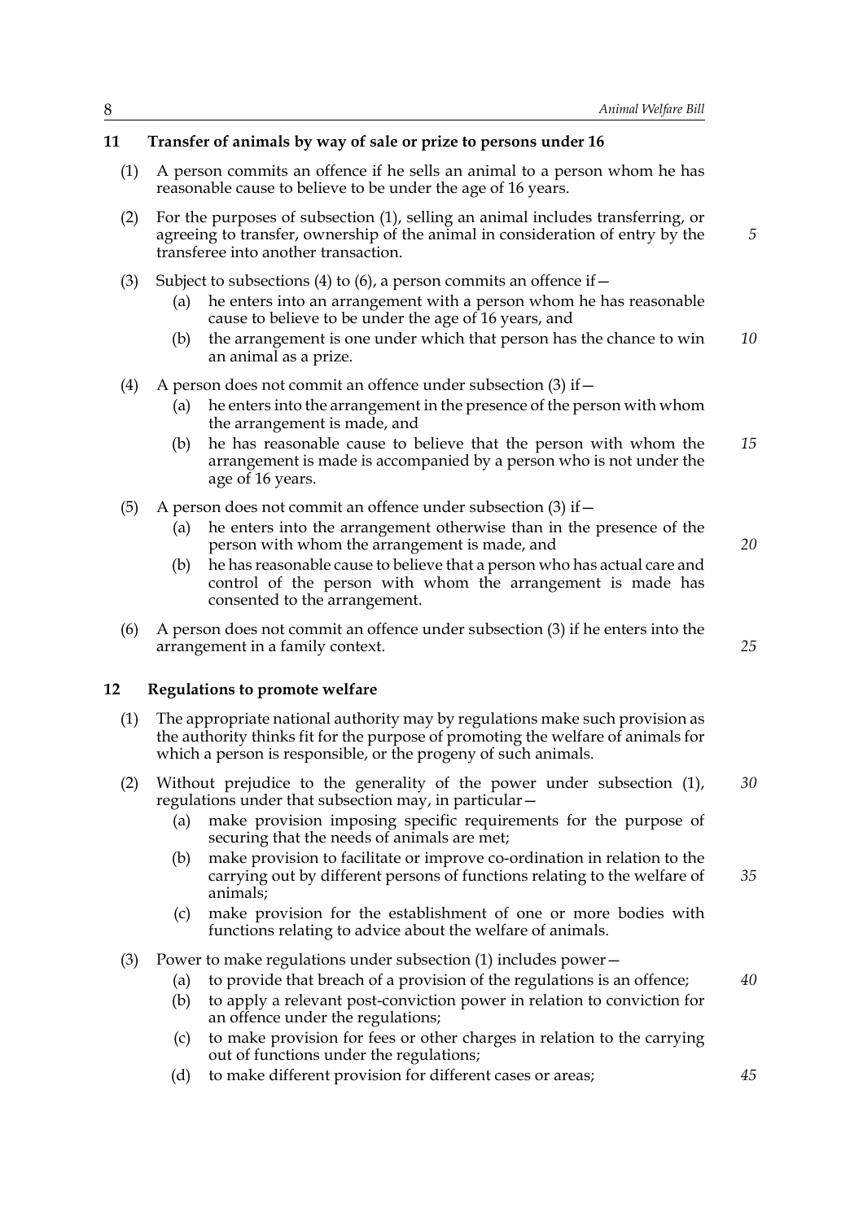## 11 Transfer of animals by way of sale or prize to persons under 16

(1) A person commits an offence if he sells an animal to a person whom he has reasonable cause to believe to be under the age of 16 years.

(2) For the purposes of subsection (1), selling an animal includes transferring, or agreeing to transfer, ownership of the animal in consideration of entry by the transferee into another transaction.

(3) Subject to subsections (4) to (6), a person commits an offence if—

- (a) he enters into an arrangement with a person whom he has reasonable cause to believe to be under the age of 16 years, and
- (b) the arrangement is one under which that person has the chance to win an animal as a prize.

(4) A person does not commit an offence under subsection (3) if—

- (a) he enters into the arrangement in the presence of the person with whom the arrangement is made, and
- (b) he has reasonable cause to believe that the person with whom the arrangement is made is accompanied by a person who is not under the age of 16 years.

(5) A person does not commit an offence under subsection (3) if—

- (a) he enters into the arrangement otherwise than in the presence of the person with whom the arrangement is made, and
- (b) he has reasonable cause to believe that a person who has actual care and control of the person with whom the arrangement is made has consented to the arrangement.

(6) A person does not commit an offence under subsection (3) if he enters into the arrangement in a family context.

## 12 Regulations to promote welfare

(1) The appropriate national authority may by regulations make such provision as the authority thinks fit for the purpose of promoting the welfare of animals for which a person is responsible, or the progeny of such animals.

(2) Without prejudice to the generality of the power under subsection (1), regulations under that subsection may, in particular—

- (a) make provision imposing specific requirements for the purpose of securing that the needs of animals are met;
- (b) make provision to facilitate or improve co-ordination in relation to the carrying out by different persons of functions relating to the welfare of animals;
- (c) make provision for the establishment of one or more bodies with functions relating to advice about the welfare of animals.

(3) Power to make regulations under subsection (1) includes power—

- (a) to provide that breach of a provision of the regulations is an offence;
- (b) to apply a relevant post-conviction power in relation to conviction for an offence under the regulations;
- (c) to make provision for fees or other charges in relation to the carrying out of functions under the regulations;
- (d) to make different provision for different cases or areas;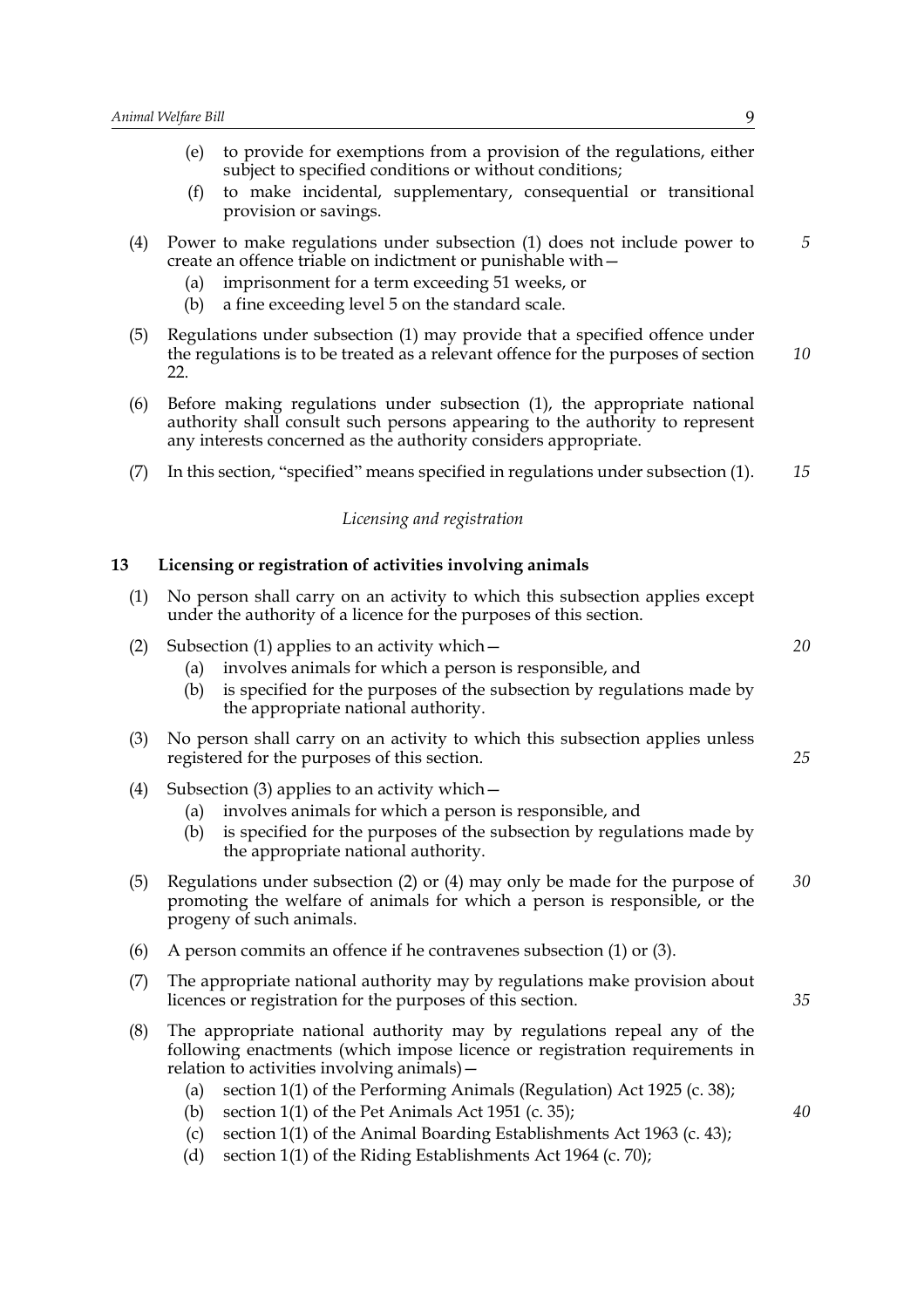(e) to provide for exemptions from a provision of the regulations, either subject to specified conditions or without conditions;

(f) to make incidental, supplementary, consequential or transitional provision or savings.

(4) Power to make regulations under subsection (1) does not include power to create an offence triable on indictment or punishable with—

(a) imprisonment for a term exceeding 51 weeks, or

(b) a fine exceeding level 5 on the standard scale.

(5) Regulations under subsection (1) may provide that a specified offence under the regulations is to be treated as a relevant offence for the purposes of section 22.

(6) Before making regulations under subsection (1), the appropriate national authority shall consult such persons appearing to the authority to represent any interests concerned as the authority considers appropriate.

(7) In this section, "specified" means specified in regulations under subsection (1).

*Licensing and registration*

**13 Licensing or registration of activities involving animals**

(1) No person shall carry on an activity to which this subsection applies except under the authority of a licence for the purposes of this section.

(2) Subsection (1) applies to an activity which—

(a) involves animals for which a person is responsible, and

(b) is specified for the purposes of the subsection by regulations made by the appropriate national authority.

(3) No person shall carry on an activity to which this subsection applies unless registered for the purposes of this section.

(4) Subsection (3) applies to an activity which—

(a) involves animals for which a person is responsible, and

(b) is specified for the purposes of the subsection by regulations made by the appropriate national authority.

(5) Regulations under subsection (2) or (4) may only be made for the purpose of promoting the welfare of animals for which a person is responsible, or the progeny of such animals.

(6) A person commits an offence if he contravenes subsection (1) or (3).

(7) The appropriate national authority may by regulations make provision about licences or registration for the purposes of this section.

(8) The appropriate national authority may by regulations repeal any of the following enactments (which impose licence or registration requirements in relation to activities involving animals)—

(a) section 1(1) of the Performing Animals (Regulation) Act 1925 (c. 38);

(b) section 1(1) of the Pet Animals Act 1951 (c. 35);

(c) section 1(1) of the Animal Boarding Establishments Act 1963 (c. 43);

(d) section 1(1) of the Riding Establishments Act 1964 (c. 70);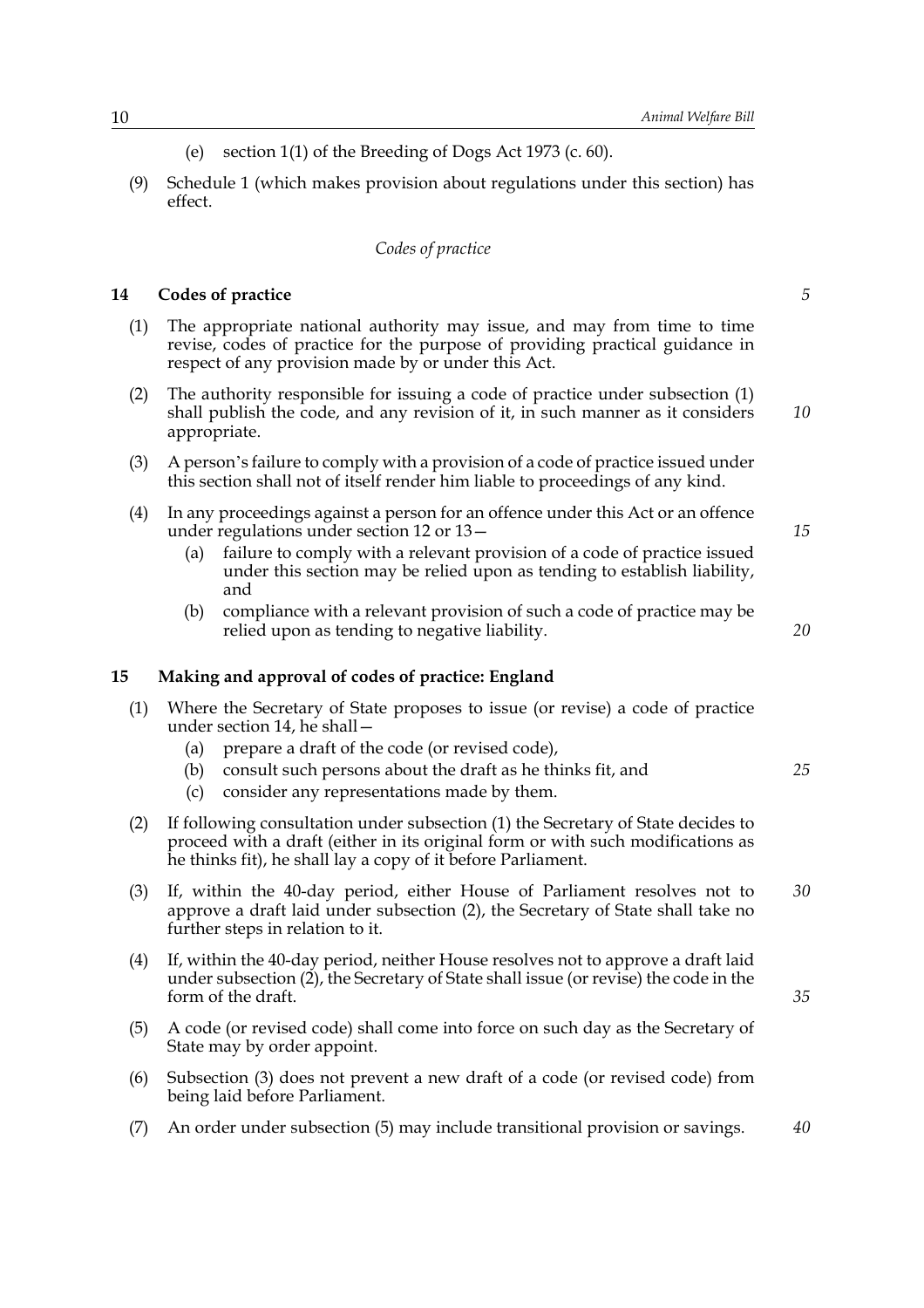(e) section 1(1) of the Breeding of Dogs Act 1973 (c. 60).

(9) Schedule 1 (which makes provision about regulations under this section) has effect.

*Codes of practice*

### 14 Codes of practice

(1) The appropriate national authority may issue, and may from time to time revise, codes of practice for the purpose of providing practical guidance in respect of any provision made by or under this Act.

(2) The authority responsible for issuing a code of practice under subsection (1) shall publish the code, and any revision of it, in such manner as it considers appropriate.

(3) A person's failure to comply with a provision of a code of practice issued under this section shall not of itself render him liable to proceedings of any kind.

(4) In any proceedings against a person for an offence under this Act or an offence under regulations under section 12 or 13—

- (a) failure to comply with a relevant provision of a code of practice issued under this section may be relied upon as tending to establish liability, and
- (b) compliance with a relevant provision of such a code of practice may be relied upon as tending to negative liability.

### 15 Making and approval of codes of practice: England

(1) Where the Secretary of State proposes to issue (or revise) a code of practice under section 14, he shall—

- (a) prepare a draft of the code (or revised code),
- (b) consult such persons about the draft as he thinks fit, and
- (c) consider any representations made by them.

(2) If following consultation under subsection (1) the Secretary of State decides to proceed with a draft (either in its original form or with such modifications as he thinks fit), he shall lay a copy of it before Parliament.

(3) If, within the 40-day period, either House of Parliament resolves not to approve a draft laid under subsection (2), the Secretary of State shall take no further steps in relation to it.

(4) If, within the 40-day period, neither House resolves not to approve a draft laid under subsection (2), the Secretary of State shall issue (or revise) the code in the form of the draft.

(5) A code (or revised code) shall come into force on such day as the Secretary of State may by order appoint.

(6) Subsection (3) does not prevent a new draft of a code (or revised code) from being laid before Parliament.

(7) An order under subsection (5) may include transitional provision or savings.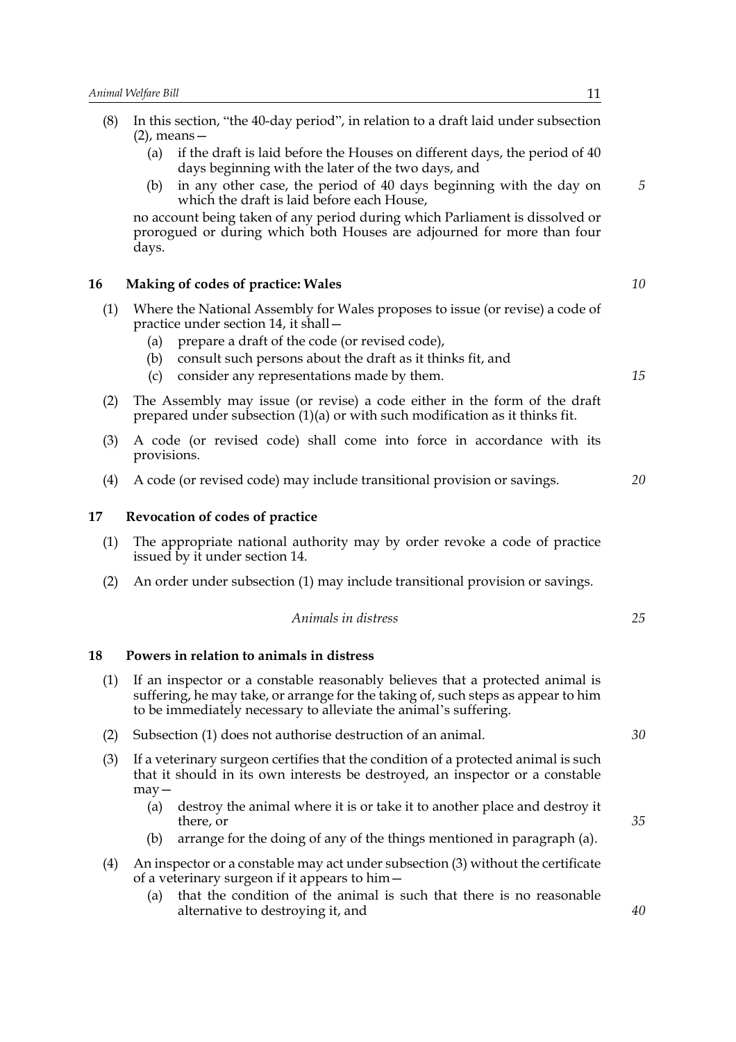(8) In this section, "the 40-day period", in relation to a draft laid under subsection (2), means—

  (a) if the draft is laid before the Houses on different days, the period of 40 days beginning with the later of the two days, and

  (b) in any other case, the period of 40 days beginning with the day on which the draft is laid before each House,

no account being taken of any period during which Parliament is dissolved or prorogued or during which both Houses are adjourned for more than four days.

### 16 Making of codes of practice: Wales

(1) Where the National Assembly for Wales proposes to issue (or revise) a code of practice under section 14, it shall—

  (a) prepare a draft of the code (or revised code),

  (b) consult such persons about the draft as it thinks fit, and

  (c) consider any representations made by them.

(2) The Assembly may issue (or revise) a code either in the form of the draft prepared under subsection (1)(a) or with such modification as it thinks fit.

(3) A code (or revised code) shall come into force in accordance with its provisions.

(4) A code (or revised code) may include transitional provision or savings.

### 17 Revocation of codes of practice

(1) The appropriate national authority may by order revoke a code of practice issued by it under section 14.

(2) An order under subsection (1) may include transitional provision or savings.

*Animals in distress*

### 18 Powers in relation to animals in distress

(1) If an inspector or a constable reasonably believes that a protected animal is suffering, he may take, or arrange for the taking of, such steps as appear to him to be immediately necessary to alleviate the animal's suffering.

(2) Subsection (1) does not authorise destruction of an animal.

(3) If a veterinary surgeon certifies that the condition of a protected animal is such that it should in its own interests be destroyed, an inspector or a constable may—

  (a) destroy the animal where it is or take it to another place and destroy it there, or

  (b) arrange for the doing of any of the things mentioned in paragraph (a).

(4) An inspector or a constable may act under subsection (3) without the certificate of a veterinary surgeon if it appears to him—

  (a) that the condition of the animal is such that there is no reasonable alternative to destroying it, and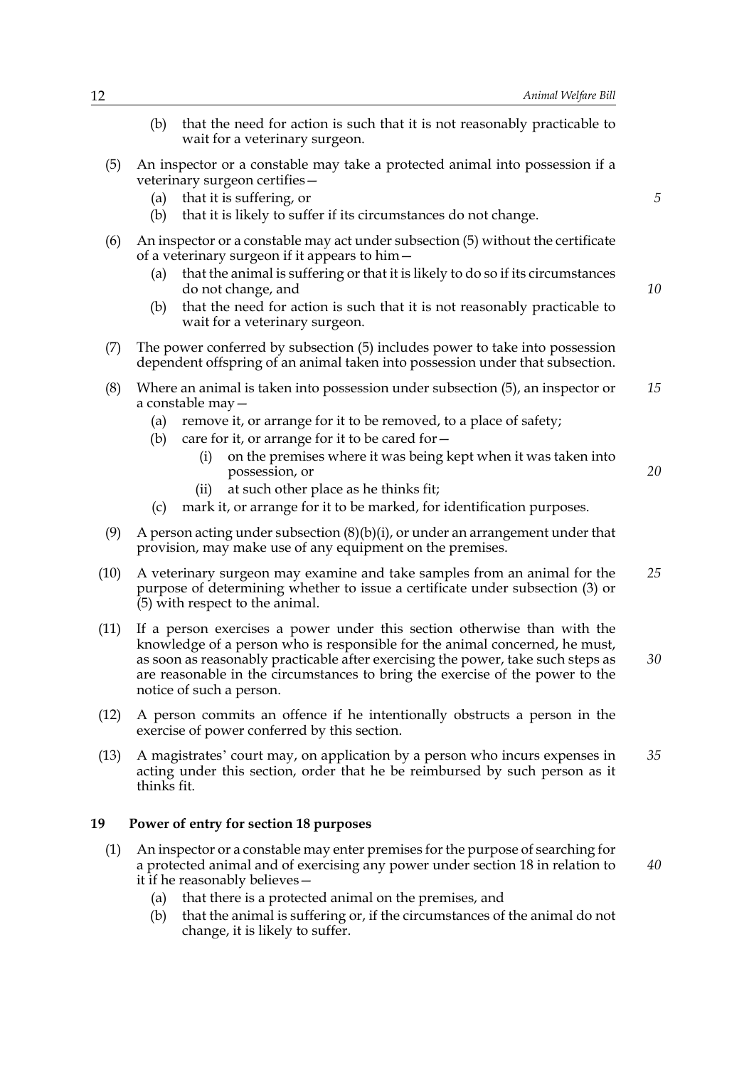(b) that the need for action is such that it is not reasonably practicable to wait for a veterinary surgeon.

(5) An inspector or a constable may take a protected animal into possession if a veterinary surgeon certifies—

(a) that it is suffering, or

(b) that it is likely to suffer if its circumstances do not change.

(6) An inspector or a constable may act under subsection (5) without the certificate of a veterinary surgeon if it appears to him—

(a) that the animal is suffering or that it is likely to do so if its circumstances do not change, and

(b) that the need for action is such that it is not reasonably practicable to wait for a veterinary surgeon.

(7) The power conferred by subsection (5) includes power to take into possession dependent offspring of an animal taken into possession under that subsection.

(8) Where an animal is taken into possession under subsection (5), an inspector or a constable may—

(a) remove it, or arrange for it to be removed, to a place of safety;

(b) care for it, or arrange for it to be cared for—

(i) on the premises where it was being kept when it was taken into possession, or

(ii) at such other place as he thinks fit;

(c) mark it, or arrange for it to be marked, for identification purposes.

(9) A person acting under subsection (8)(b)(i), or under an arrangement under that provision, may make use of any equipment on the premises.

(10) A veterinary surgeon may examine and take samples from an animal for the purpose of determining whether to issue a certificate under subsection (3) or (5) with respect to the animal.

(11) If a person exercises a power under this section otherwise than with the knowledge of a person who is responsible for the animal concerned, he must, as soon as reasonably practicable after exercising the power, take such steps as are reasonable in the circumstances to bring the exercise of the power to the notice of such a person.

(12) A person commits an offence if he intentionally obstructs a person in the exercise of power conferred by this section.

(13) A magistrates' court may, on application by a person who incurs expenses in acting under this section, order that he be reimbursed by such person as it thinks fit.

### 19 Power of entry for section 18 purposes

(1) An inspector or a constable may enter premises for the purpose of searching for a protected animal and of exercising any power under section 18 in relation to it if he reasonably believes—

(a) that there is a protected animal on the premises, and

(b) that the animal is suffering or, if the circumstances of the animal do not change, it is likely to suffer.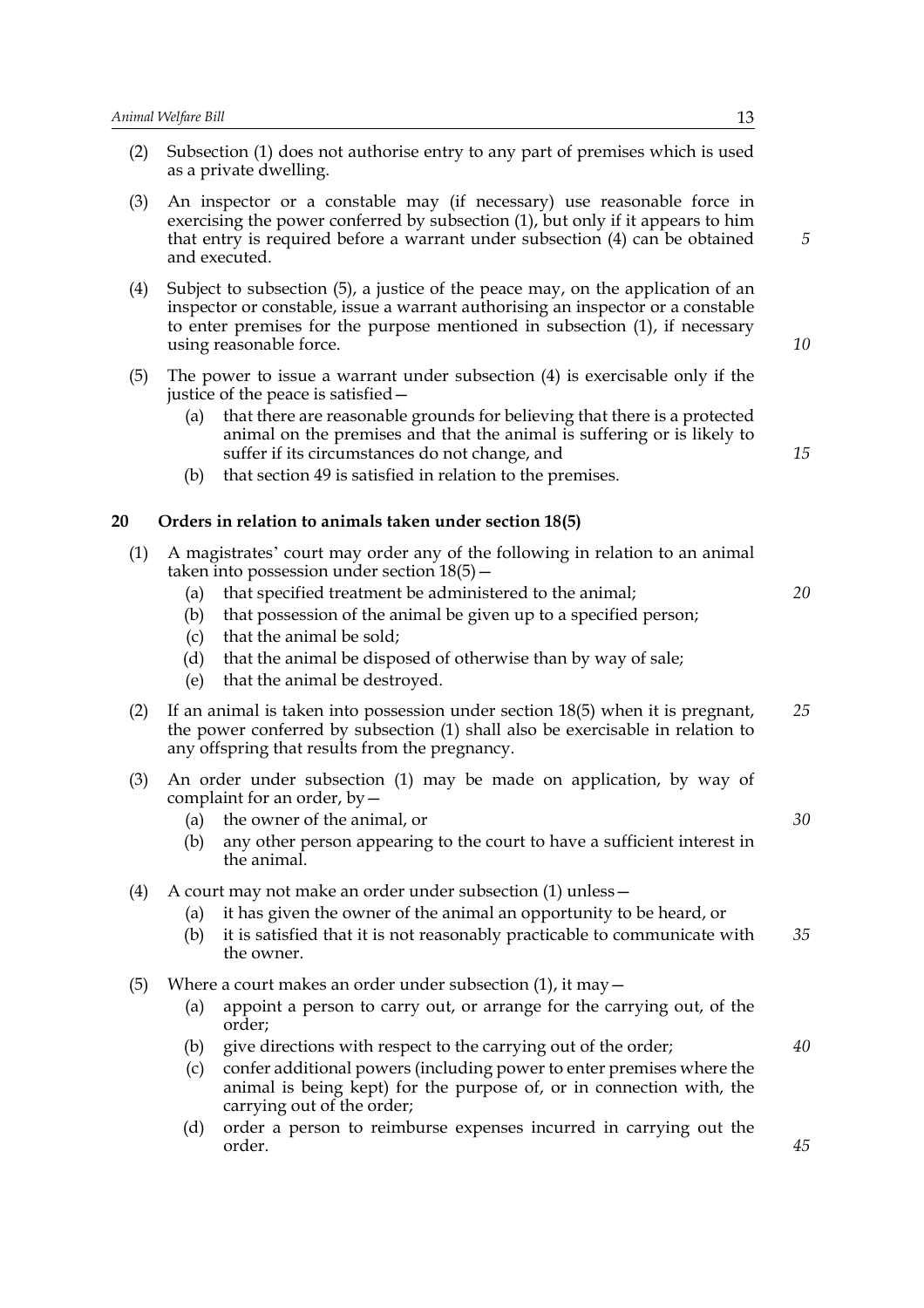(2) Subsection (1) does not authorise entry to any part of premises which is used as a private dwelling.

(3) An inspector or a constable may (if necessary) use reasonable force in exercising the power conferred by subsection (1), but only if it appears to him that entry is required before a warrant under subsection (4) can be obtained and executed.

(4) Subject to subsection (5), a justice of the peace may, on the application of an inspector or constable, issue a warrant authorising an inspector or a constable to enter premises for the purpose mentioned in subsection (1), if necessary using reasonable force.

(5) The power to issue a warrant under subsection (4) is exercisable only if the justice of the peace is satisfied—

(a) that there are reasonable grounds for believing that there is a protected animal on the premises and that the animal is suffering or is likely to suffer if its circumstances do not change, and

(b) that section 49 is satisfied in relation to the premises.

## 20 Orders in relation to animals taken under section 18(5)

(1) A magistrates' court may order any of the following in relation to an animal taken into possession under section 18(5)—

(a) that specified treatment be administered to the animal;

(b) that possession of the animal be given up to a specified person;

(c) that the animal be sold;

(d) that the animal be disposed of otherwise than by way of sale;

(e) that the animal be destroyed.

(2) If an animal is taken into possession under section 18(5) when it is pregnant, the power conferred by subsection (1) shall also be exercisable in relation to any offspring that results from the pregnancy.

(3) An order under subsection (1) may be made on application, by way of complaint for an order, by—

(a) the owner of the animal, or

(b) any other person appearing to the court to have a sufficient interest in the animal.

(4) A court may not make an order under subsection (1) unless—

(a) it has given the owner of the animal an opportunity to be heard, or

(b) it is satisfied that it is not reasonably practicable to communicate with the owner.

(5) Where a court makes an order under subsection (1), it may—

(a) appoint a person to carry out, or arrange for the carrying out, of the order;

(b) give directions with respect to the carrying out of the order;

(c) confer additional powers (including power to enter premises where the animal is being kept) for the purpose of, or in connection with, the carrying out of the order;

(d) order a person to reimburse expenses incurred in carrying out the order.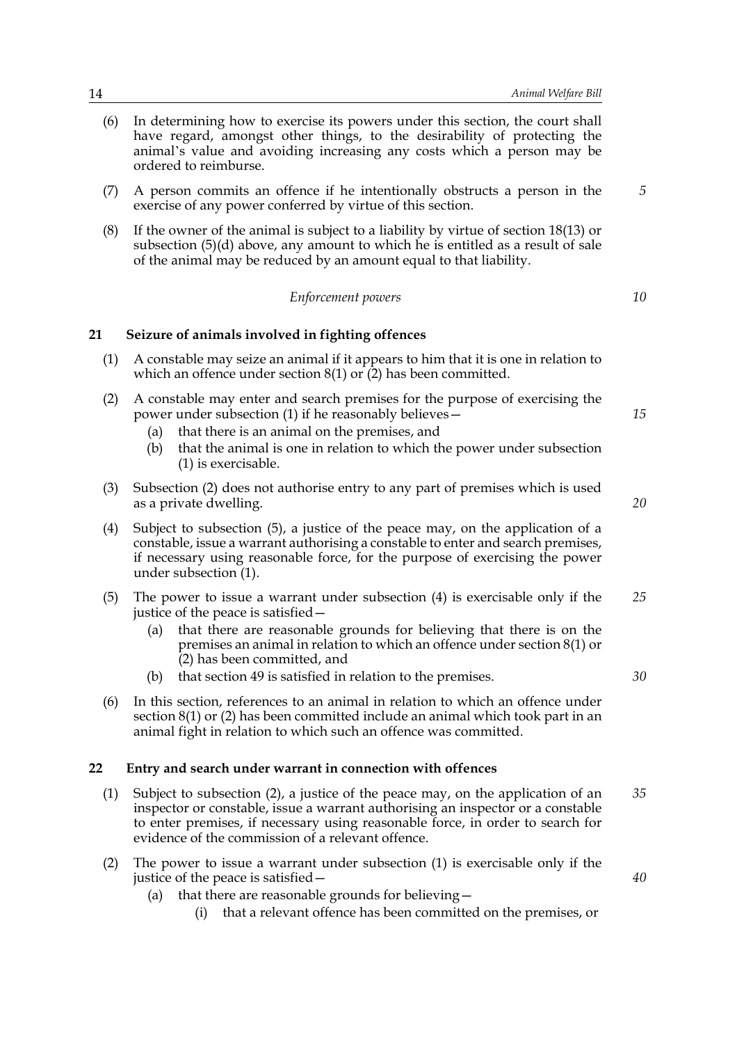(6) In determining how to exercise its powers under this section, the court shall have regard, amongst other things, to the desirability of protecting the animal's value and avoiding increasing any costs which a person may be ordered to reimburse.

(7) A person commits an offence if he intentionally obstructs a person in the exercise of any power conferred by virtue of this section.

(8) If the owner of the animal is subject to a liability by virtue of section 18(13) or subsection (5)(d) above, any amount to which he is entitled as a result of sale of the animal may be reduced by an amount equal to that liability.

*Enforcement powers*

## 21 Seizure of animals involved in fighting offences

(1) A constable may seize an animal if it appears to him that it is one in relation to which an offence under section 8(1) or (2) has been committed.

(2) A constable may enter and search premises for the purpose of exercising the power under subsection (1) if he reasonably believes—

- (a) that there is an animal on the premises, and
- (b) that the animal is one in relation to which the power under subsection (1) is exercisable.

(3) Subsection (2) does not authorise entry to any part of premises which is used as a private dwelling.

(4) Subject to subsection (5), a justice of the peace may, on the application of a constable, issue a warrant authorising a constable to enter and search premises, if necessary using reasonable force, for the purpose of exercising the power under subsection (1).

(5) The power to issue a warrant under subsection (4) is exercisable only if the justice of the peace is satisfied—

- (a) that there are reasonable grounds for believing that there is on the premises an animal in relation to which an offence under section 8(1) or (2) has been committed, and
- (b) that section 49 is satisfied in relation to the premises.

(6) In this section, references to an animal in relation to which an offence under section 8(1) or (2) has been committed include an animal which took part in an animal fight in relation to which such an offence was committed.

## 22 Entry and search under warrant in connection with offences

(1) Subject to subsection (2), a justice of the peace may, on the application of an inspector or constable, issue a warrant authorising an inspector or a constable to enter premises, if necessary using reasonable force, in order to search for evidence of the commission of a relevant offence.

(2) The power to issue a warrant under subsection (1) is exercisable only if the justice of the peace is satisfied—

- (a) that there are reasonable grounds for believing—
  - (i) that a relevant offence has been committed on the premises, or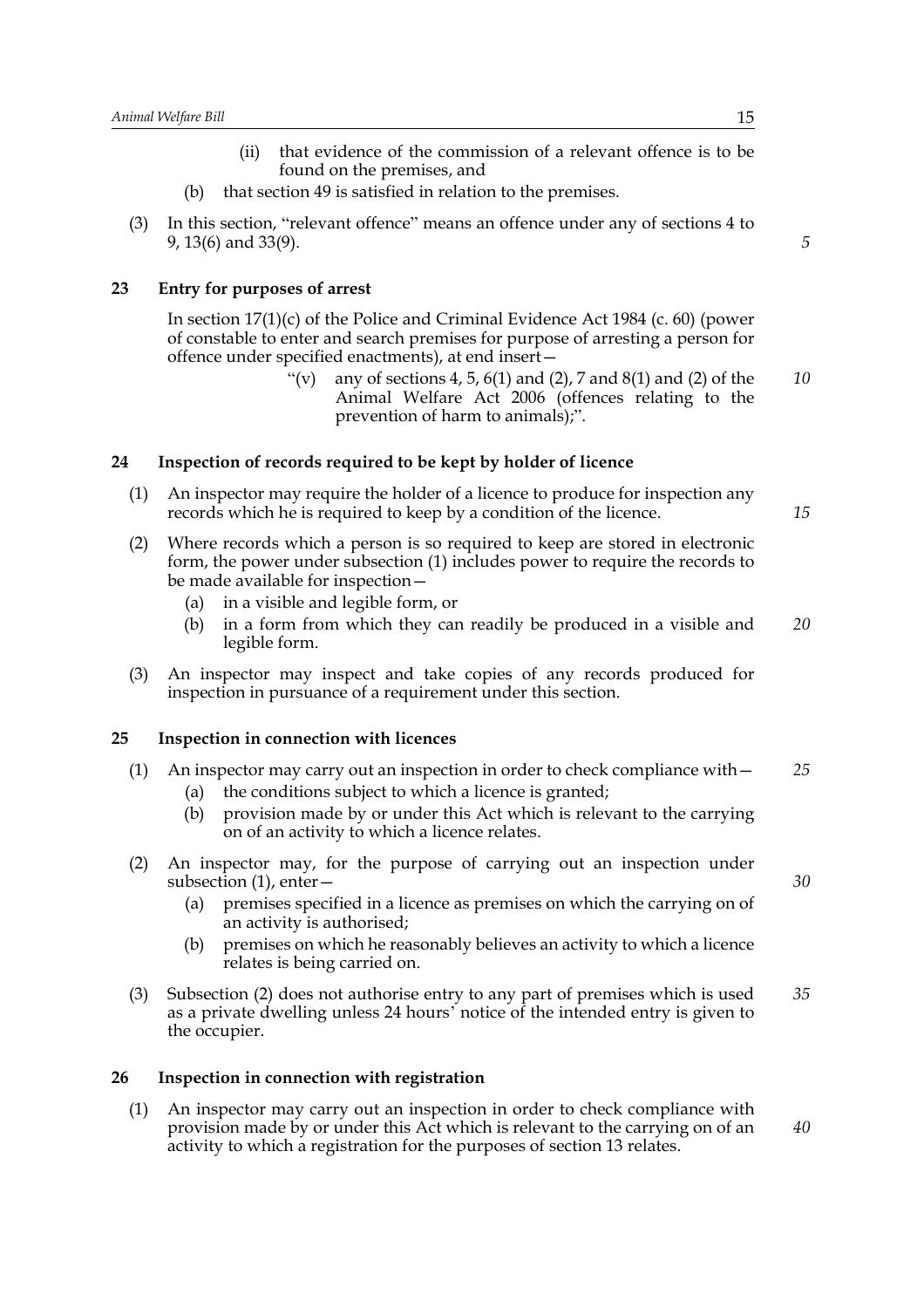(ii) that evidence of the commission of a relevant offence is to be found on the premises, and

(b) that section 49 is satisfied in relation to the premises.

(3) In this section, "relevant offence" means an offence under any of sections 4 to 9, 13(6) and 33(9).

### 23 Entry for purposes of arrest

In section 17(1)(c) of the Police and Criminal Evidence Act 1984 (c. 60) (power of constable to enter and search premises for purpose of arresting a person for offence under specified enactments), at end insert—

"(v) any of sections 4, 5, 6(1) and (2), 7 and 8(1) and (2) of the Animal Welfare Act 2006 (offences relating to the prevention of harm to animals);".

### 24 Inspection of records required to be kept by holder of licence

(1) An inspector may require the holder of a licence to produce for inspection any records which he is required to keep by a condition of the licence.

(2) Where records which a person is so required to keep are stored in electronic form, the power under subsection (1) includes power to require the records to be made available for inspection—

(a) in a visible and legible form, or

(b) in a form from which they can readily be produced in a visible and legible form.

(3) An inspector may inspect and take copies of any records produced for inspection in pursuance of a requirement under this section.

### 25 Inspection in connection with licences

(1) An inspector may carry out an inspection in order to check compliance with—

(a) the conditions subject to which a licence is granted;

(b) provision made by or under this Act which is relevant to the carrying on of an activity to which a licence relates.

(2) An inspector may, for the purpose of carrying out an inspection under subsection (1), enter—

(a) premises specified in a licence as premises on which the carrying on of an activity is authorised;

(b) premises on which he reasonably believes an activity to which a licence relates is being carried on.

(3) Subsection (2) does not authorise entry to any part of premises which is used as a private dwelling unless 24 hours' notice of the intended entry is given to the occupier.

### 26 Inspection in connection with registration

(1) An inspector may carry out an inspection in order to check compliance with provision made by or under this Act which is relevant to the carrying on of an activity to which a registration for the purposes of section 13 relates.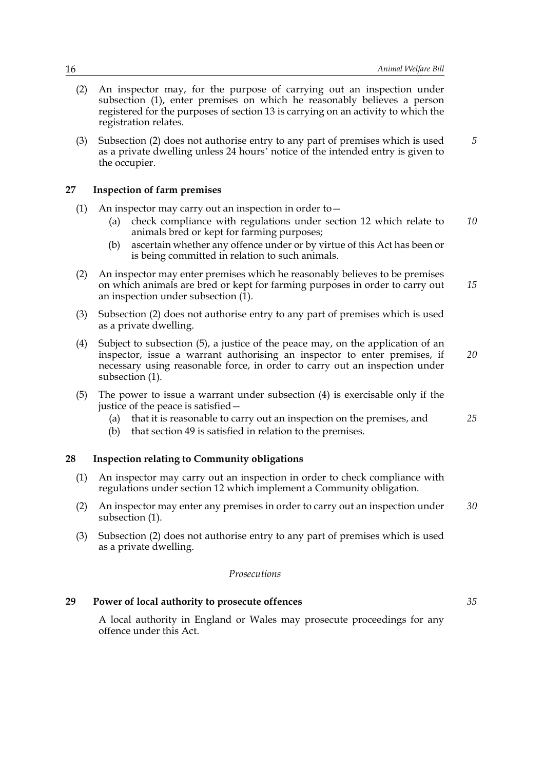(2) An inspector may, for the purpose of carrying out an inspection under subsection (1), enter premises on which he reasonably believes a person registered for the purposes of section 13 is carrying on an activity to which the registration relates.

(3) Subsection (2) does not authorise entry to any part of premises which is used as a private dwelling unless 24 hours' notice of the intended entry is given to the occupier.

### 27 Inspection of farm premises

(1) An inspector may carry out an inspection in order to—

   (a) check compliance with regulations under section 12 which relate to animals bred or kept for farming purposes;

   (b) ascertain whether any offence under or by virtue of this Act has been or is being committed in relation to such animals.

(2) An inspector may enter premises which he reasonably believes to be premises on which animals are bred or kept for farming purposes in order to carry out an inspection under subsection (1).

(3) Subsection (2) does not authorise entry to any part of premises which is used as a private dwelling.

(4) Subject to subsection (5), a justice of the peace may, on the application of an inspector, issue a warrant authorising an inspector to enter premises, if necessary using reasonable force, in order to carry out an inspection under subsection (1).

(5) The power to issue a warrant under subsection (4) is exercisable only if the justice of the peace is satisfied—

   (a) that it is reasonable to carry out an inspection on the premises, and

   (b) that section 49 is satisfied in relation to the premises.

### 28 Inspection relating to Community obligations

(1) An inspector may carry out an inspection in order to check compliance with regulations under section 12 which implement a Community obligation.

(2) An inspector may enter any premises in order to carry out an inspection under subsection (1).

(3) Subsection (2) does not authorise entry to any part of premises which is used as a private dwelling.

*Prosecutions*

### 29 Power of local authority to prosecute offences

A local authority in England or Wales may prosecute proceedings for any offence under this Act.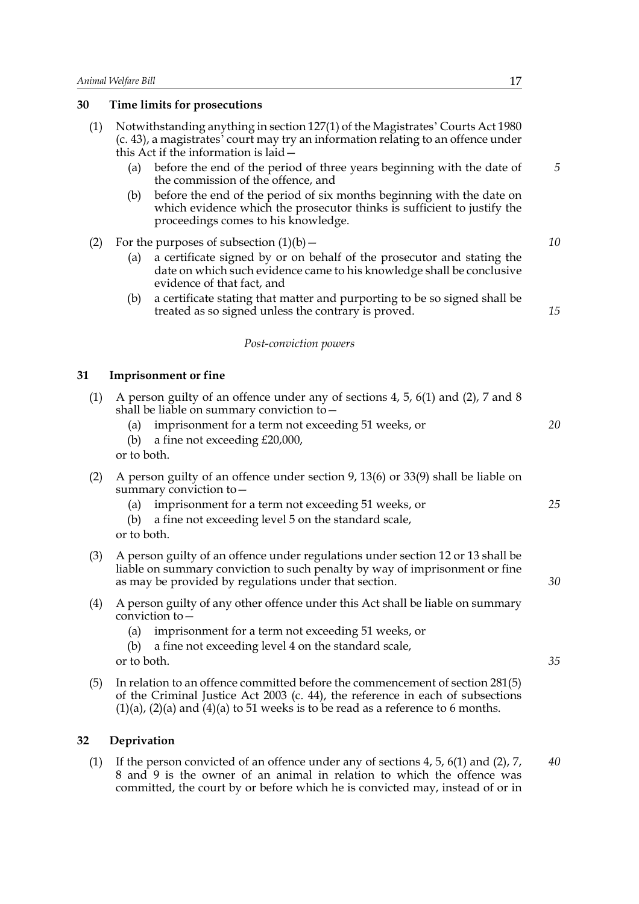### 30 Time limits for prosecutions

(1) Notwithstanding anything in section 127(1) of the Magistrates' Courts Act 1980 (c. 43), a magistrates' court may try an information relating to an offence under this Act if the information is laid—

(a) before the end of the period of three years beginning with the date of the commission of the offence, and

(b) before the end of the period of six months beginning with the date on which evidence which the prosecutor thinks is sufficient to justify the proceedings comes to his knowledge.

(2) For the purposes of subsection (1)(b)—

(a) a certificate signed by or on behalf of the prosecutor and stating the date on which such evidence came to his knowledge shall be conclusive evidence of that fact, and

(b) a certificate stating that matter and purporting to be so signed shall be treated as so signed unless the contrary is proved.

*Post-conviction powers*

### 31 Imprisonment or fine

(1) A person guilty of an offence under any of sections 4, 5, 6(1) and (2), 7 and 8 shall be liable on summary conviction to—

(a) imprisonment for a term not exceeding 51 weeks, or

(b) a fine not exceeding £20,000,

or to both.

(2) A person guilty of an offence under section 9, 13(6) or 33(9) shall be liable on summary conviction to—

(a) imprisonment for a term not exceeding 51 weeks, or

(b) a fine not exceeding level 5 on the standard scale,

or to both.

(3) A person guilty of an offence under regulations under section 12 or 13 shall be liable on summary conviction to such penalty by way of imprisonment or fine as may be provided by regulations under that section.

(4) A person guilty of any other offence under this Act shall be liable on summary conviction to—

(a) imprisonment for a term not exceeding 51 weeks, or

(b) a fine not exceeding level 4 on the standard scale,

or to both.

(5) In relation to an offence committed before the commencement of section 281(5) of the Criminal Justice Act 2003 (c. 44), the reference in each of subsections (1)(a), (2)(a) and (4)(a) to 51 weeks is to be read as a reference to 6 months.

### 32 Deprivation

(1) If the person convicted of an offence under any of sections 4, 5, 6(1) and (2), 7, 8 and 9 is the owner of an animal in relation to which the offence was committed, the court by or before which he is convicted may, instead of or in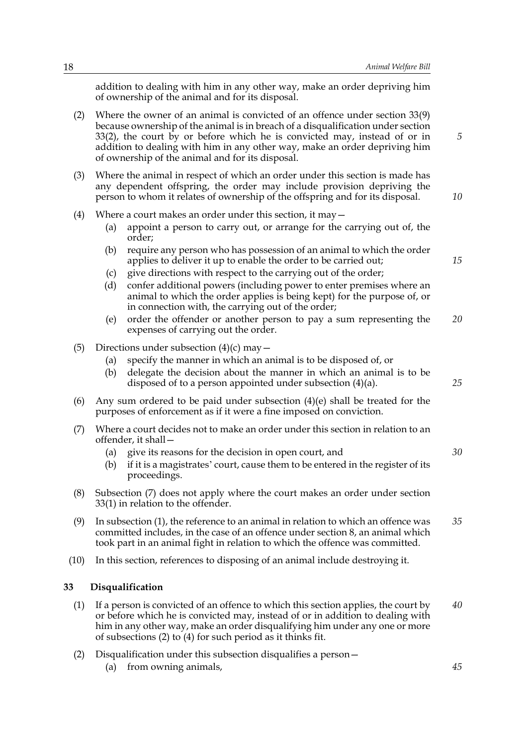addition to dealing with him in any other way, make an order depriving him of ownership of the animal and for its disposal.

(2) Where the owner of an animal is convicted of an offence under section 33(9) because ownership of the animal is in breach of a disqualification under section 33(2), the court by or before which he is convicted may, instead of or in addition to dealing with him in any other way, make an order depriving him of ownership of the animal and for its disposal.

(3) Where the animal in respect of which an order under this section is made has any dependent offspring, the order may include provision depriving the person to whom it relates of ownership of the offspring and for its disposal.

(4) Where a court makes an order under this section, it may—

- (a) appoint a person to carry out, or arrange for the carrying out of, the order;
- (b) require any person who has possession of an animal to which the order applies to deliver it up to enable the order to be carried out;
- (c) give directions with respect to the carrying out of the order;
- (d) confer additional powers (including power to enter premises where an animal to which the order applies is being kept) for the purpose of, or in connection with, the carrying out of the order;
- (e) order the offender or another person to pay a sum representing the expenses of carrying out the order.

(5) Directions under subsection (4)(c) may—

- (a) specify the manner in which an animal is to be disposed of, or
- (b) delegate the decision about the manner in which an animal is to be disposed of to a person appointed under subsection (4)(a).

(6) Any sum ordered to be paid under subsection (4)(e) shall be treated for the purposes of enforcement as if it were a fine imposed on conviction.

(7) Where a court decides not to make an order under this section in relation to an offender, it shall—

- (a) give its reasons for the decision in open court, and
- (b) if it is a magistrates' court, cause them to be entered in the register of its proceedings.

(8) Subsection (7) does not apply where the court makes an order under section 33(1) in relation to the offender.

(9) In subsection (1), the reference to an animal in relation to which an offence was committed includes, in the case of an offence under section 8, an animal which took part in an animal fight in relation to which the offence was committed.

(10) In this section, references to disposing of an animal include destroying it.

### 33 Disqualification

(1) If a person is convicted of an offence to which this section applies, the court by or before which he is convicted may, instead of or in addition to dealing with him in any other way, make an order disqualifying him under any one or more of subsections (2) to (4) for such period as it thinks fit.

(2) Disqualification under this subsection disqualifies a person—

- (a) from owning animals,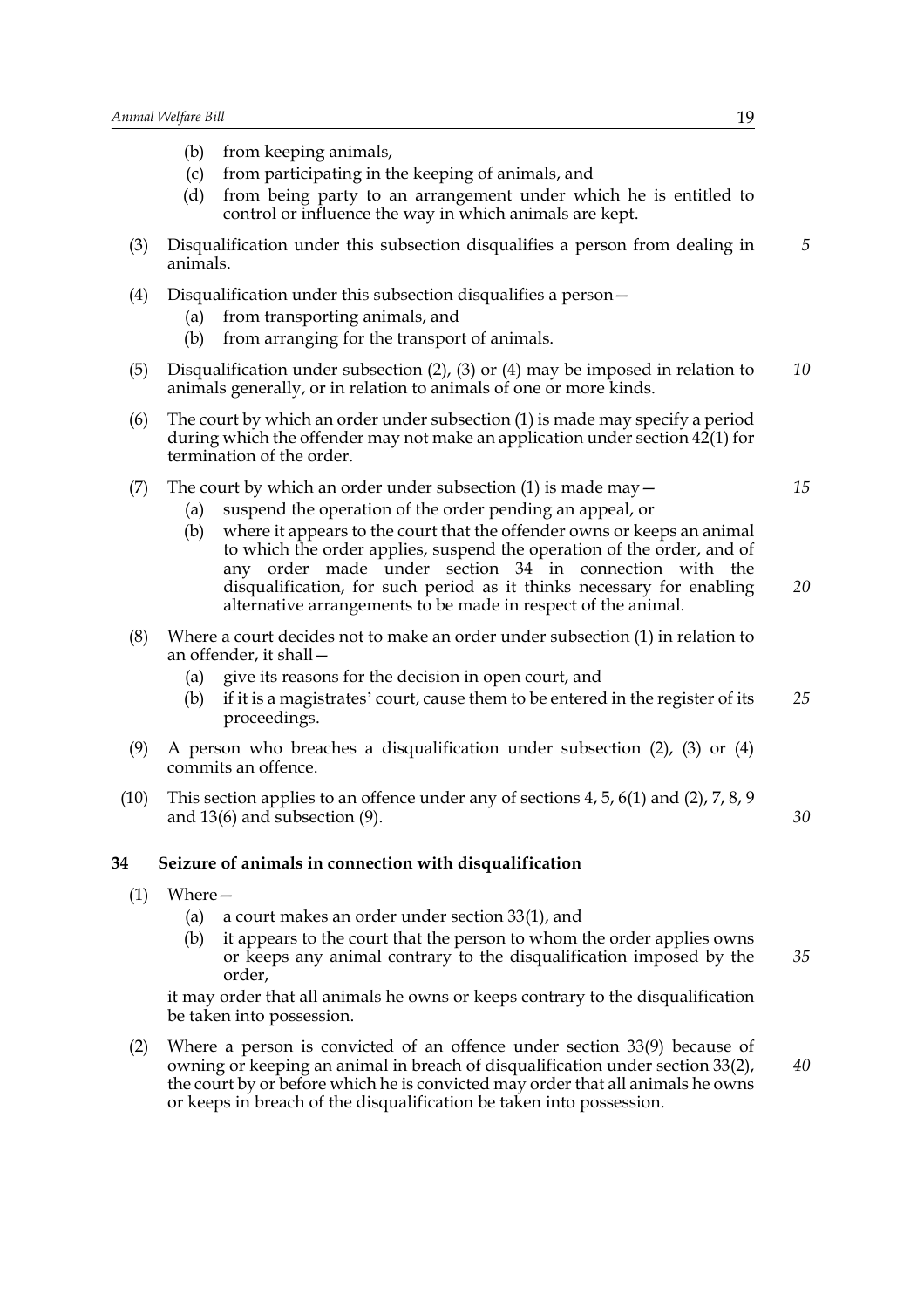(b) from keeping animals,

(c) from participating in the keeping of animals, and

(d) from being party to an arrangement under which he is entitled to control or influence the way in which animals are kept.

(3) Disqualification under this subsection disqualifies a person from dealing in animals.

(4) Disqualification under this subsection disqualifies a person—

(a) from transporting animals, and

(b) from arranging for the transport of animals.

(5) Disqualification under subsection (2), (3) or (4) may be imposed in relation to animals generally, or in relation to animals of one or more kinds.

(6) The court by which an order under subsection (1) is made may specify a period during which the offender may not make an application under section 42(1) for termination of the order.

(7) The court by which an order under subsection (1) is made may—

(a) suspend the operation of the order pending an appeal, or

(b) where it appears to the court that the offender owns or keeps an animal to which the order applies, suspend the operation of the order, and of any order made under section 34 in connection with the disqualification, for such period as it thinks necessary for enabling alternative arrangements to be made in respect of the animal.

(8) Where a court decides not to make an order under subsection (1) in relation to an offender, it shall—

(a) give its reasons for the decision in open court, and

(b) if it is a magistrates' court, cause them to be entered in the register of its proceedings.

(9) A person who breaches a disqualification under subsection (2), (3) or (4) commits an offence.

(10) This section applies to an offence under any of sections 4, 5, 6(1) and (2), 7, 8, 9 and 13(6) and subsection (9).

## 34 Seizure of animals in connection with disqualification

(1) Where—

(a) a court makes an order under section 33(1), and

(b) it appears to the court that the person to whom the order applies owns or keeps any animal contrary to the disqualification imposed by the order,

it may order that all animals he owns or keeps contrary to the disqualification be taken into possession.

(2) Where a person is convicted of an offence under section 33(9) because of owning or keeping an animal in breach of disqualification under section 33(2), the court by or before which he is convicted may order that all animals he owns or keeps in breach of the disqualification be taken into possession.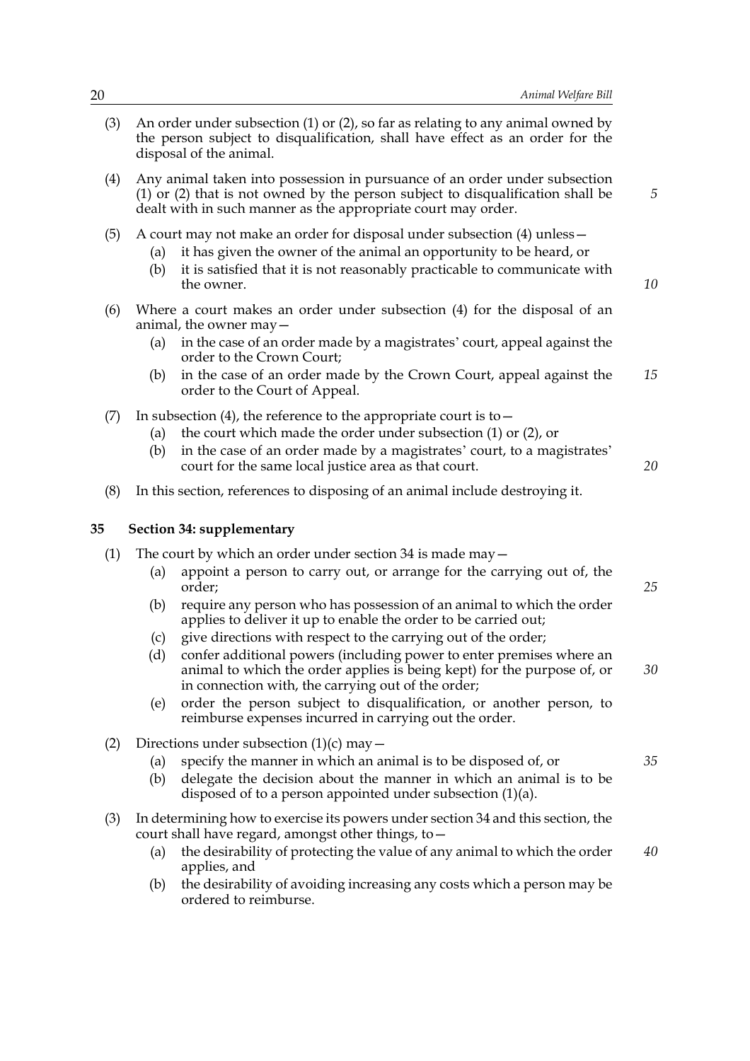(3) An order under subsection (1) or (2), so far as relating to any animal owned by the person subject to disqualification, shall have effect as an order for the disposal of the animal.

(4) Any animal taken into possession in pursuance of an order under subsection (1) or (2) that is not owned by the person subject to disqualification shall be dealt with in such manner as the appropriate court may order.

(5) A court may not make an order for disposal under subsection (4) unless—

   (a) it has given the owner of the animal an opportunity to be heard, or

   (b) it is satisfied that it is not reasonably practicable to communicate with the owner.

(6) Where a court makes an order under subsection (4) for the disposal of an animal, the owner may—

   (a) in the case of an order made by a magistrates' court, appeal against the order to the Crown Court;

   (b) in the case of an order made by the Crown Court, appeal against the order to the Court of Appeal.

(7) In subsection (4), the reference to the appropriate court is to—

   (a) the court which made the order under subsection (1) or (2), or

   (b) in the case of an order made by a magistrates' court, to a magistrates' court for the same local justice area as that court.

(8) In this section, references to disposing of an animal include destroying it.

## 35 Section 34: supplementary

(1) The court by which an order under section 34 is made may—

   (a) appoint a person to carry out, or arrange for the carrying out of, the order;

   (b) require any person who has possession of an animal to which the order applies to deliver it up to enable the order to be carried out;

   (c) give directions with respect to the carrying out of the order;

   (d) confer additional powers (including power to enter premises where an animal to which the order applies is being kept) for the purpose of, or in connection with, the carrying out of the order;

   (e) order the person subject to disqualification, or another person, to reimburse expenses incurred in carrying out the order.

(2) Directions under subsection (1)(c) may—

   (a) specify the manner in which an animal is to be disposed of, or

   (b) delegate the decision about the manner in which an animal is to be disposed of to a person appointed under subsection (1)(a).

(3) In determining how to exercise its powers under section 34 and this section, the court shall have regard, amongst other things, to—

   (a) the desirability of protecting the value of any animal to which the order applies, and

   (b) the desirability of avoiding increasing any costs which a person may be ordered to reimburse.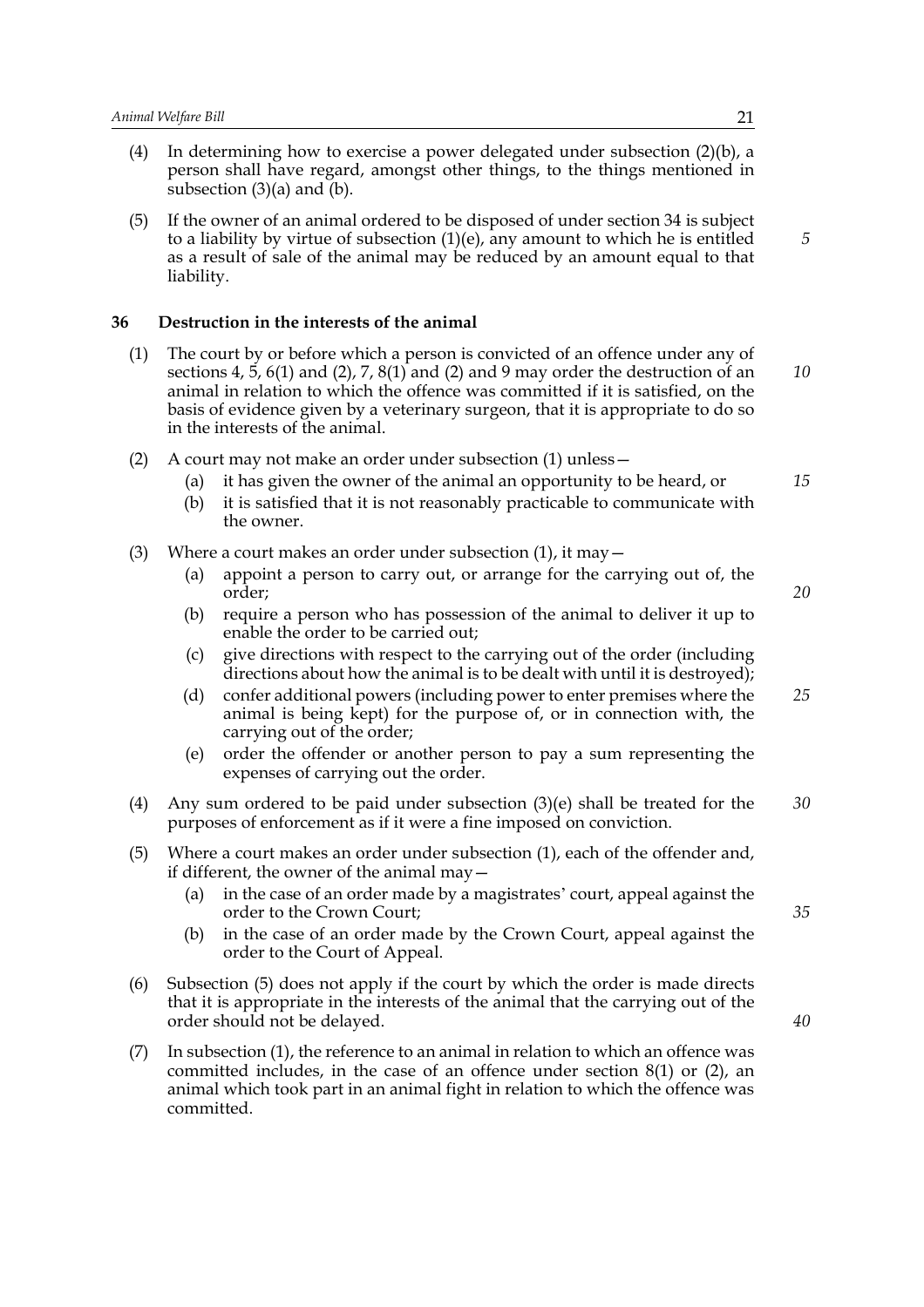(4) In determining how to exercise a power delegated under subsection (2)(b), a person shall have regard, amongst other things, to the things mentioned in subsection (3)(a) and (b).

(5) If the owner of an animal ordered to be disposed of under section 34 is subject to a liability by virtue of subsection (1)(e), any amount to which he is entitled as a result of sale of the animal may be reduced by an amount equal to that liability.

### 36 Destruction in the interests of the animal

(1) The court by or before which a person is convicted of an offence under any of sections 4, 5, 6(1) and (2), 7, 8(1) and (2) and 9 may order the destruction of an animal in relation to which the offence was committed if it is satisfied, on the basis of evidence given by a veterinary surgeon, that it is appropriate to do so in the interests of the animal.

(2) A court may not make an order under subsection (1) unless—

  (a) it has given the owner of the animal an opportunity to be heard, or

  (b) it is satisfied that it is not reasonably practicable to communicate with the owner.

(3) Where a court makes an order under subsection (1), it may—

  (a) appoint a person to carry out, or arrange for the carrying out of, the order;

  (b) require a person who has possession of the animal to deliver it up to enable the order to be carried out;

  (c) give directions with respect to the carrying out of the order (including directions about how the animal is to be dealt with until it is destroyed);

  (d) confer additional powers (including power to enter premises where the animal is being kept) for the purpose of, or in connection with, the carrying out of the order;

  (e) order the offender or another person to pay a sum representing the expenses of carrying out the order.

(4) Any sum ordered to be paid under subsection (3)(e) shall be treated for the purposes of enforcement as if it were a fine imposed on conviction.

(5) Where a court makes an order under subsection (1), each of the offender and, if different, the owner of the animal may—

  (a) in the case of an order made by a magistrates' court, appeal against the order to the Crown Court;

  (b) in the case of an order made by the Crown Court, appeal against the order to the Court of Appeal.

(6) Subsection (5) does not apply if the court by which the order is made directs that it is appropriate in the interests of the animal that the carrying out of the order should not be delayed.

(7) In subsection (1), the reference to an animal in relation to which an offence was committed includes, in the case of an offence under section 8(1) or (2), an animal which took part in an animal fight in relation to which the offence was committed.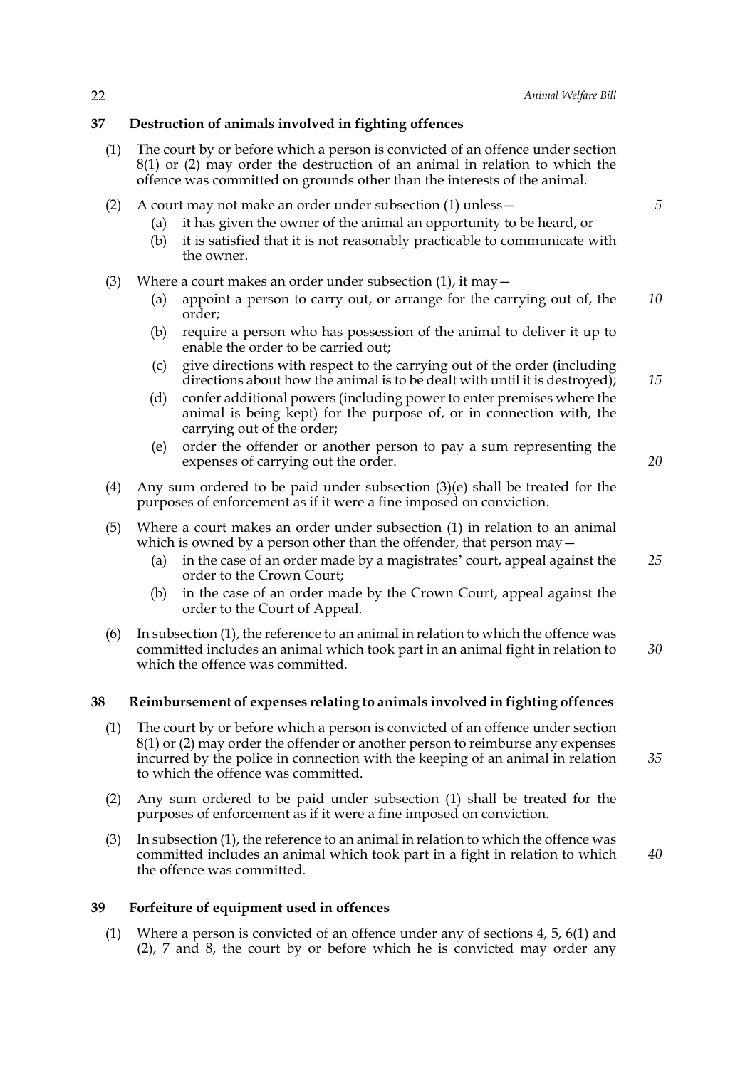### 37 Destruction of animals involved in fighting offences

(1) The court by or before which a person is convicted of an offence under section 8(1) or (2) may order the destruction of an animal in relation to which the offence was committed on grounds other than the interests of the animal.

(2) A court may not make an order under subsection (1) unless—

(a) it has given the owner of the animal an opportunity to be heard, or

(b) it is satisfied that it is not reasonably practicable to communicate with the owner.

(3) Where a court makes an order under subsection (1), it may—

(a) appoint a person to carry out, or arrange for the carrying out of, the order;

(b) require a person who has possession of the animal to deliver it up to enable the order to be carried out;

(c) give directions with respect to the carrying out of the order (including directions about how the animal is to be dealt with until it is destroyed);

(d) confer additional powers (including power to enter premises where the animal is being kept) for the purpose of, or in connection with, the carrying out of the order;

(e) order the offender or another person to pay a sum representing the expenses of carrying out the order.

(4) Any sum ordered to be paid under subsection (3)(e) shall be treated for the purposes of enforcement as if it were a fine imposed on conviction.

(5) Where a court makes an order under subsection (1) in relation to an animal which is owned by a person other than the offender, that person may—

(a) in the case of an order made by a magistrates' court, appeal against the order to the Crown Court;

(b) in the case of an order made by the Crown Court, appeal against the order to the Court of Appeal.

(6) In subsection (1), the reference to an animal in relation to which the offence was committed includes an animal which took part in an animal fight in relation to which the offence was committed.

### 38 Reimbursement of expenses relating to animals involved in fighting offences

(1) The court by or before which a person is convicted of an offence under section 8(1) or (2) may order the offender or another person to reimburse any expenses incurred by the police in connection with the keeping of an animal in relation to which the offence was committed.

(2) Any sum ordered to be paid under subsection (1) shall be treated for the purposes of enforcement as if it were a fine imposed on conviction.

(3) In subsection (1), the reference to an animal in relation to which the offence was committed includes an animal which took part in a fight in relation to which the offence was committed.

### 39 Forfeiture of equipment used in offences

(1) Where a person is convicted of an offence under any of sections 4, 5, 6(1) and (2), 7 and 8, the court by or before which he is convicted may order any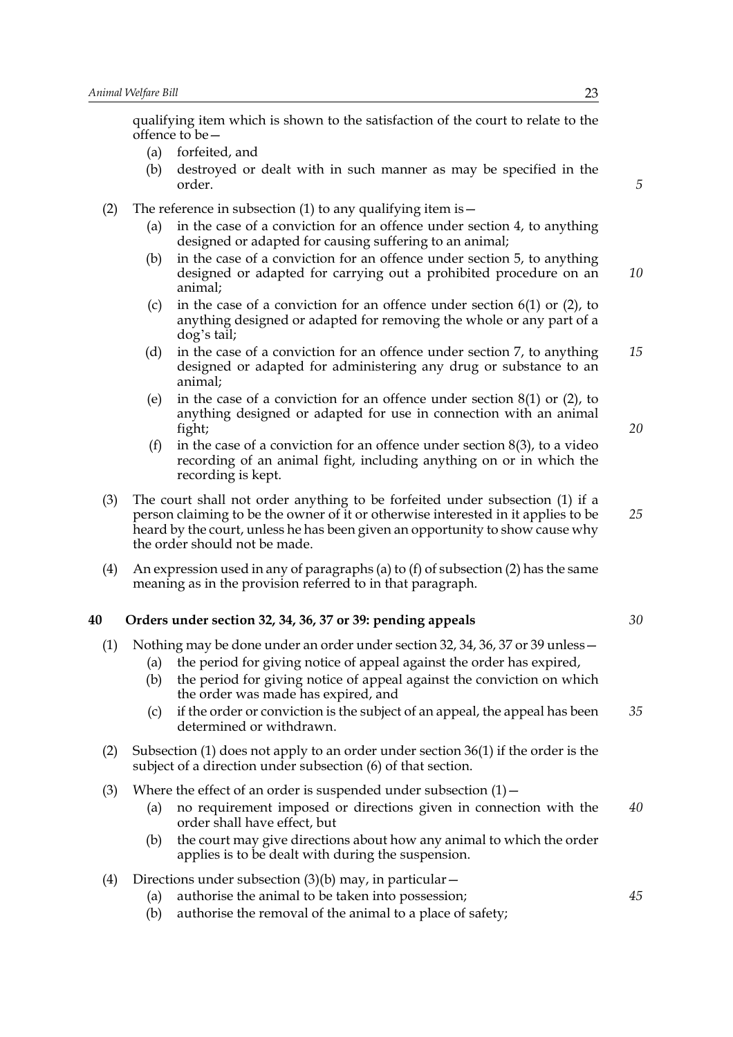qualifying item which is shown to the satisfaction of the court to relate to the offence to be—

(a) forfeited, and

(b) destroyed or dealt with in such manner as may be specified in the order.

(2) The reference in subsection (1) to any qualifying item is—

(a) in the case of a conviction for an offence under section 4, to anything designed or adapted for causing suffering to an animal;

(b) in the case of a conviction for an offence under section 5, to anything designed or adapted for carrying out a prohibited procedure on an animal;

(c) in the case of a conviction for an offence under section 6(1) or (2), to anything designed or adapted for removing the whole or any part of a dog's tail;

(d) in the case of a conviction for an offence under section 7, to anything designed or adapted for administering any drug or substance to an animal;

(e) in the case of a conviction for an offence under section 8(1) or (2), to anything designed or adapted for use in connection with an animal fight;

(f) in the case of a conviction for an offence under section 8(3), to a video recording of an animal fight, including anything on or in which the recording is kept.

(3) The court shall not order anything to be forfeited under subsection (1) if a person claiming to be the owner of it or otherwise interested in it applies to be heard by the court, unless he has been given an opportunity to show cause why the order should not be made.

(4) An expression used in any of paragraphs (a) to (f) of subsection (2) has the same meaning as in the provision referred to in that paragraph.

## 40 Orders under section 32, 34, 36, 37 or 39: pending appeals

(1) Nothing may be done under an order under section 32, 34, 36, 37 or 39 unless—

(a) the period for giving notice of appeal against the order has expired,

(b) the period for giving notice of appeal against the conviction on which the order was made has expired, and

(c) if the order or conviction is the subject of an appeal, the appeal has been determined or withdrawn.

(2) Subsection (1) does not apply to an order under section 36(1) if the order is the subject of a direction under subsection (6) of that section.

(3) Where the effect of an order is suspended under subsection (1)—

(a) no requirement imposed or directions given in connection with the order shall have effect, but

(b) the court may give directions about how any animal to which the order applies is to be dealt with during the suspension.

(4) Directions under subsection (3)(b) may, in particular—

(a) authorise the animal to be taken into possession;

(b) authorise the removal of the animal to a place of safety;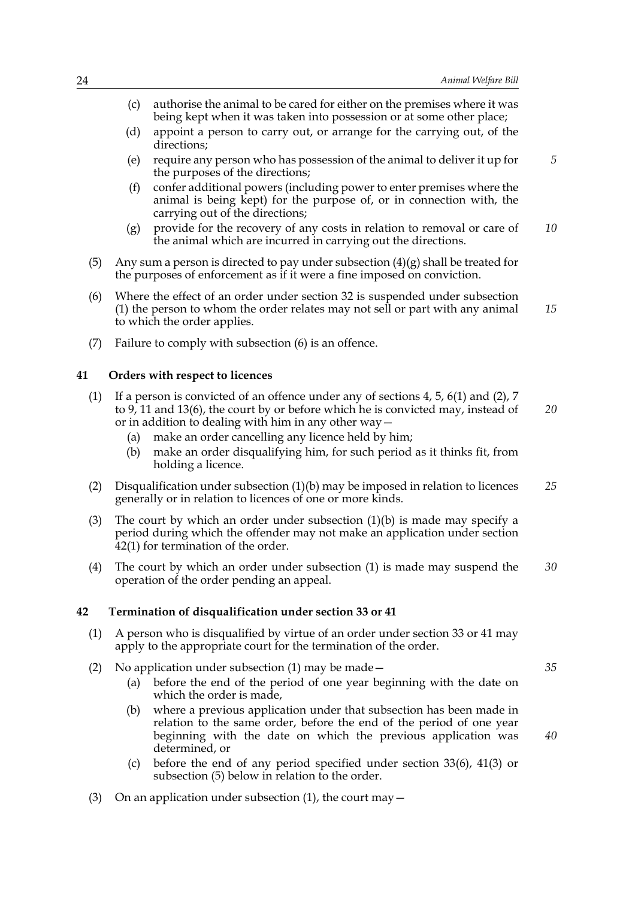(c) authorise the animal to be cared for either on the premises where it was being kept when it was taken into possession or at some other place;

(d) appoint a person to carry out, or arrange for the carrying out, of the directions;

(e) require any person who has possession of the animal to deliver it up for the purposes of the directions;

(f) confer additional powers (including power to enter premises where the animal is being kept) for the purpose of, or in connection with, the carrying out of the directions;

(g) provide for the recovery of any costs in relation to removal or care of the animal which are incurred in carrying out the directions.

(5) Any sum a person is directed to pay under subsection (4)(g) shall be treated for the purposes of enforcement as if it were a fine imposed on conviction.

(6) Where the effect of an order under section 32 is suspended under subsection (1) the person to whom the order relates may not sell or part with any animal to which the order applies.

(7) Failure to comply with subsection (6) is an offence.

**41 Orders with respect to licences**

(1) If a person is convicted of an offence under any of sections 4, 5, 6(1) and (2), 7 to 9, 11 and 13(6), the court by or before which he is convicted may, instead of or in addition to dealing with him in any other way—

(a) make an order cancelling any licence held by him;

(b) make an order disqualifying him, for such period as it thinks fit, from holding a licence.

(2) Disqualification under subsection (1)(b) may be imposed in relation to licences generally or in relation to licences of one or more kinds.

(3) The court by which an order under subsection (1)(b) is made may specify a period during which the offender may not make an application under section 42(1) for termination of the order.

(4) The court by which an order under subsection (1) is made may suspend the operation of the order pending an appeal.

**42 Termination of disqualification under section 33 or 41**

(1) A person who is disqualified by virtue of an order under section 33 or 41 may apply to the appropriate court for the termination of the order.

(2) No application under subsection (1) may be made—

(a) before the end of the period of one year beginning with the date on which the order is made,

(b) where a previous application under that subsection has been made in relation to the same order, before the end of the period of one year beginning with the date on which the previous application was determined, or

(c) before the end of any period specified under section 33(6), 41(3) or subsection (5) below in relation to the order.

(3) On an application under subsection (1), the court may—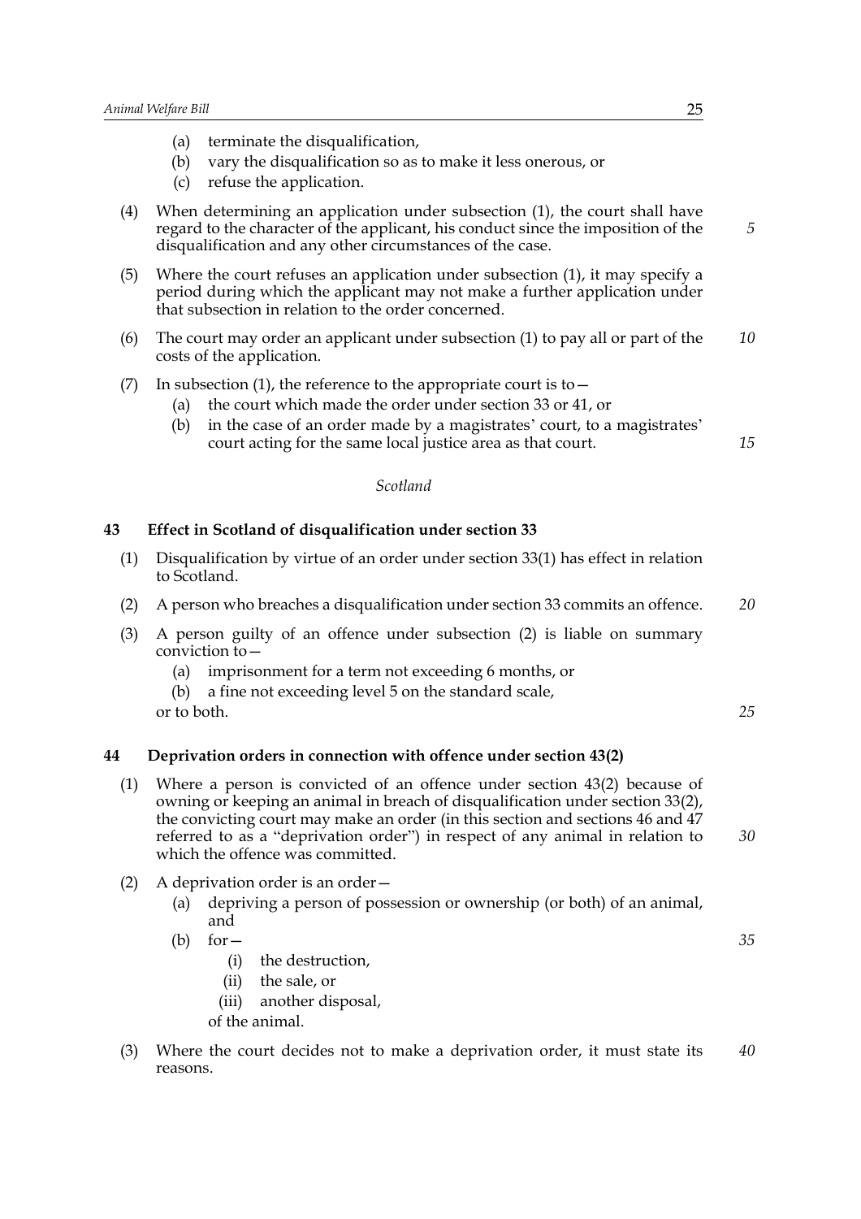(a) terminate the disqualification,

(b) vary the disqualification so as to make it less onerous, or

(c) refuse the application.

(4) When determining an application under subsection (1), the court shall have regard to the character of the applicant, his conduct since the imposition of the disqualification and any other circumstances of the case.

(5) Where the court refuses an application under subsection (1), it may specify a period during which the applicant may not make a further application under that subsection in relation to the order concerned.

(6) The court may order an applicant under subsection (1) to pay all or part of the costs of the application.

(7) In subsection (1), the reference to the appropriate court is to—

(a) the court which made the order under section 33 or 41, or

(b) in the case of an order made by a magistrates' court, to a magistrates' court acting for the same local justice area as that court.

*Scotland*

### 43 Effect in Scotland of disqualification under section 33

(1) Disqualification by virtue of an order under section 33(1) has effect in relation to Scotland.

(2) A person who breaches a disqualification under section 33 commits an offence.

(3) A person guilty of an offence under subsection (2) is liable on summary conviction to—

(a) imprisonment for a term not exceeding 6 months, or

(b) a fine not exceeding level 5 on the standard scale,

or to both.

### 44 Deprivation orders in connection with offence under section 43(2)

(1) Where a person is convicted of an offence under section 43(2) because of owning or keeping an animal in breach of disqualification under section 33(2), the convicting court may make an order (in this section and sections 46 and 47 referred to as a "deprivation order") in respect of any animal in relation to which the offence was committed.

(2) A deprivation order is an order—

(a) depriving a person of possession or ownership (or both) of an animal, and

(b) for—

(i) the destruction,

(ii) the sale, or

(iii) another disposal,

of the animal.

(3) Where the court decides not to make a deprivation order, it must state its reasons.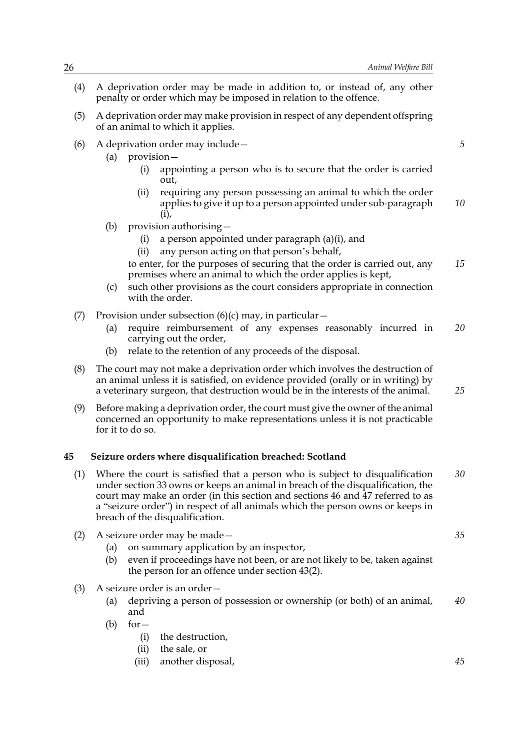(4) A deprivation order may be made in addition to, or instead of, any other penalty or order which may be imposed in relation to the offence.

(5) A deprivation order may make provision in respect of any dependent offspring of an animal to which it applies.

(6) A deprivation order may include—

   (a) provision—

      (i) appointing a person who is to secure that the order is carried out,

      (ii) requiring any person possessing an animal to which the order applies to give it up to a person appointed under sub-paragraph (i),

   (b) provision authorising—

      (i) a person appointed under paragraph (a)(i), and

      (ii) any person acting on that person's behalf,

   to enter, for the purposes of securing that the order is carried out, any premises where an animal to which the order applies is kept,

   (c) such other provisions as the court considers appropriate in connection with the order.

(7) Provision under subsection (6)(c) may, in particular—

   (a) require reimbursement of any expenses reasonably incurred in carrying out the order,

   (b) relate to the retention of any proceeds of the disposal.

(8) The court may not make a deprivation order which involves the destruction of an animal unless it is satisfied, on evidence provided (orally or in writing) by a veterinary surgeon, that destruction would be in the interests of the animal.

(9) Before making a deprivation order, the court must give the owner of the animal concerned an opportunity to make representations unless it is not practicable for it to do so.

## 45 Seizure orders where disqualification breached: Scotland

(1) Where the court is satisfied that a person who is subject to disqualification under section 33 owns or keeps an animal in breach of the disqualification, the court may make an order (in this section and sections 46 and 47 referred to as a "seizure order") in respect of all animals which the person owns or keeps in breach of the disqualification.

(2) A seizure order may be made—

   (a) on summary application by an inspector,

   (b) even if proceedings have not been, or are not likely to be, taken against the person for an offence under section 43(2).

(3) A seizure order is an order—

   (a) depriving a person of possession or ownership (or both) of an animal, and

   (b) for—

      (i) the destruction,

      (ii) the sale, or

      (iii) another disposal,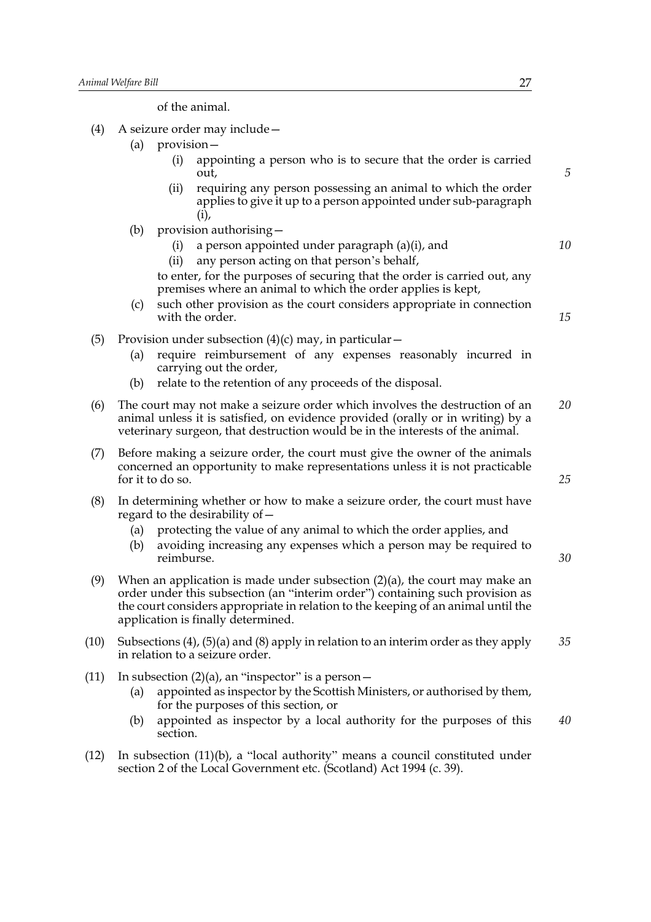of the animal.

(4) A seizure order may include—

   (a) provision—

      (i) appointing a person who is to secure that the order is carried out,

      (ii) requiring any person possessing an animal to which the order applies to give it up to a person appointed under sub-paragraph (i),

   (b) provision authorising—

      (i) a person appointed under paragraph (a)(i), and

      (ii) any person acting on that person's behalf,

   to enter, for the purposes of securing that the order is carried out, any premises where an animal to which the order applies is kept,

   (c) such other provision as the court considers appropriate in connection with the order.

(5) Provision under subsection (4)(c) may, in particular—

   (a) require reimbursement of any expenses reasonably incurred in carrying out the order,

   (b) relate to the retention of any proceeds of the disposal.

(6) The court may not make a seizure order which involves the destruction of an animal unless it is satisfied, on evidence provided (orally or in writing) by a veterinary surgeon, that destruction would be in the interests of the animal.

(7) Before making a seizure order, the court must give the owner of the animals concerned an opportunity to make representations unless it is not practicable for it to do so.

(8) In determining whether or how to make a seizure order, the court must have regard to the desirability of—

   (a) protecting the value of any animal to which the order applies, and

   (b) avoiding increasing any expenses which a person may be required to reimburse.

(9) When an application is made under subsection (2)(a), the court may make an order under this subsection (an "interim order") containing such provision as the court considers appropriate in relation to the keeping of an animal until the application is finally determined.

(10) Subsections (4), (5)(a) and (8) apply in relation to an interim order as they apply in relation to a seizure order.

(11) In subsection (2)(a), an "inspector" is a person—

   (a) appointed as inspector by the Scottish Ministers, or authorised by them, for the purposes of this section, or

   (b) appointed as inspector by a local authority for the purposes of this section.

(12) In subsection (11)(b), a "local authority" means a council constituted under section 2 of the Local Government etc. (Scotland) Act 1994 (c. 39).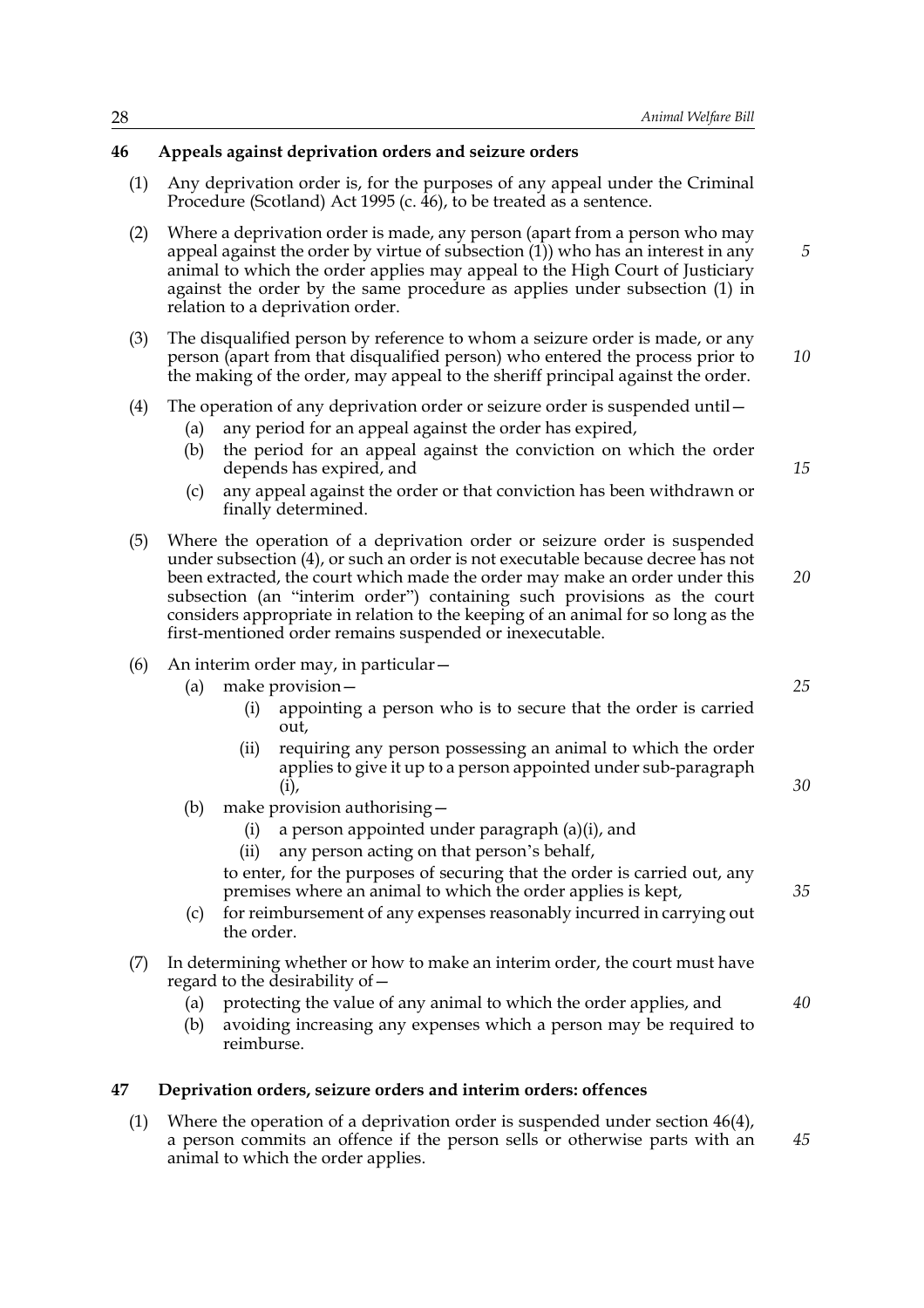## 46 Appeals against deprivation orders and seizure orders

(1) Any deprivation order is, for the purposes of any appeal under the Criminal Procedure (Scotland) Act 1995 (c. 46), to be treated as a sentence.

(2) Where a deprivation order is made, any person (apart from a person who may appeal against the order by virtue of subsection (1)) who has an interest in any animal to which the order applies may appeal to the High Court of Justiciary against the order by the same procedure as applies under subsection (1) in relation to a deprivation order.

(3) The disqualified person by reference to whom a seizure order is made, or any person (apart from that disqualified person) who entered the process prior to the making of the order, may appeal to the sheriff principal against the order.

(4) The operation of any deprivation order or seizure order is suspended until—

- (a) any period for an appeal against the order has expired,
- (b) the period for an appeal against the conviction on which the order depends has expired, and
- (c) any appeal against the order or that conviction has been withdrawn or finally determined.

(5) Where the operation of a deprivation order or seizure order is suspended under subsection (4), or such an order is not executable because decree has not been extracted, the court which made the order may make an order under this subsection (an "interim order") containing such provisions as the court considers appropriate in relation to the keeping of an animal for so long as the first-mentioned order remains suspended or inexecutable.

(6) An interim order may, in particular—

- (a) make provision—
  - (i) appointing a person who is to secure that the order is carried out,
  - (ii) requiring any person possessing an animal to which the order applies to give it up to a person appointed under sub-paragraph (i),
- (b) make provision authorising—
  - (i) a person appointed under paragraph (a)(i), and
  - (ii) any person acting on that person's behalf,

  to enter, for the purposes of securing that the order is carried out, any premises where an animal to which the order applies is kept,
- (c) for reimbursement of any expenses reasonably incurred in carrying out the order.

(7) In determining whether or how to make an interim order, the court must have regard to the desirability of—

- (a) protecting the value of any animal to which the order applies, and
- (b) avoiding increasing any expenses which a person may be required to reimburse.

## 47 Deprivation orders, seizure orders and interim orders: offences

(1) Where the operation of a deprivation order is suspended under section 46(4), a person commits an offence if the person sells or otherwise parts with an animal to which the order applies.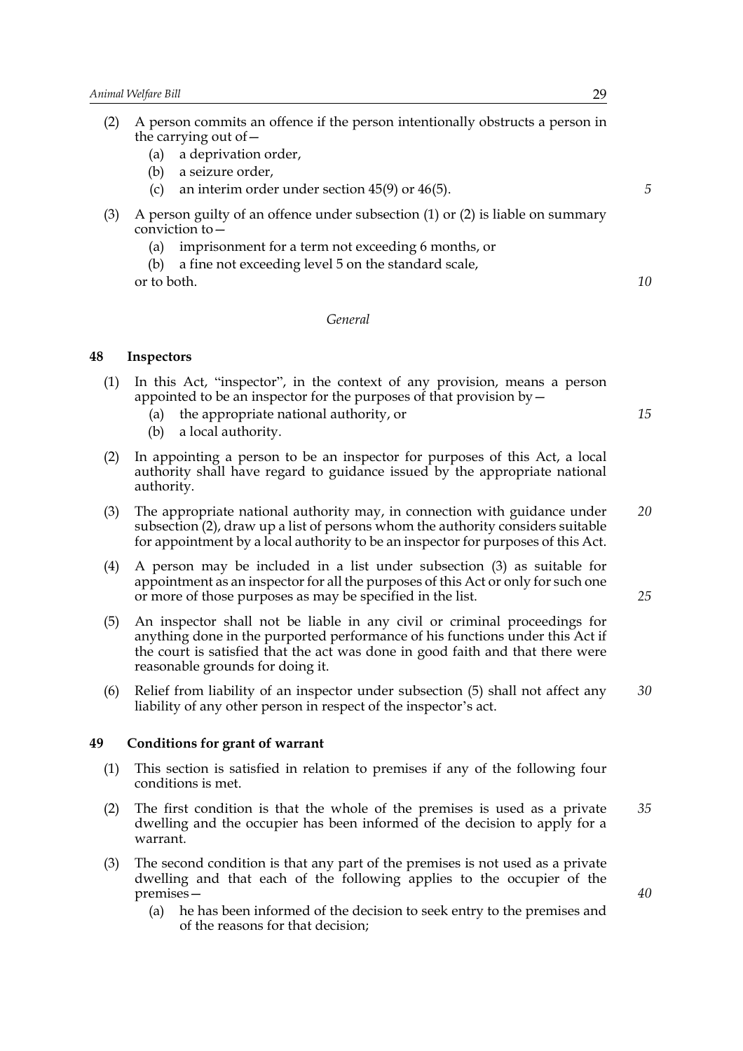(2) A person commits an offence if the person intentionally obstructs a person in the carrying out of—

   (a) a deprivation order,

   (b) a seizure order,

   (c) an interim order under section 45(9) or 46(5).

(3) A person guilty of an offence under subsection (1) or (2) is liable on summary conviction to—

   (a) imprisonment for a term not exceeding 6 months, or

   (b) a fine not exceeding level 5 on the standard scale,

   or to both.

*General*

### 48 Inspectors

(1) In this Act, "inspector", in the context of any provision, means a person appointed to be an inspector for the purposes of that provision by—

   (a) the appropriate national authority, or

   (b) a local authority.

(2) In appointing a person to be an inspector for purposes of this Act, a local authority shall have regard to guidance issued by the appropriate national authority.

(3) The appropriate national authority may, in connection with guidance under subsection (2), draw up a list of persons whom the authority considers suitable for appointment by a local authority to be an inspector for purposes of this Act.

(4) A person may be included in a list under subsection (3) as suitable for appointment as an inspector for all the purposes of this Act or only for such one or more of those purposes as may be specified in the list.

(5) An inspector shall not be liable in any civil or criminal proceedings for anything done in the purported performance of his functions under this Act if the court is satisfied that the act was done in good faith and that there were reasonable grounds for doing it.

(6) Relief from liability of an inspector under subsection (5) shall not affect any liability of any other person in respect of the inspector's act.

### 49 Conditions for grant of warrant

(1) This section is satisfied in relation to premises if any of the following four conditions is met.

(2) The first condition is that the whole of the premises is used as a private dwelling and the occupier has been informed of the decision to apply for a warrant.

(3) The second condition is that any part of the premises is not used as a private dwelling and that each of the following applies to the occupier of the premises—

   (a) he has been informed of the decision to seek entry to the premises and of the reasons for that decision;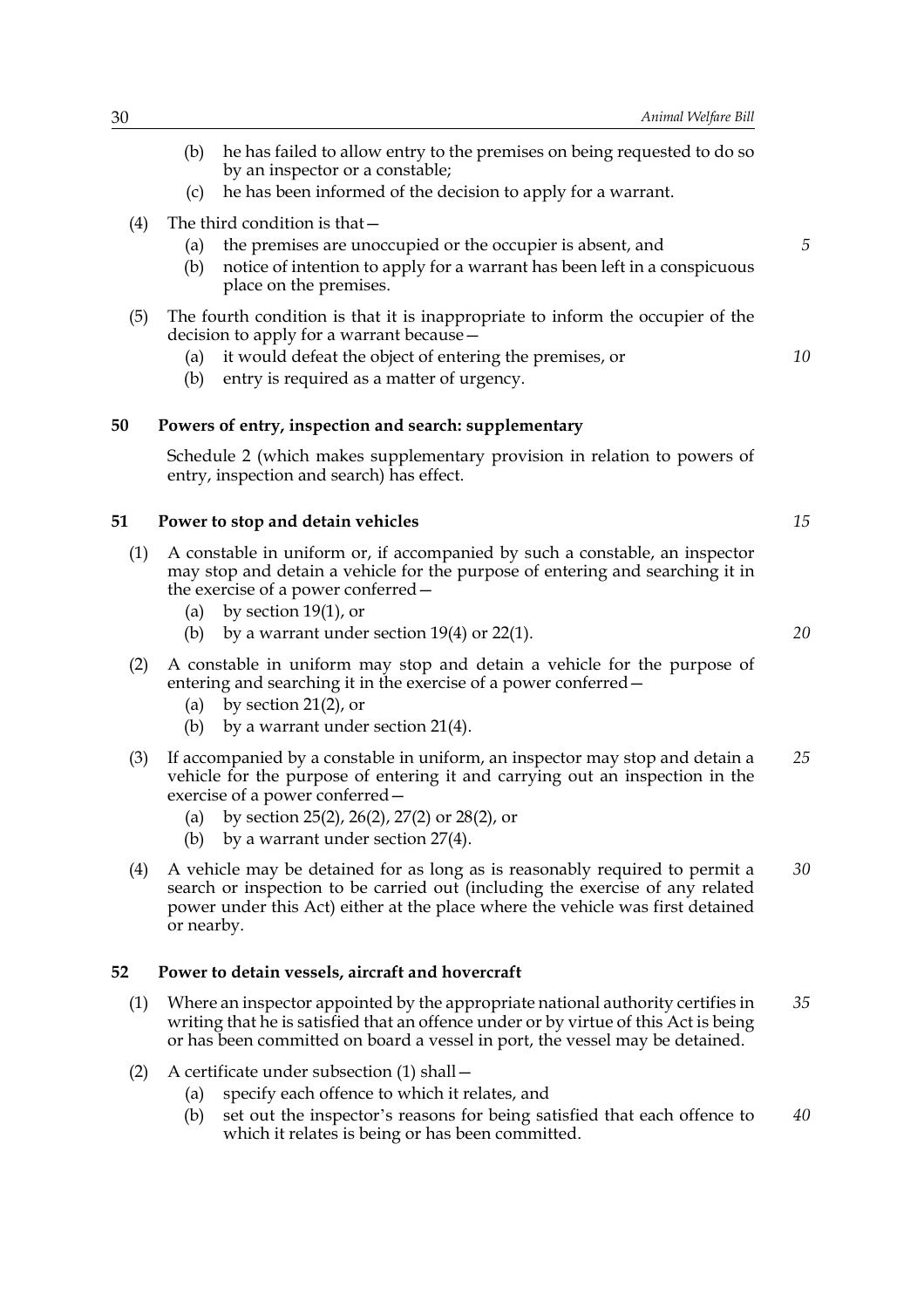(b) he has failed to allow entry to the premises on being requested to do so by an inspector or a constable;

(c) he has been informed of the decision to apply for a warrant.

(4) The third condition is that—

(a) the premises are unoccupied or the occupier is absent, and

(b) notice of intention to apply for a warrant has been left in a conspicuous place on the premises.

(5) The fourth condition is that it is inappropriate to inform the occupier of the decision to apply for a warrant because—

(a) it would defeat the object of entering the premises, or

(b) entry is required as a matter of urgency.

### 50 Powers of entry, inspection and search: supplementary

Schedule 2 (which makes supplementary provision in relation to powers of entry, inspection and search) has effect.

### 51 Power to stop and detain vehicles

(1) A constable in uniform or, if accompanied by such a constable, an inspector may stop and detain a vehicle for the purpose of entering and searching it in the exercise of a power conferred—

(a) by section 19(1), or

(b) by a warrant under section 19(4) or 22(1).

(2) A constable in uniform may stop and detain a vehicle for the purpose of entering and searching it in the exercise of a power conferred—

(a) by section 21(2), or

(b) by a warrant under section 21(4).

(3) If accompanied by a constable in uniform, an inspector may stop and detain a vehicle for the purpose of entering it and carrying out an inspection in the exercise of a power conferred—

(a) by section 25(2), 26(2), 27(2) or 28(2), or

(b) by a warrant under section 27(4).

(4) A vehicle may be detained for as long as is reasonably required to permit a search or inspection to be carried out (including the exercise of any related power under this Act) either at the place where the vehicle was first detained or nearby.

### 52 Power to detain vessels, aircraft and hovercraft

(1) Where an inspector appointed by the appropriate national authority certifies in writing that he is satisfied that an offence under or by virtue of this Act is being or has been committed on board a vessel in port, the vessel may be detained.

(2) A certificate under subsection (1) shall—

(a) specify each offence to which it relates, and

(b) set out the inspector's reasons for being satisfied that each offence to which it relates is being or has been committed.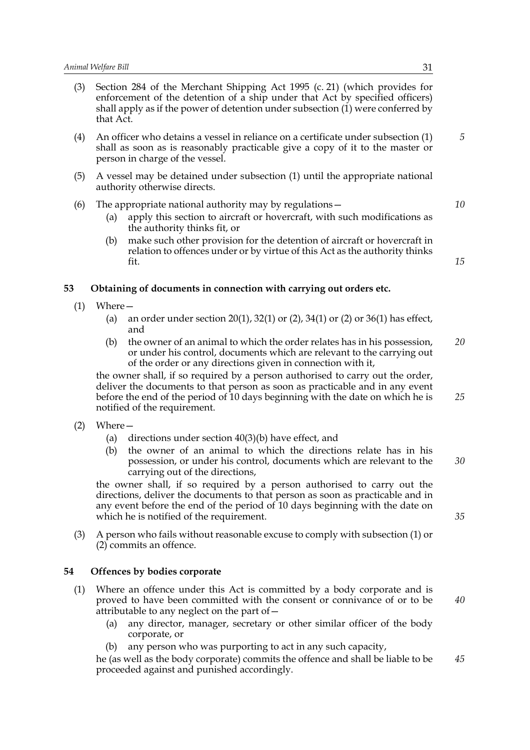(3) Section 284 of the Merchant Shipping Act 1995 (c. 21) (which provides for enforcement of the detention of a ship under that Act by specified officers) shall apply as if the power of detention under subsection (1) were conferred by that Act.

(4) An officer who detains a vessel in reliance on a certificate under subsection (1) shall as soon as is reasonably practicable give a copy of it to the master or person in charge of the vessel.

(5) A vessel may be detained under subsection (1) until the appropriate national authority otherwise directs.

(6) The appropriate national authority may by regulations—

   (a) apply this section to aircraft or hovercraft, with such modifications as the authority thinks fit, or

   (b) make such other provision for the detention of aircraft or hovercraft in relation to offences under or by virtue of this Act as the authority thinks fit.

### 53 Obtaining of documents in connection with carrying out orders etc.

(1) Where—

   (a) an order under section 20(1), 32(1) or (2), 34(1) or (2) or 36(1) has effect, and

   (b) the owner of an animal to which the order relates has in his possession, or under his control, documents which are relevant to the carrying out of the order or any directions given in connection with it,

the owner shall, if so required by a person authorised to carry out the order, deliver the documents to that person as soon as practicable and in any event before the end of the period of 10 days beginning with the date on which he is notified of the requirement.

(2) Where—

   (a) directions under section 40(3)(b) have effect, and

   (b) the owner of an animal to which the directions relate has in his possession, or under his control, documents which are relevant to the carrying out of the directions,

the owner shall, if so required by a person authorised to carry out the directions, deliver the documents to that person as soon as practicable and in any event before the end of the period of 10 days beginning with the date on which he is notified of the requirement.

(3) A person who fails without reasonable excuse to comply with subsection (1) or (2) commits an offence.

### 54 Offences by bodies corporate

(1) Where an offence under this Act is committed by a body corporate and is proved to have been committed with the consent or connivance of or to be attributable to any neglect on the part of—

   (a) any director, manager, secretary or other similar officer of the body corporate, or

   (b) any person who was purporting to act in any such capacity,

he (as well as the body corporate) commits the offence and shall be liable to be proceeded against and punished accordingly.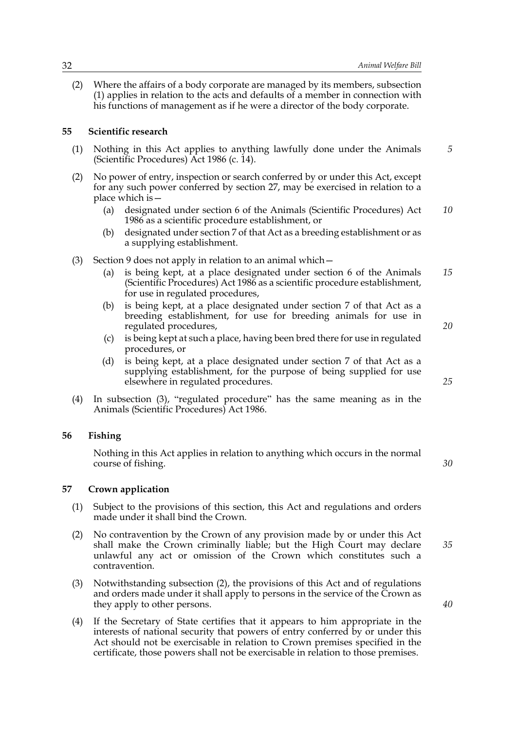(2) Where the affairs of a body corporate are managed by its members, subsection (1) applies in relation to the acts and defaults of a member in connection with his functions of management as if he were a director of the body corporate.

## 55 Scientific research

(1) Nothing in this Act applies to anything lawfully done under the Animals (Scientific Procedures) Act 1986 (c. 14).

(2) No power of entry, inspection or search conferred by or under this Act, except for any such power conferred by section 27, may be exercised in relation to a place which is—

- (a) designated under section 6 of the Animals (Scientific Procedures) Act 1986 as a scientific procedure establishment, or
- (b) designated under section 7 of that Act as a breeding establishment or as a supplying establishment.

(3) Section 9 does not apply in relation to an animal which—

- (a) is being kept, at a place designated under section 6 of the Animals (Scientific Procedures) Act 1986 as a scientific procedure establishment, for use in regulated procedures,
- (b) is being kept, at a place designated under section 7 of that Act as a breeding establishment, for use for breeding animals for use in regulated procedures,
- (c) is being kept at such a place, having been bred there for use in regulated procedures, or
- (d) is being kept, at a place designated under section 7 of that Act as a supplying establishment, for the purpose of being supplied for use elsewhere in regulated procedures.

(4) In subsection (3), "regulated procedure" has the same meaning as in the Animals (Scientific Procedures) Act 1986.

## 56 Fishing

Nothing in this Act applies in relation to anything which occurs in the normal course of fishing.

## 57 Crown application

(1) Subject to the provisions of this section, this Act and regulations and orders made under it shall bind the Crown.

(2) No contravention by the Crown of any provision made by or under this Act shall make the Crown criminally liable; but the High Court may declare unlawful any act or omission of the Crown which constitutes such a contravention.

(3) Notwithstanding subsection (2), the provisions of this Act and of regulations and orders made under it shall apply to persons in the service of the Crown as they apply to other persons.

(4) If the Secretary of State certifies that it appears to him appropriate in the interests of national security that powers of entry conferred by or under this Act should not be exercisable in relation to Crown premises specified in the certificate, those powers shall not be exercisable in relation to those premises.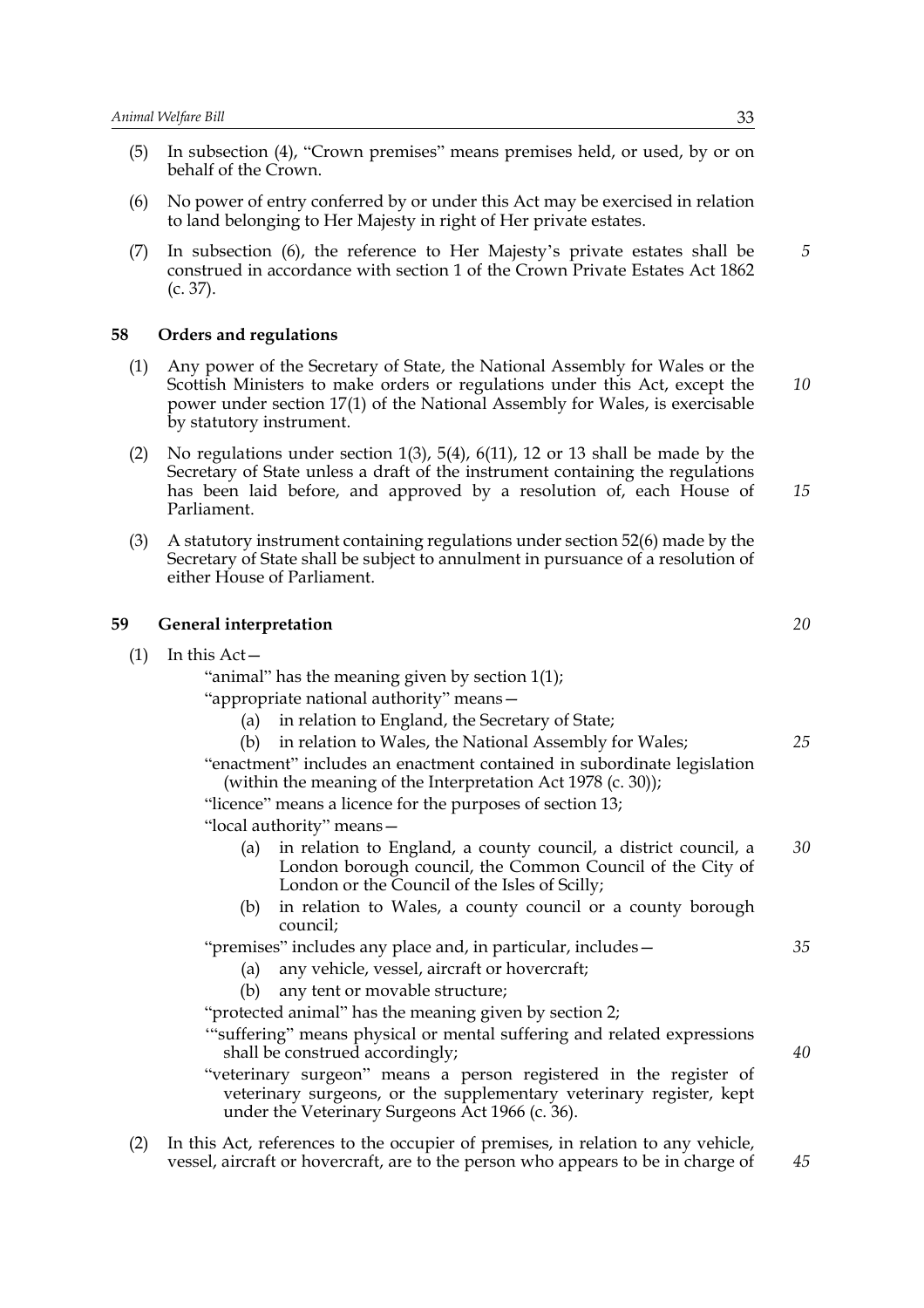(5) In subsection (4), "Crown premises" means premises held, or used, by or on behalf of the Crown.

(6) No power of entry conferred by or under this Act may be exercised in relation to land belonging to Her Majesty in right of Her private estates.

(7) In subsection (6), the reference to Her Majesty's private estates shall be construed in accordance with section 1 of the Crown Private Estates Act 1862 (c. 37).

## 58 Orders and regulations

(1) Any power of the Secretary of State, the National Assembly for Wales or the Scottish Ministers to make orders or regulations under this Act, except the power under section 17(1) of the National Assembly for Wales, is exercisable by statutory instrument.

(2) No regulations under section 1(3), 5(4), 6(11), 12 or 13 shall be made by the Secretary of State unless a draft of the instrument containing the regulations has been laid before, and approved by a resolution of, each House of Parliament.

(3) A statutory instrument containing regulations under section 52(6) made by the Secretary of State shall be subject to annulment in pursuance of a resolution of either House of Parliament.

## 59 General interpretation

(1) In this Act—

"animal" has the meaning given by section 1(1);

"appropriate national authority" means—

- (a) in relation to England, the Secretary of State;
- (b) in relation to Wales, the National Assembly for Wales;

"enactment" includes an enactment contained in subordinate legislation (within the meaning of the Interpretation Act 1978 (c. 30));

"licence" means a licence for the purposes of section 13;

"local authority" means—

- (a) in relation to England, a county council, a district council, a London borough council, the Common Council of the City of London or the Council of the Isles of Scilly;
- (b) in relation to Wales, a county council or a county borough council;

"premises" includes any place and, in particular, includes—

- (a) any vehicle, vessel, aircraft or hovercraft;
- (b) any tent or movable structure;

"protected animal" has the meaning given by section 2;

'"suffering" means physical or mental suffering and related expressions shall be construed accordingly;

"veterinary surgeon" means a person registered in the register of veterinary surgeons, or the supplementary veterinary register, kept under the Veterinary Surgeons Act 1966 (c. 36).

(2) In this Act, references to the occupier of premises, in relation to any vehicle, vessel, aircraft or hovercraft, are to the person who appears to be in charge of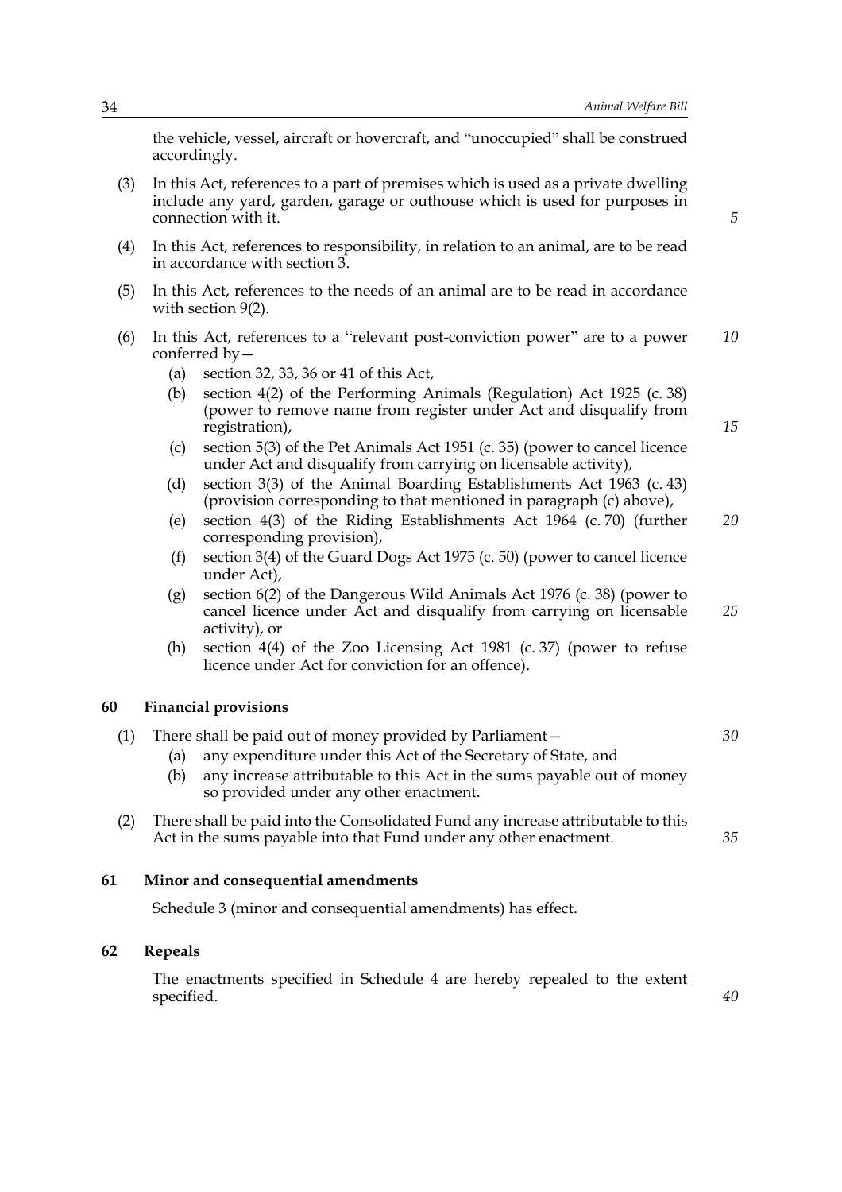the vehicle, vessel, aircraft or hovercraft, and "unoccupied" shall be construed accordingly.

(3) In this Act, references to a part of premises which is used as a private dwelling include any yard, garden, garage or outhouse which is used for purposes in connection with it.

(4) In this Act, references to responsibility, in relation to an animal, are to be read in accordance with section 3.

(5) In this Act, references to the needs of an animal are to be read in accordance with section 9(2).

(6) In this Act, references to a "relevant post-conviction power" are to a power conferred by—

- (a) section 32, 33, 36 or 41 of this Act,
- (b) section 4(2) of the Performing Animals (Regulation) Act 1925 (c. 38) (power to remove name from register under Act and disqualify from registration),
- (c) section 5(3) of the Pet Animals Act 1951 (c. 35) (power to cancel licence under Act and disqualify from carrying on licensable activity),
- (d) section 3(3) of the Animal Boarding Establishments Act 1963 (c. 43) (provision corresponding to that mentioned in paragraph (c) above),
- (e) section 4(3) of the Riding Establishments Act 1964 (c. 70) (further corresponding provision),
- (f) section 3(4) of the Guard Dogs Act 1975 (c. 50) (power to cancel licence under Act),
- (g) section 6(2) of the Dangerous Wild Animals Act 1976 (c. 38) (power to cancel licence under Act and disqualify from carrying on licensable activity), or
- (h) section 4(4) of the Zoo Licensing Act 1981 (c. 37) (power to refuse licence under Act for conviction for an offence).

## 60 Financial provisions

(1) There shall be paid out of money provided by Parliament—

- (a) any expenditure under this Act of the Secretary of State, and
- (b) any increase attributable to this Act in the sums payable out of money so provided under any other enactment.

(2) There shall be paid into the Consolidated Fund any increase attributable to this Act in the sums payable into that Fund under any other enactment.

## 61 Minor and consequential amendments

Schedule 3 (minor and consequential amendments) has effect.

## 62 Repeals

The enactments specified in Schedule 4 are hereby repealed to the extent specified.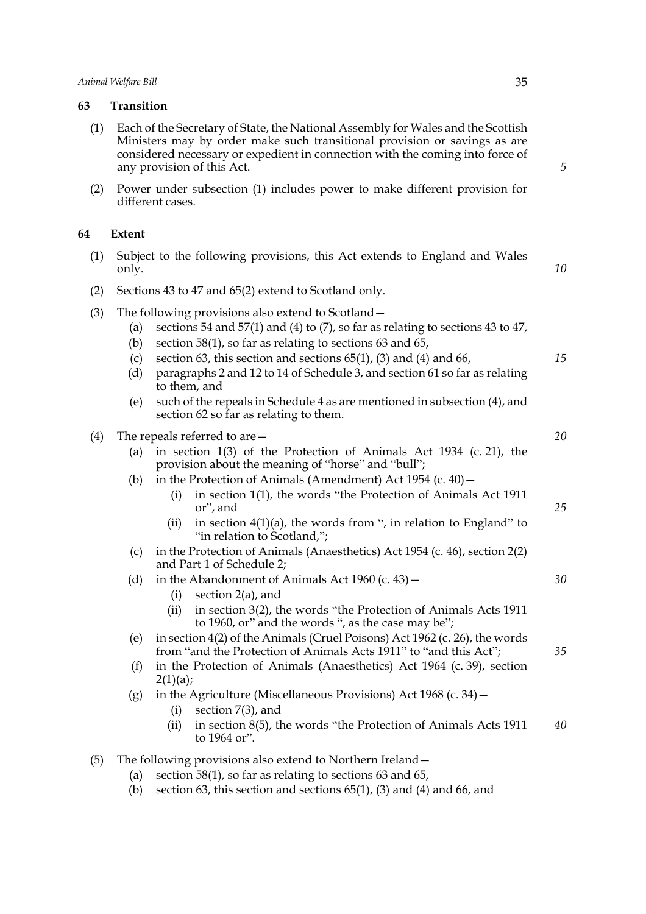## 63 Transition

(1) Each of the Secretary of State, the National Assembly for Wales and the Scottish Ministers may by order make such transitional provision or savings as are considered necessary or expedient in connection with the coming into force of any provision of this Act.

(2) Power under subsection (1) includes power to make different provision for different cases.

## 64 Extent

(1) Subject to the following provisions, this Act extends to England and Wales only.

(2) Sections 43 to 47 and 65(2) extend to Scotland only.

(3) The following provisions also extend to Scotland—

- (a) sections 54 and 57(1) and (4) to (7), so far as relating to sections 43 to 47,
- (b) section 58(1), so far as relating to sections 63 and 65,
- (c) section 63, this section and sections 65(1), (3) and (4) and 66,
- (d) paragraphs 2 and 12 to 14 of Schedule 3, and section 61 so far as relating to them, and
- (e) such of the repeals in Schedule 4 as are mentioned in subsection (4), and section 62 so far as relating to them.

(4) The repeals referred to are—

- (a) in section 1(3) of the Protection of Animals Act 1934 (c. 21), the provision about the meaning of "horse" and "bull";
- (b) in the Protection of Animals (Amendment) Act 1954 (c. 40)—
  - (i) in section 1(1), the words "the Protection of Animals Act 1911 or", and
  - (ii) in section 4(1)(a), the words from ", in relation to England" to "in relation to Scotland,";
- (c) in the Protection of Animals (Anaesthetics) Act 1954 (c. 46), section 2(2) and Part 1 of Schedule 2;
- (d) in the Abandonment of Animals Act 1960 (c. 43)—
  - (i) section 2(a), and
  - (ii) in section 3(2), the words "the Protection of Animals Acts 1911 to 1960, or" and the words ", as the case may be";
- (e) in section 4(2) of the Animals (Cruel Poisons) Act 1962 (c. 26), the words from "and the Protection of Animals Acts 1911" to "and this Act";
- (f) in the Protection of Animals (Anaesthetics) Act 1964 (c. 39), section 2(1)(a);
- (g) in the Agriculture (Miscellaneous Provisions) Act 1968 (c. 34)—
  - (i) section 7(3), and
  - (ii) in section 8(5), the words "the Protection of Animals Acts 1911 to 1964 or".

(5) The following provisions also extend to Northern Ireland—

- (a) section 58(1), so far as relating to sections 63 and 65,
- (b) section 63, this section and sections 65(1), (3) and (4) and 66, and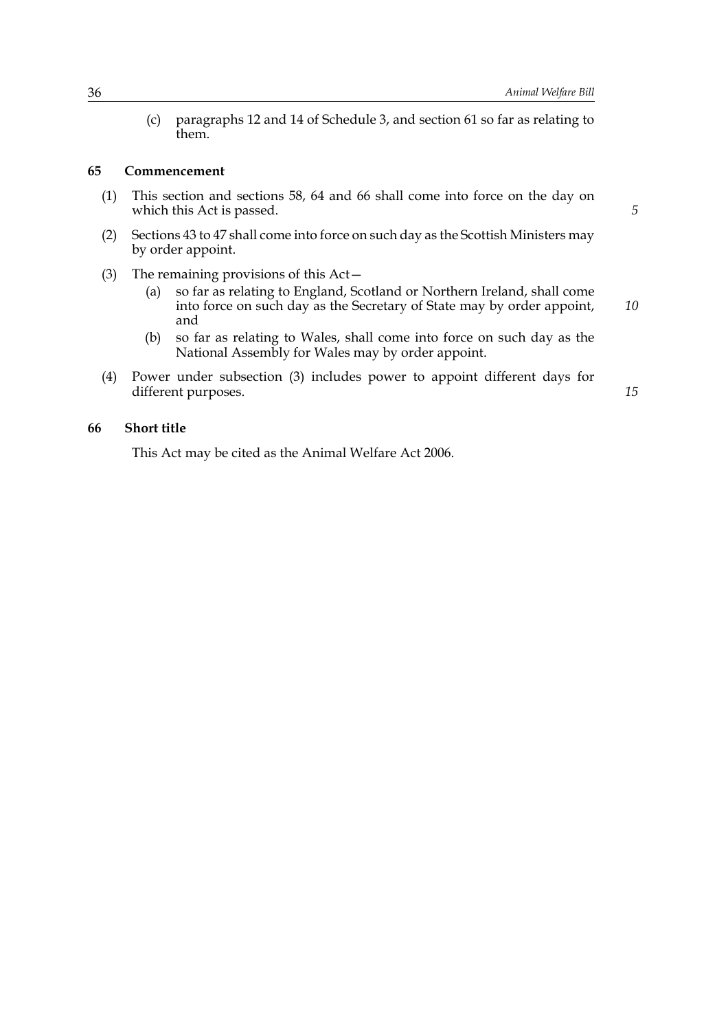(c) paragraphs 12 and 14 of Schedule 3, and section 61 so far as relating to them.

**65 Commencement**

(1) This section and sections 58, 64 and 66 shall come into force on the day on which this Act is passed.

(2) Sections 43 to 47 shall come into force on such day as the Scottish Ministers may by order appoint.

(3) The remaining provisions of this Act—

(a) so far as relating to England, Scotland or Northern Ireland, shall come into force on such day as the Secretary of State may by order appoint, and

(b) so far as relating to Wales, shall come into force on such day as the National Assembly for Wales may by order appoint.

(4) Power under subsection (3) includes power to appoint different days for different purposes.

**66 Short title**

This Act may be cited as the Animal Welfare Act 2006.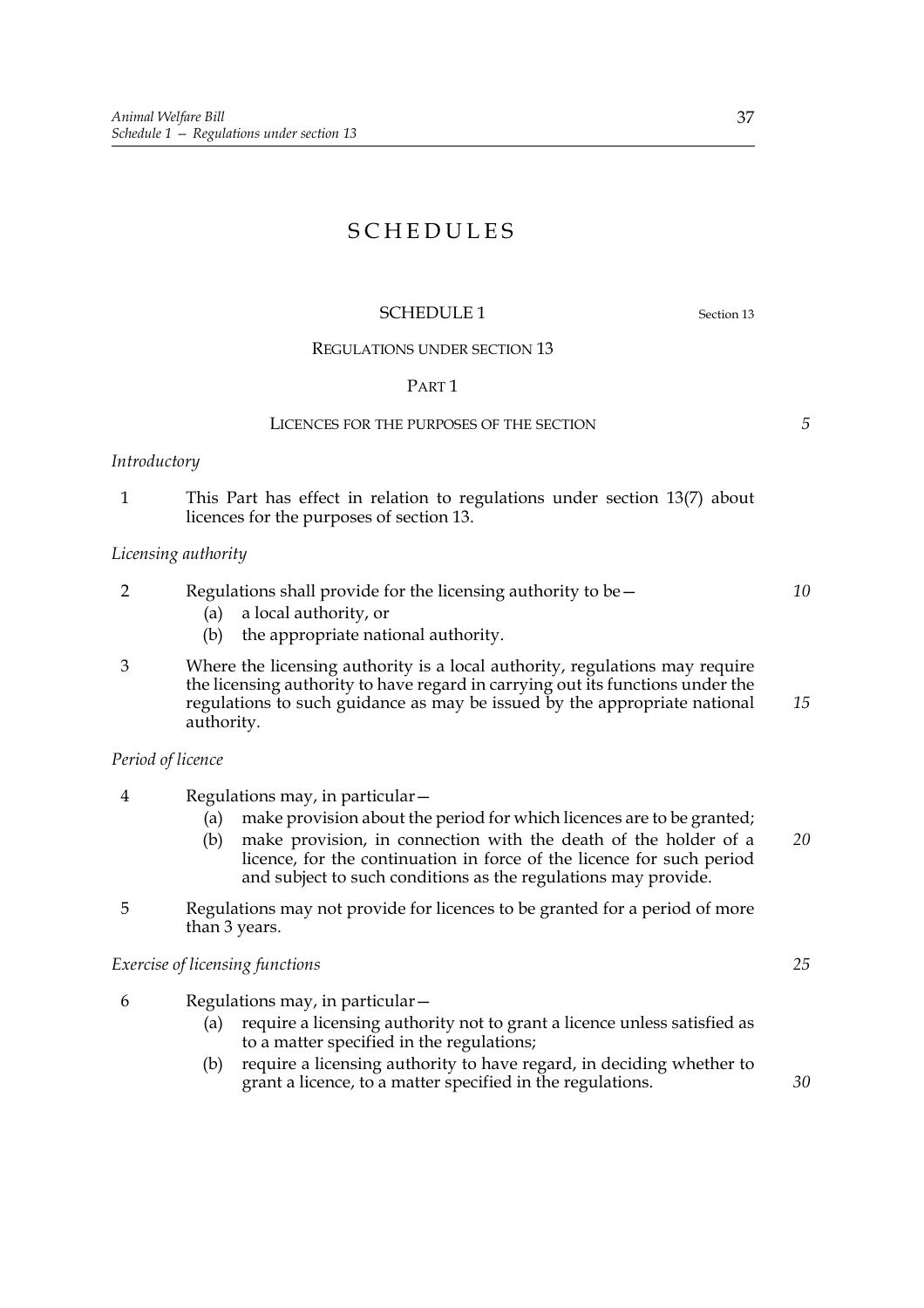# SCHEDULES

## SCHEDULE 1

Section 13

### REGULATIONS UNDER SECTION 13

#### PART 1

#### LICENCES FOR THE PURPOSES OF THE SECTION

*Introductory*

1 This Part has effect in relation to regulations under section 13(7) about licences for the purposes of section 13.

*Licensing authority*

2 Regulations shall provide for the licensing authority to be—

   (a) a local authority, or

   (b) the appropriate national authority.

3 Where the licensing authority is a local authority, regulations may require the licensing authority to have regard in carrying out its functions under the regulations to such guidance as may be issued by the appropriate national authority.

*Period of licence*

4 Regulations may, in particular—

   (a) make provision about the period for which licences are to be granted;

   (b) make provision, in connection with the death of the holder of a licence, for the continuation in force of the licence for such period and subject to such conditions as the regulations may provide.

5 Regulations may not provide for licences to be granted for a period of more than 3 years.

*Exercise of licensing functions*

6 Regulations may, in particular—

   (a) require a licensing authority not to grant a licence unless satisfied as to a matter specified in the regulations;

   (b) require a licensing authority to have regard, in deciding whether to grant a licence, to a matter specified in the regulations.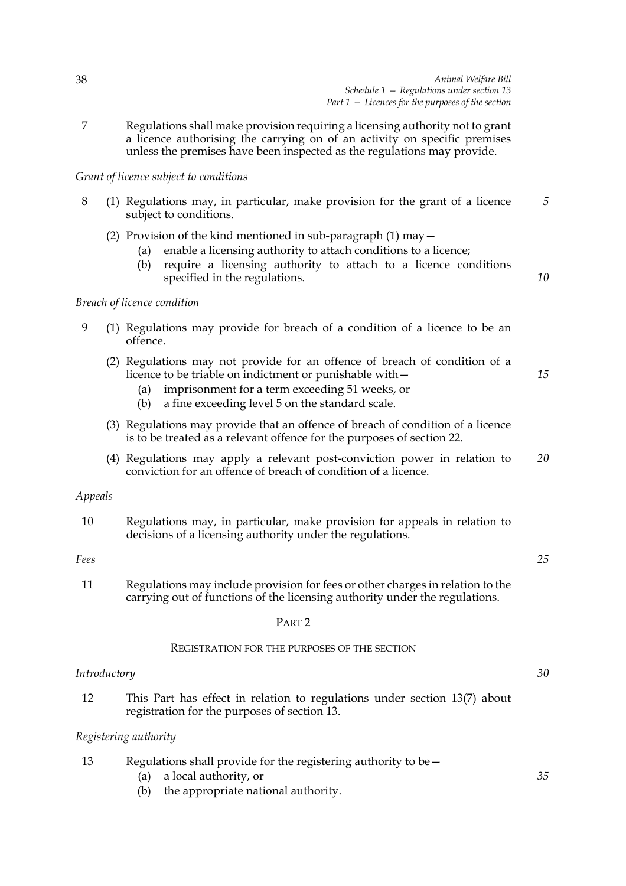7 Regulations shall make provision requiring a licensing authority not to grant a licence authorising the carrying on of an activity on specific premises unless the premises have been inspected as the regulations may provide.

*Grant of licence subject to conditions*

8 (1) Regulations may, in particular, make provision for the grant of a licence subject to conditions.

(2) Provision of the kind mentioned in sub-paragraph (1) may—

(a) enable a licensing authority to attach conditions to a licence;

(b) require a licensing authority to attach to a licence conditions specified in the regulations.

*Breach of licence condition*

9 (1) Regulations may provide for breach of a condition of a licence to be an offence.

(2) Regulations may not provide for an offence of breach of condition of a licence to be triable on indictment or punishable with—

(a) imprisonment for a term exceeding 51 weeks, or

(b) a fine exceeding level 5 on the standard scale.

(3) Regulations may provide that an offence of breach of condition of a licence is to be treated as a relevant offence for the purposes of section 22.

(4) Regulations may apply a relevant post-conviction power in relation to conviction for an offence of breach of condition of a licence.

*Appeals*

10 Regulations may, in particular, make provision for appeals in relation to decisions of a licensing authority under the regulations.

*Fees*

11 Regulations may include provision for fees or other charges in relation to the carrying out of functions of the licensing authority under the regulations.

## PART 2

### REGISTRATION FOR THE PURPOSES OF THE SECTION

*Introductory*

12 This Part has effect in relation to regulations under section 13(7) about registration for the purposes of section 13.

*Registering authority*

13 Regulations shall provide for the registering authority to be—

(a) a local authority, or

(b) the appropriate national authority.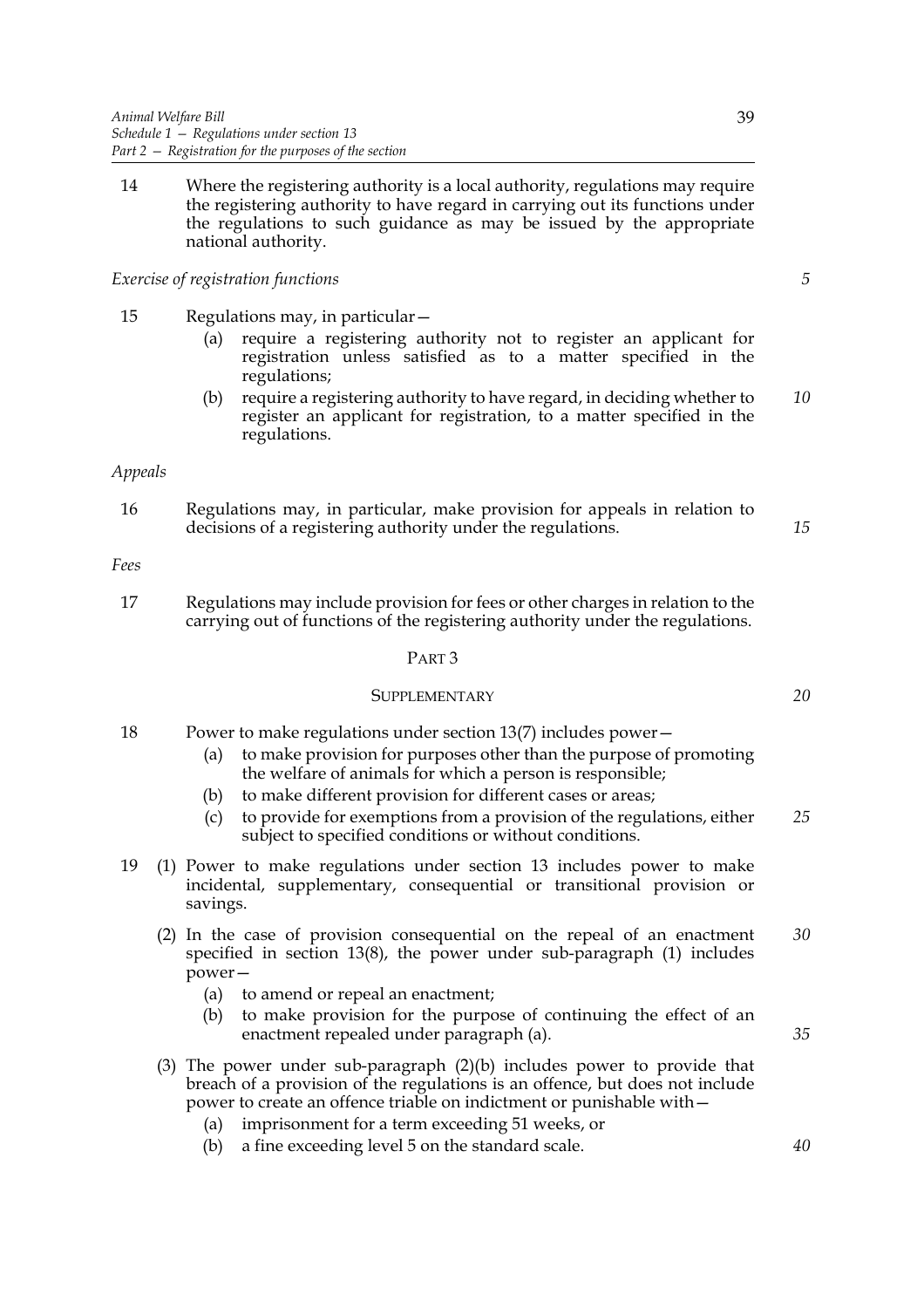14 Where the registering authority is a local authority, regulations may require the registering authority to have regard in carrying out its functions under the regulations to such guidance as may be issued by the appropriate national authority.

*Exercise of registration functions*

15 Regulations may, in particular—

- (a) require a registering authority not to register an applicant for registration unless satisfied as to a matter specified in the regulations;
- (b) require a registering authority to have regard, in deciding whether to register an applicant for registration, to a matter specified in the regulations.

*Appeals*

16 Regulations may, in particular, make provision for appeals in relation to decisions of a registering authority under the regulations.

*Fees*

17 Regulations may include provision for fees or other charges in relation to the carrying out of functions of the registering authority under the regulations.

## PART 3

### SUPPLEMENTARY

18 Power to make regulations under section 13(7) includes power—

- (a) to make provision for purposes other than the purpose of promoting the welfare of animals for which a person is responsible;
- (b) to make different provision for different cases or areas;
- (c) to provide for exemptions from a provision of the regulations, either subject to specified conditions or without conditions.

19 (1) Power to make regulations under section 13 includes power to make incidental, supplementary, consequential or transitional provision or savings.

(2) In the case of provision consequential on the repeal of an enactment specified in section 13(8), the power under sub-paragraph (1) includes power—

- (a) to amend or repeal an enactment;
- (b) to make provision for the purpose of continuing the effect of an enactment repealed under paragraph (a).

(3) The power under sub-paragraph (2)(b) includes power to provide that breach of a provision of the regulations is an offence, but does not include power to create an offence triable on indictment or punishable with—

- (a) imprisonment for a term exceeding 51 weeks, or
- (b) a fine exceeding level 5 on the standard scale.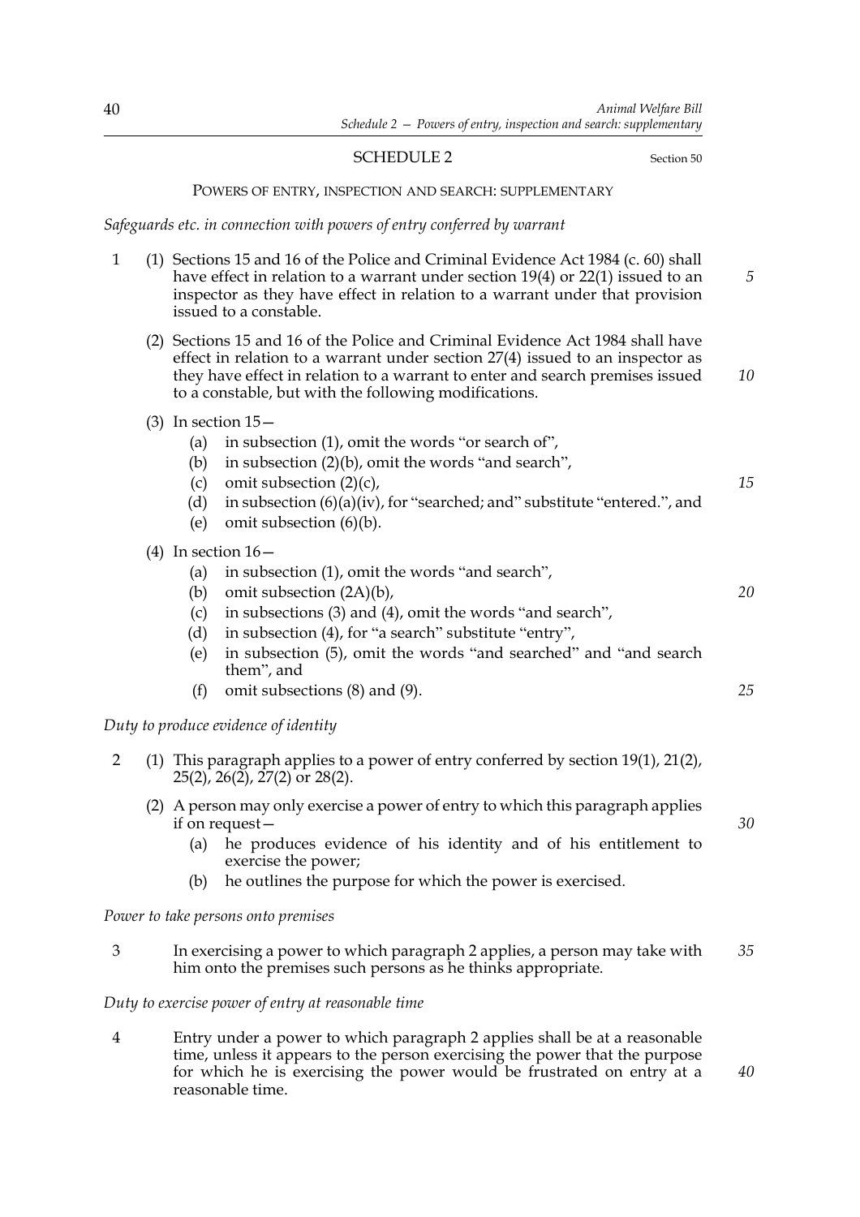## SCHEDULE 2

Section 50

### POWERS OF ENTRY, INSPECTION AND SEARCH: SUPPLEMENTARY

*Safeguards etc. in connection with powers of entry conferred by warrant*

1 (1) Sections 15 and 16 of the Police and Criminal Evidence Act 1984 (c. 60) shall have effect in relation to a warrant under section 19(4) or 22(1) issued to an inspector as they have effect in relation to a warrant under that provision issued to a constable.

(2) Sections 15 and 16 of the Police and Criminal Evidence Act 1984 shall have effect in relation to a warrant under section 27(4) issued to an inspector as they have effect in relation to a warrant to enter and search premises issued to a constable, but with the following modifications.

(3) In section 15—

- (a) in subsection (1), omit the words "or search of",
- (b) in subsection (2)(b), omit the words "and search",
- (c) omit subsection (2)(c),
- (d) in subsection (6)(a)(iv), for "searched; and" substitute "entered.", and
- (e) omit subsection (6)(b).

(4) In section 16—

- (a) in subsection (1), omit the words "and search",
- (b) omit subsection (2A)(b),
- (c) in subsections (3) and (4), omit the words "and search",
- (d) in subsection (4), for "a search" substitute "entry",
- (e) in subsection (5), omit the words "and searched" and "and search them", and
- (f) omit subsections (8) and (9).

*Duty to produce evidence of identity*

2 (1) This paragraph applies to a power of entry conferred by section 19(1), 21(2), 25(2), 26(2), 27(2) or 28(2).

(2) A person may only exercise a power of entry to which this paragraph applies if on request—

- (a) he produces evidence of his identity and of his entitlement to exercise the power;
- (b) he outlines the purpose for which the power is exercised.

*Power to take persons onto premises*

3 In exercising a power to which paragraph 2 applies, a person may take with him onto the premises such persons as he thinks appropriate.

*Duty to exercise power of entry at reasonable time*

4 Entry under a power to which paragraph 2 applies shall be at a reasonable time, unless it appears to the person exercising the power that the purpose for which he is exercising the power would be frustrated on entry at a reasonable time.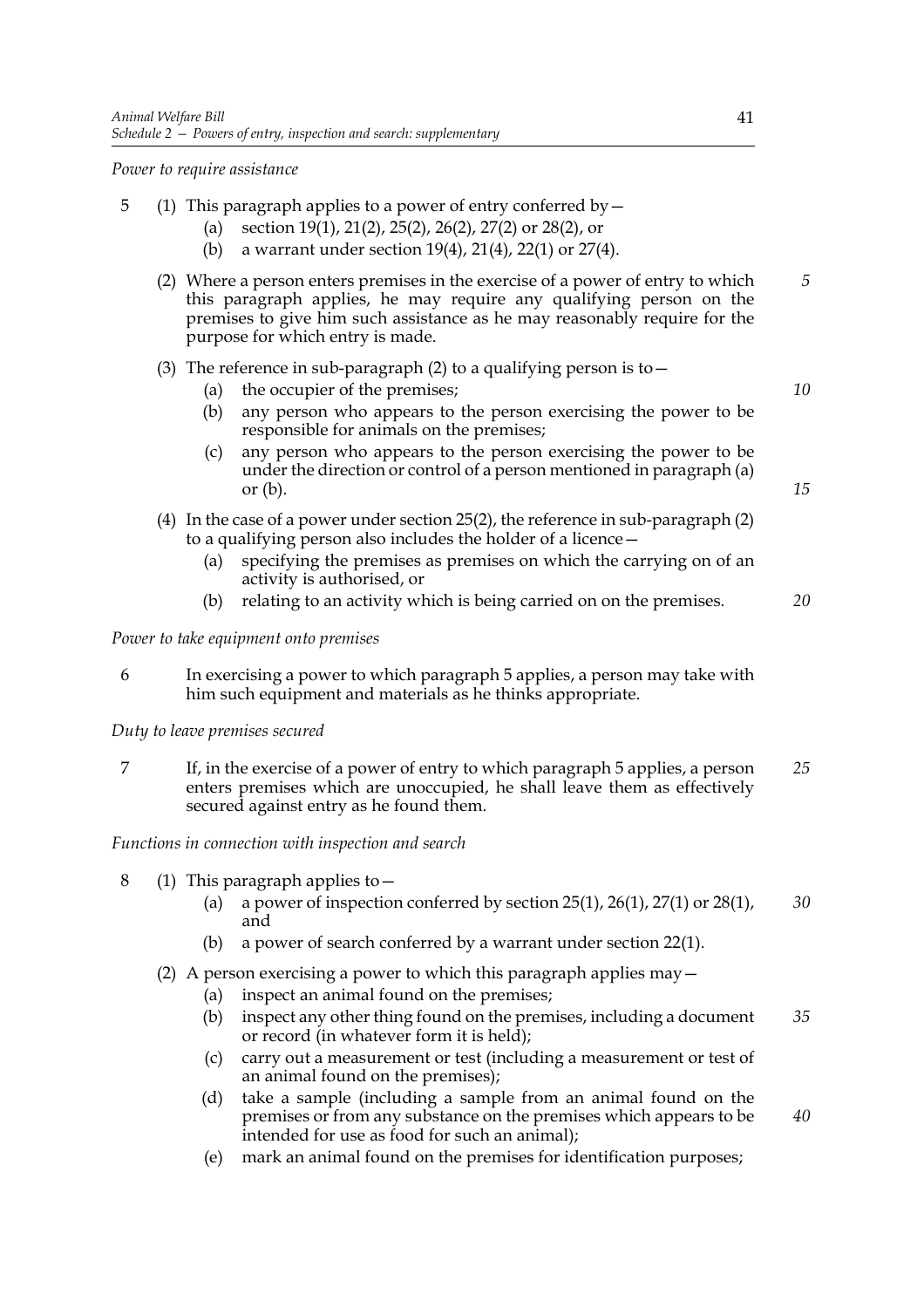*Power to require assistance*

5 (1) This paragraph applies to a power of entry conferred by—

   (a) section 19(1), 21(2), 25(2), 26(2), 27(2) or 28(2), or

   (b) a warrant under section 19(4), 21(4), 22(1) or 27(4).

(2) Where a person enters premises in the exercise of a power of entry to which this paragraph applies, he may require any qualifying person on the premises to give him such assistance as he may reasonably require for the purpose for which entry is made.

(3) The reference in sub-paragraph (2) to a qualifying person is to—

   (a) the occupier of the premises;

   (b) any person who appears to the person exercising the power to be responsible for animals on the premises;

   (c) any person who appears to the person exercising the power to be under the direction or control of a person mentioned in paragraph (a) or (b).

(4) In the case of a power under section 25(2), the reference in sub-paragraph (2) to a qualifying person also includes the holder of a licence—

   (a) specifying the premises as premises on which the carrying on of an activity is authorised, or

   (b) relating to an activity which is being carried on on the premises.

*Power to take equipment onto premises*

6 In exercising a power to which paragraph 5 applies, a person may take with him such equipment and materials as he thinks appropriate.

*Duty to leave premises secured*

7 If, in the exercise of a power of entry to which paragraph 5 applies, a person enters premises which are unoccupied, he shall leave them as effectively secured against entry as he found them.

*Functions in connection with inspection and search*

8 (1) This paragraph applies to—

   (a) a power of inspection conferred by section 25(1), 26(1), 27(1) or 28(1), and

   (b) a power of search conferred by a warrant under section 22(1).

(2) A person exercising a power to which this paragraph applies may—

   (a) inspect an animal found on the premises;

   (b) inspect any other thing found on the premises, including a document or record (in whatever form it is held);

   (c) carry out a measurement or test (including a measurement or test of an animal found on the premises);

   (d) take a sample (including a sample from an animal found on the premises or from any substance on the premises which appears to be intended for use as food for such an animal);

   (e) mark an animal found on the premises for identification purposes;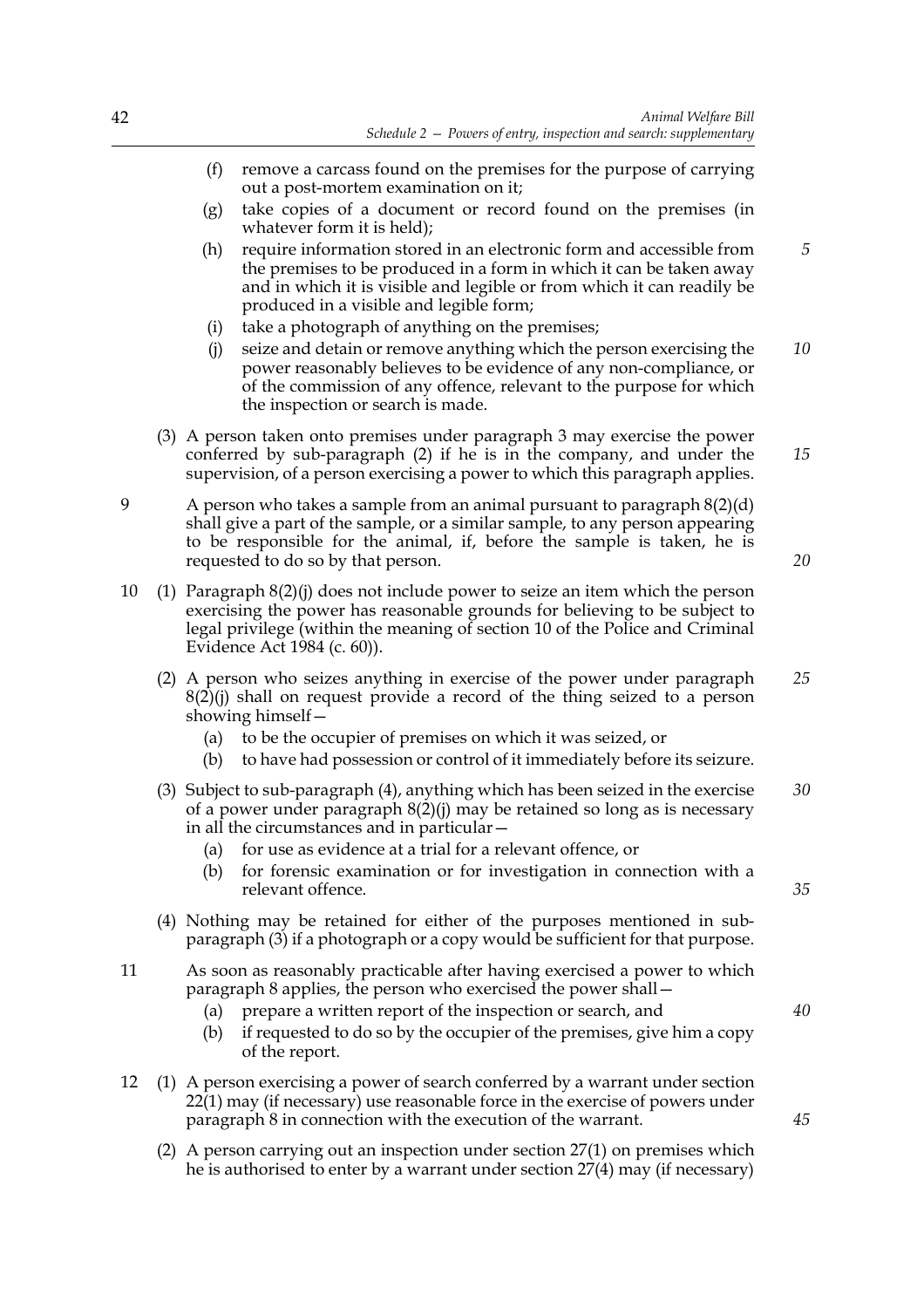(f) remove a carcass found on the premises for the purpose of carrying out a post-mortem examination on it;

(g) take copies of a document or record found on the premises (in whatever form it is held);

(h) require information stored in an electronic form and accessible from the premises to be produced in a form in which it can be taken away and in which it is visible and legible or from which it can readily be produced in a visible and legible form;

(i) take a photograph of anything on the premises;

(j) seize and detain or remove anything which the person exercising the power reasonably believes to be evidence of any non-compliance, or of the commission of any offence, relevant to the purpose for which the inspection or search is made.

(3) A person taken onto premises under paragraph 3 may exercise the power conferred by sub-paragraph (2) if he is in the company, and under the supervision, of a person exercising a power to which this paragraph applies.

9 A person who takes a sample from an animal pursuant to paragraph 8(2)(d) shall give a part of the sample, or a similar sample, to any person appearing to be responsible for the animal, if, before the sample is taken, he is requested to do so by that person.

10 (1) Paragraph 8(2)(j) does not include power to seize an item which the person exercising the power has reasonable grounds for believing to be subject to legal privilege (within the meaning of section 10 of the Police and Criminal Evidence Act 1984 (c. 60)).

(2) A person who seizes anything in exercise of the power under paragraph 8(2)(j) shall on request provide a record of the thing seized to a person showing himself—

(a) to be the occupier of premises on which it was seized, or

(b) to have had possession or control of it immediately before its seizure.

(3) Subject to sub-paragraph (4), anything which has been seized in the exercise of a power under paragraph 8(2)(j) may be retained so long as is necessary in all the circumstances and in particular—

(a) for use as evidence at a trial for a relevant offence, or

(b) for forensic examination or for investigation in connection with a relevant offence.

(4) Nothing may be retained for either of the purposes mentioned in sub-paragraph (3) if a photograph or a copy would be sufficient for that purpose.

11 As soon as reasonably practicable after having exercised a power to which paragraph 8 applies, the person who exercised the power shall—

(a) prepare a written report of the inspection or search, and

(b) if requested to do so by the occupier of the premises, give him a copy of the report.

12 (1) A person exercising a power of search conferred by a warrant under section 22(1) may (if necessary) use reasonable force in the exercise of powers under paragraph 8 in connection with the execution of the warrant.

(2) A person carrying out an inspection under section 27(1) on premises which he is authorised to enter by a warrant under section 27(4) may (if necessary)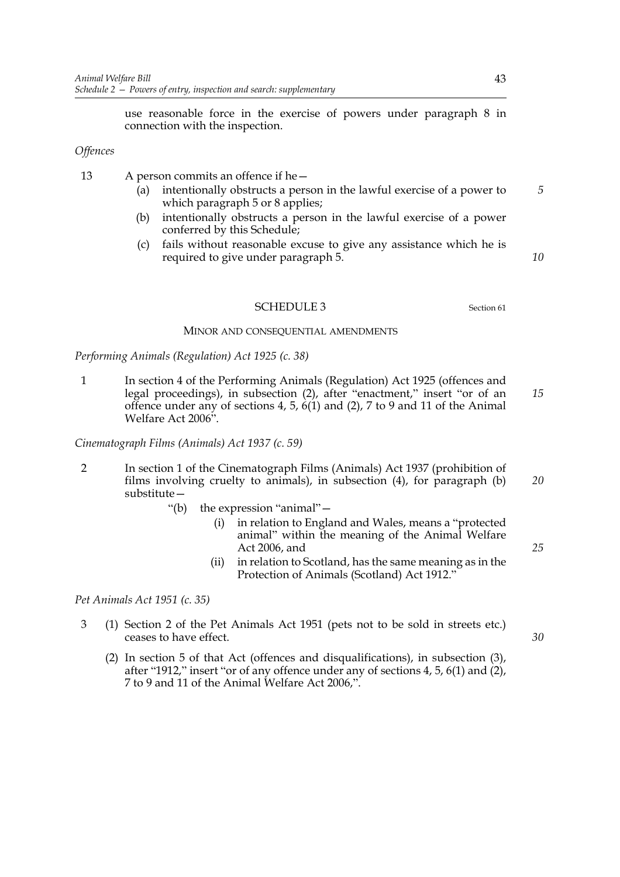use reasonable force in the exercise of powers under paragraph 8 in connection with the inspection.

*Offences*

13 A person commits an offence if he—

(a) intentionally obstructs a person in the lawful exercise of a power to which paragraph 5 or 8 applies;

(b) intentionally obstructs a person in the lawful exercise of a power conferred by this Schedule;

(c) fails without reasonable excuse to give any assistance which he is required to give under paragraph 5.

## SCHEDULE 3

Section 61

### MINOR AND CONSEQUENTIAL AMENDMENTS

*Performing Animals (Regulation) Act 1925 (c. 38)*

1 In section 4 of the Performing Animals (Regulation) Act 1925 (offences and legal proceedings), in subsection (2), after "enactment," insert "or of an offence under any of sections 4, 5, 6(1) and (2), 7 to 9 and 11 of the Animal Welfare Act 2006".

*Cinematograph Films (Animals) Act 1937 (c. 59)*

2 In section 1 of the Cinematograph Films (Animals) Act 1937 (prohibition of films involving cruelty to animals), in subsection (4), for paragraph (b) substitute—

"(b) the expression "animal"—

(i) in relation to England and Wales, means a "protected animal" within the meaning of the Animal Welfare Act 2006, and

(ii) in relation to Scotland, has the same meaning as in the Protection of Animals (Scotland) Act 1912."

*Pet Animals Act 1951 (c. 35)*

3 (1) Section 2 of the Pet Animals Act 1951 (pets not to be sold in streets etc.) ceases to have effect.

(2) In section 5 of that Act (offences and disqualifications), in subsection (3), after "1912," insert "or of any offence under any of sections 4, 5, 6(1) and (2), 7 to 9 and 11 of the Animal Welfare Act 2006,".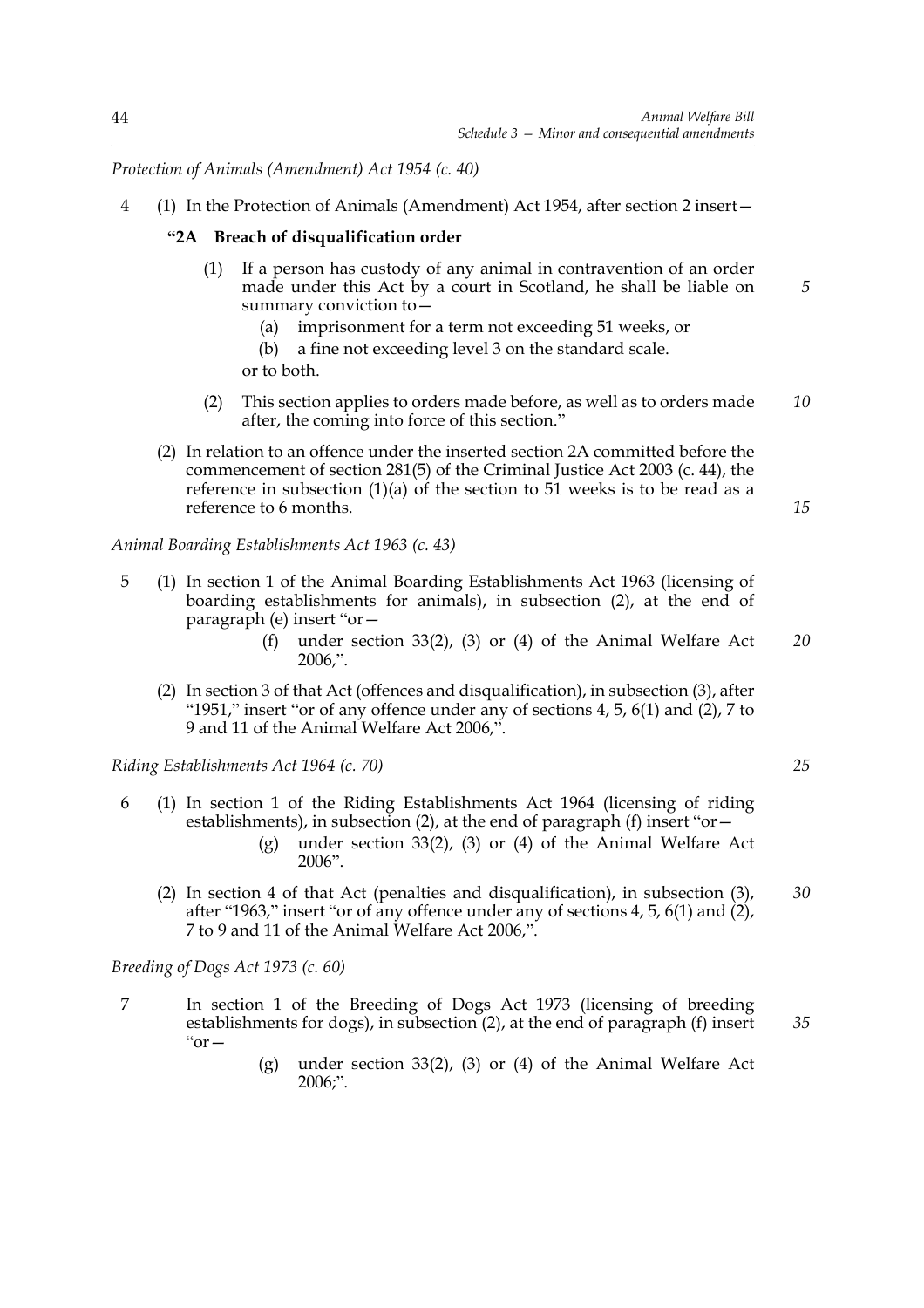*Protection of Animals (Amendment) Act 1954 (c. 40)*

4 (1) In the Protection of Animals (Amendment) Act 1954, after section 2 insert—

**"2A Breach of disqualification order**

(1) If a person has custody of any animal in contravention of an order made under this Act by a court in Scotland, he shall be liable on summary conviction to—

(a) imprisonment for a term not exceeding 51 weeks, or

(b) a fine not exceeding level 3 on the standard scale.

or to both.

(2) This section applies to orders made before, as well as to orders made after, the coming into force of this section."

(2) In relation to an offence under the inserted section 2A committed before the commencement of section 281(5) of the Criminal Justice Act 2003 (c. 44), the reference in subsection (1)(a) of the section to 51 weeks is to be read as a reference to 6 months.

*Animal Boarding Establishments Act 1963 (c. 43)*

5 (1) In section 1 of the Animal Boarding Establishments Act 1963 (licensing of boarding establishments for animals), in subsection (2), at the end of paragraph (e) insert "or—

(f) under section 33(2), (3) or (4) of the Animal Welfare Act 2006,".

(2) In section 3 of that Act (offences and disqualification), in subsection (3), after "1951," insert "or of any offence under any of sections 4, 5, 6(1) and (2), 7 to 9 and 11 of the Animal Welfare Act 2006,".

*Riding Establishments Act 1964 (c. 70)*

6 (1) In section 1 of the Riding Establishments Act 1964 (licensing of riding establishments), in subsection (2), at the end of paragraph (f) insert "or—

(g) under section 33(2), (3) or (4) of the Animal Welfare Act 2006".

(2) In section 4 of that Act (penalties and disqualification), in subsection (3), after "1963," insert "or of any offence under any of sections 4, 5, 6(1) and (2), 7 to 9 and 11 of the Animal Welfare Act 2006,".

*Breeding of Dogs Act 1973 (c. 60)*

7 In section 1 of the Breeding of Dogs Act 1973 (licensing of breeding establishments for dogs), in subsection (2), at the end of paragraph (f) insert "or—

(g) under section 33(2), (3) or (4) of the Animal Welfare Act 2006;".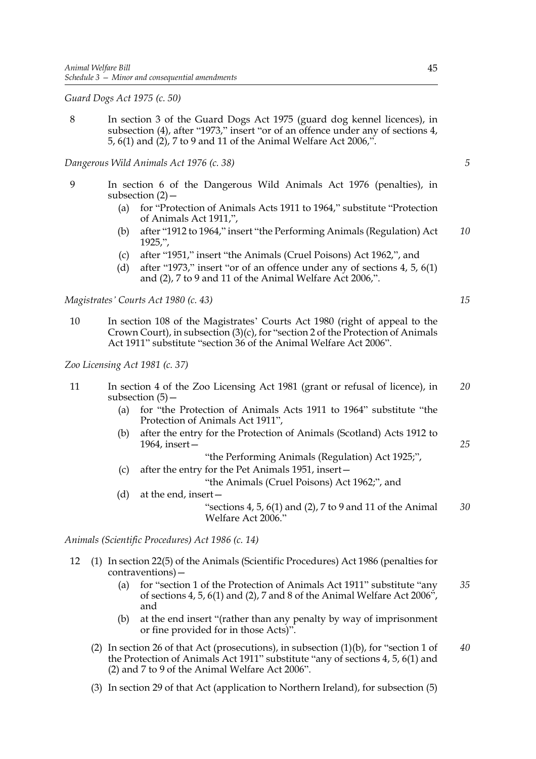*Guard Dogs Act 1975 (c. 50)*

8 In section 3 of the Guard Dogs Act 1975 (guard dog kennel licences), in subsection (4), after "1973," insert "or of an offence under any of sections 4, 5, 6(1) and (2), 7 to 9 and 11 of the Animal Welfare Act 2006,".

*Dangerous Wild Animals Act 1976 (c. 38)*

9 In section 6 of the Dangerous Wild Animals Act 1976 (penalties), in subsection (2)—

- (a) for "Protection of Animals Acts 1911 to 1964," substitute "Protection of Animals Act 1911,",
- (b) after "1912 to 1964," insert "the Performing Animals (Regulation) Act 1925,",
- (c) after "1951," insert "the Animals (Cruel Poisons) Act 1962,", and
- (d) after "1973," insert "or of an offence under any of sections 4, 5, 6(1) and (2), 7 to 9 and 11 of the Animal Welfare Act 2006,".

*Magistrates' Courts Act 1980 (c. 43)*

10 In section 108 of the Magistrates' Courts Act 1980 (right of appeal to the Crown Court), in subsection (3)(c), for "section 2 of the Protection of Animals Act 1911" substitute "section 36 of the Animal Welfare Act 2006".

*Zoo Licensing Act 1981 (c. 37)*

11 In section 4 of the Zoo Licensing Act 1981 (grant or refusal of licence), in subsection (5)—

- (a) for "the Protection of Animals Acts 1911 to 1964" substitute "the Protection of Animals Act 1911",
- (b) after the entry for the Protection of Animals (Scotland) Acts 1912 to 1964, insert—

  "the Performing Animals (Regulation) Act 1925;",

- (c) after the entry for the Pet Animals 1951, insert—

  "the Animals (Cruel Poisons) Act 1962;", and

- (d) at the end, insert—

  "sections 4, 5, 6(1) and (2), 7 to 9 and 11 of the Animal Welfare Act 2006."

*Animals (Scientific Procedures) Act 1986 (c. 14)*

12 (1) In section 22(5) of the Animals (Scientific Procedures) Act 1986 (penalties for contraventions)—

- (a) for "section 1 of the Protection of Animals Act 1911" substitute "any of sections 4, 5, 6(1) and (2), 7 and 8 of the Animal Welfare Act 2006", and
- (b) at the end insert "(rather than any penalty by way of imprisonment or fine provided for in those Acts)".

(2) In section 26 of that Act (prosecutions), in subsection (1)(b), for "section 1 of the Protection of Animals Act 1911" substitute "any of sections 4, 5, 6(1) and (2) and 7 to 9 of the Animal Welfare Act 2006".

(3) In section 29 of that Act (application to Northern Ireland), for subsection (5)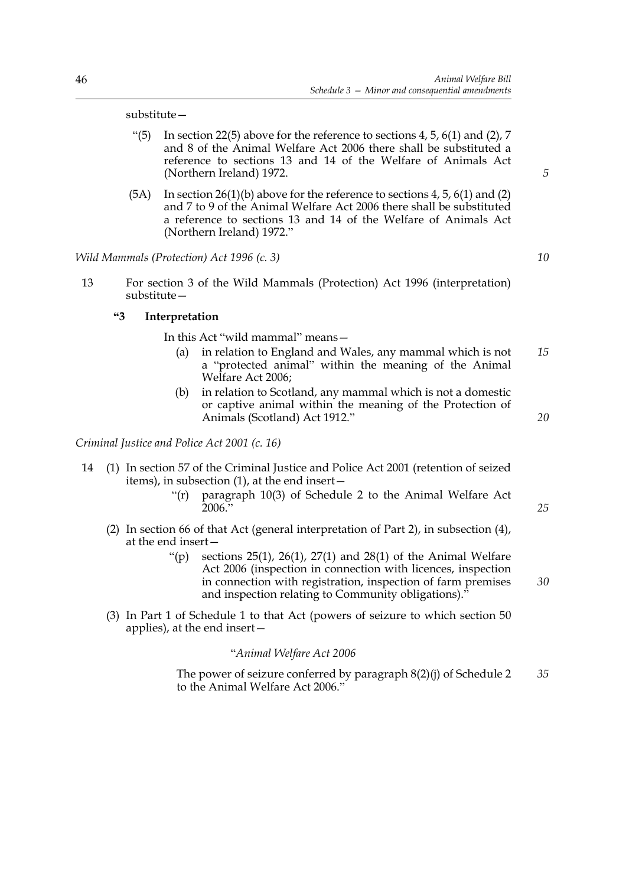substitute—

"(5) In section 22(5) above for the reference to sections 4, 5, 6(1) and (2), 7 and 8 of the Animal Welfare Act 2006 there shall be substituted a reference to sections 13 and 14 of the Welfare of Animals Act (Northern Ireland) 1972.

(5A) In section 26(1)(b) above for the reference to sections 4, 5, 6(1) and (2) and 7 to 9 of the Animal Welfare Act 2006 there shall be substituted a reference to sections 13 and 14 of the Welfare of Animals Act (Northern Ireland) 1972."

*Wild Mammals (Protection) Act 1996 (c. 3)*

13 For section 3 of the Wild Mammals (Protection) Act 1996 (interpretation) substitute—

**"3 Interpretation**

In this Act "wild mammal" means—

(a) in relation to England and Wales, any mammal which is not a "protected animal" within the meaning of the Animal Welfare Act 2006;

(b) in relation to Scotland, any mammal which is not a domestic or captive animal within the meaning of the Protection of Animals (Scotland) Act 1912."

*Criminal Justice and Police Act 2001 (c. 16)*

14 (1) In section 57 of the Criminal Justice and Police Act 2001 (retention of seized items), in subsection (1), at the end insert—

"(r) paragraph 10(3) of Schedule 2 to the Animal Welfare Act 2006."

(2) In section 66 of that Act (general interpretation of Part 2), in subsection (4), at the end insert—

"(p) sections 25(1), 26(1), 27(1) and 28(1) of the Animal Welfare Act 2006 (inspection in connection with licences, inspection in connection with registration, inspection of farm premises and inspection relating to Community obligations)."

(3) In Part 1 of Schedule 1 to that Act (powers of seizure to which section 50 applies), at the end insert—

"*Animal Welfare Act 2006*

The power of seizure conferred by paragraph 8(2)(j) of Schedule 2 to the Animal Welfare Act 2006."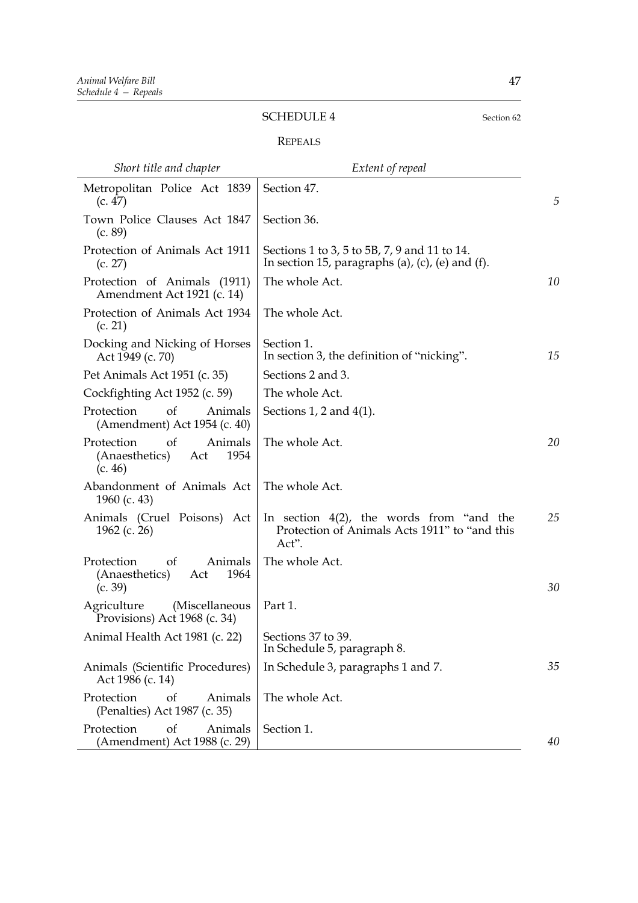## SCHEDULE 4

Section 62

### REPEALS

| *Short title and chapter* | *Extent of repeal* |
|---|---|
| Metropolitan Police Act 1839 (c. 47) | Section 47. |
| Town Police Clauses Act 1847 (c. 89) | Section 36. |
| Protection of Animals Act 1911 (c. 27) | Sections 1 to 3, 5 to 5B, 7, 9 and 11 to 14. In section 15, paragraphs (a), (c), (e) and (f). |
| Protection of Animals (1911) Amendment Act 1921 (c. 14) | The whole Act. |
| Protection of Animals Act 1934 (c. 21) | The whole Act. |
| Docking and Nicking of Horses Act 1949 (c. 70) | Section 1. In section 3, the definition of "nicking". |
| Pet Animals Act 1951 (c. 35) | Sections 2 and 3. |
| Cockfighting Act 1952 (c. 59) | The whole Act. |
| Protection of Animals (Amendment) Act 1954 (c. 40) | Sections 1, 2 and 4(1). |
| Protection of Animals (Anaesthetics) Act 1954 (c. 46) | The whole Act. |
| Abandonment of Animals Act 1960 (c. 43) | The whole Act. |
| Animals (Cruel Poisons) Act 1962 (c. 26) | In section 4(2), the words from "and the Protection of Animals Acts 1911" to "and this Act". |
| Protection of Animals (Anaesthetics) Act 1964 (c. 39) | The whole Act. |
| Agriculture (Miscellaneous Provisions) Act 1968 (c. 34) | Part 1. |
| Animal Health Act 1981 (c. 22) | Sections 37 to 39. In Schedule 5, paragraph 8. |
| Animals (Scientific Procedures) Act 1986 (c. 14) | In Schedule 3, paragraphs 1 and 7. |
| Protection of Animals (Penalties) Act 1987 (c. 35) | The whole Act. |
| Protection of Animals (Amendment) Act 1988 (c. 29) | Section 1. |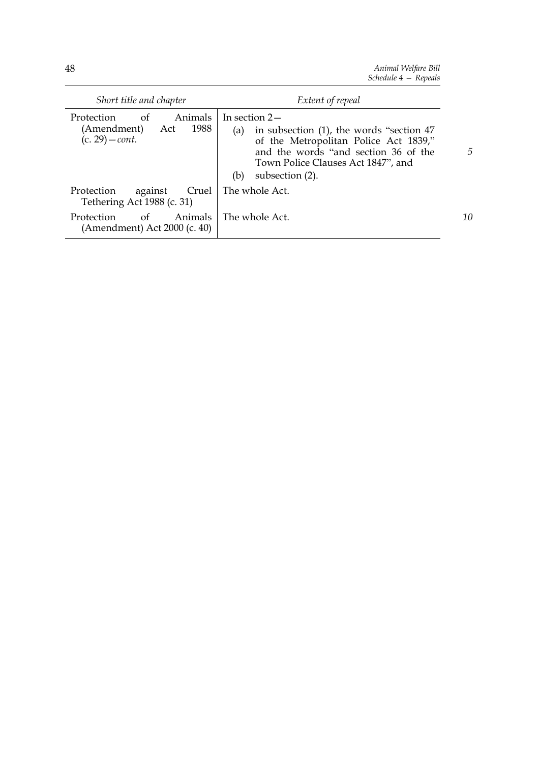| Short title and chapter | Extent of repeal |
| --- | --- |
| Protection of Animals (Amendment) Act 1988 (c. 29)—*cont.* | In section 2— (a) in subsection (1), the words "section 47 of the Metropolitan Police Act 1839," and the words "and section 36 of the Town Police Clauses Act 1847", and (b) subsection (2). |
| Protection against Cruel Tethering Act 1988 (c. 31) | The whole Act. |
| Protection of Animals (Amendment) Act 2000 (c. 40) | The whole Act. |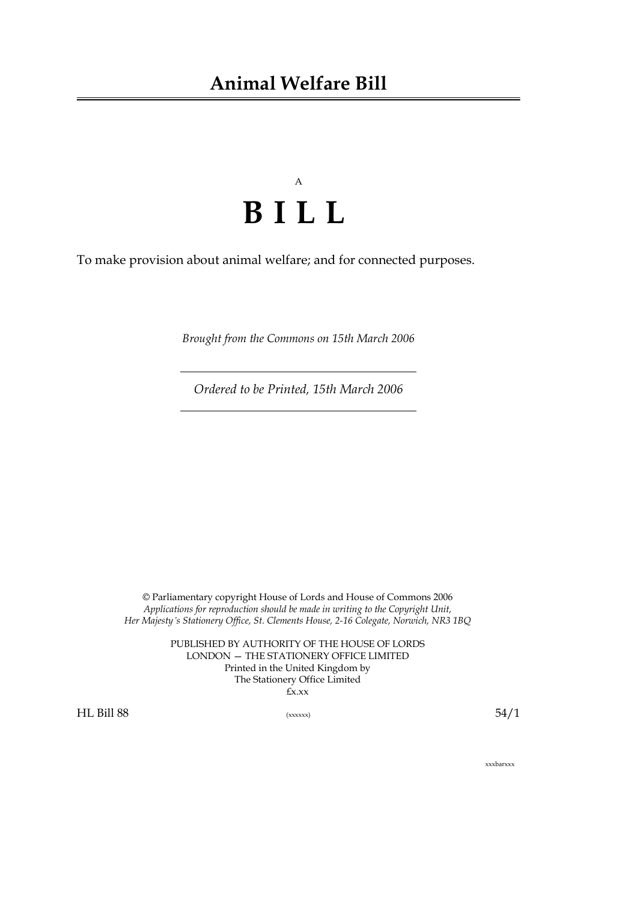# Animal Welfare Bill

A

# B I L L

To make provision about animal welfare; and for connected purposes.

*Brought from the Commons on 15th March 2006*

*Ordered to be Printed, 15th March 2006*

© Parliamentary copyright House of Lords and House of Commons 2006
*Applications for reproduction should be made in writing to the Copyright Unit, Her Majesty's Stationery Office, St. Clements House, 2-16 Colegate, Norwich, NR3 1BQ*

PUBLISHED BY AUTHORITY OF THE HOUSE OF LORDS
LONDON — THE STATIONERY OFFICE LIMITED
Printed in the United Kingdom by
The Stationery Office Limited
£x.xx

HL Bill 88 (xxxxxx) 54/1

xxxbarxxx